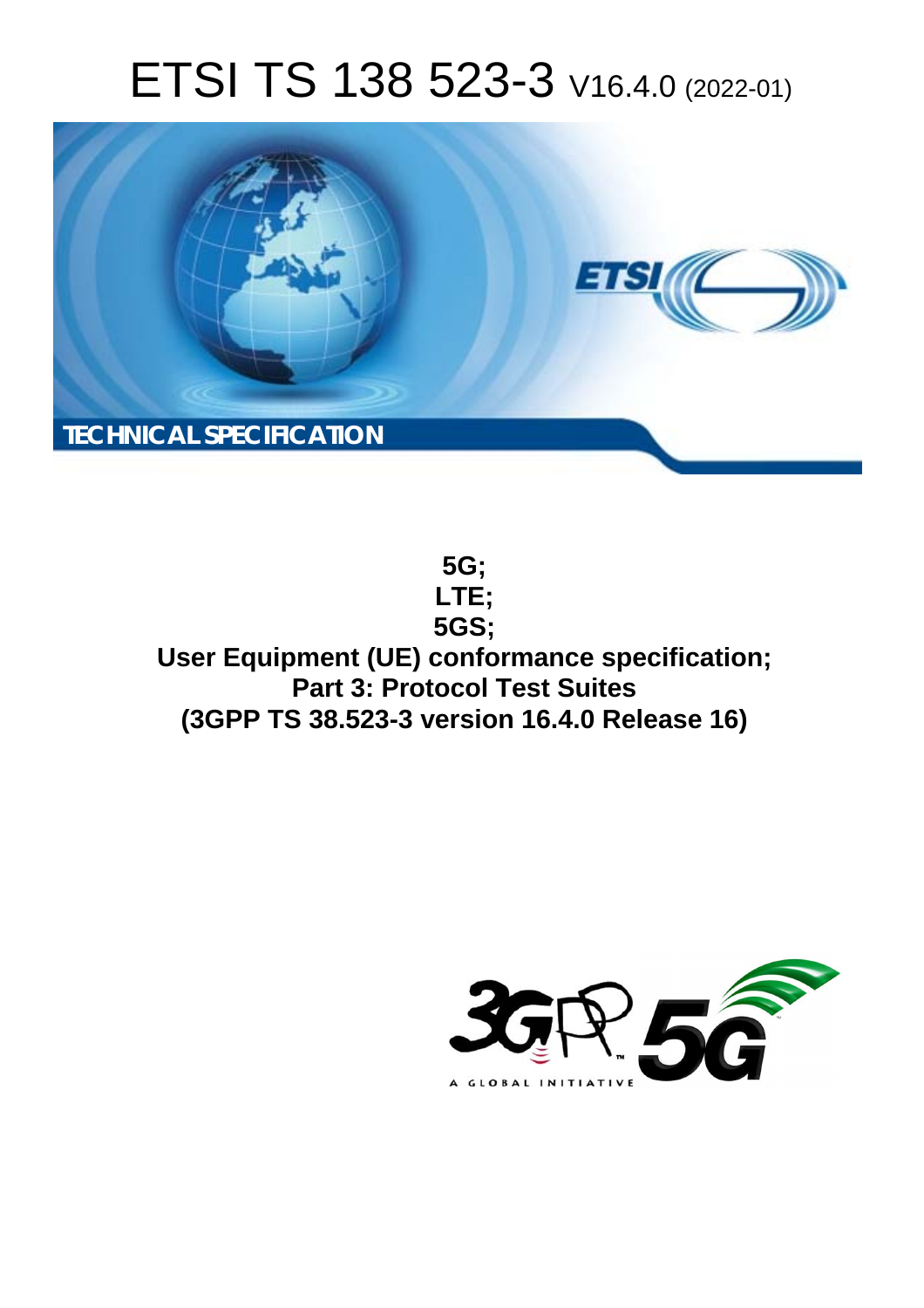# ETSI TS 138 523-3 V16.4.0 (2022-01)

**TECHNICAL SPECIFICATION**

**5G;**
**LTE;**
**5GS;**
**User Equipment (UE) conformance specification;**
**Part 3: Protocol Test Suites**
**(3GPP TS 38.523-3 version 16.4.0 Release 16)**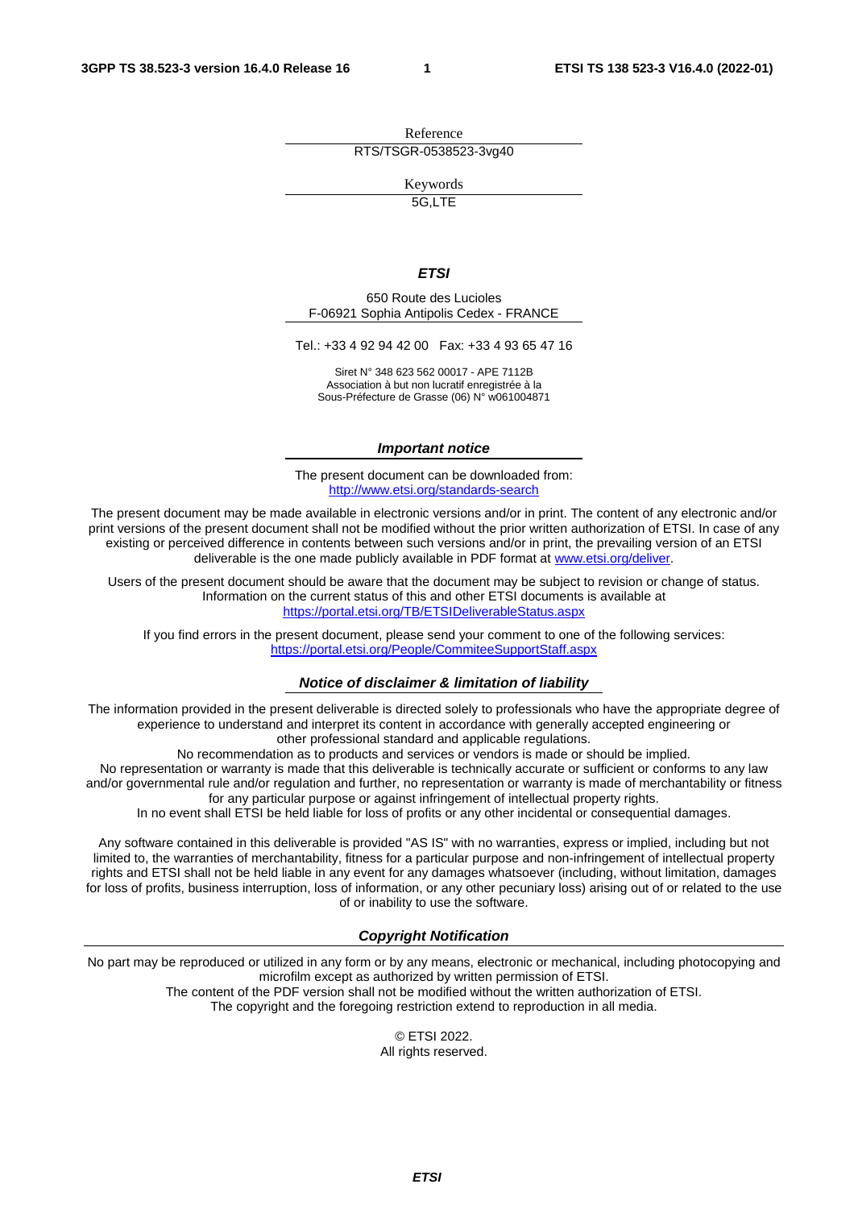Reference

RTS/TSGR-0538523-3vg40

Keywords

5G,LTE

***ETSI***

650 Route des Lucioles
F-06921 Sophia Antipolis Cedex - FRANCE

Tel.: +33 4 92 94 42 00   Fax: +33 4 93 65 47 16

Siret N° 348 623 562 00017 - APE 7112B
Association à but non lucratif enregistrée à la
Sous-Préfecture de Grasse (06) N° w061004871

***Important notice***

The present document can be downloaded from:
http://www.etsi.org/standards-search

The present document may be made available in electronic versions and/or in print. The content of any electronic and/or print versions of the present document shall not be modified without the prior written authorization of ETSI. In case of any existing or perceived difference in contents between such versions and/or in print, the prevailing version of an ETSI deliverable is the one made publicly available in PDF format at www.etsi.org/deliver.

Users of the present document should be aware that the document may be subject to revision or change of status. Information on the current status of this and other ETSI documents is available at https://portal.etsi.org/TB/ETSIDeliverableStatus.aspx

If you find errors in the present document, please send your comment to one of the following services:
https://portal.etsi.org/People/CommiteeSupportStaff.aspx

***Notice of disclaimer & limitation of liability***

The information provided in the present deliverable is directed solely to professionals who have the appropriate degree of experience to understand and interpret its content in accordance with generally accepted engineering or other professional standard and applicable regulations.
No recommendation as to products and services or vendors is made or should be implied.
No representation or warranty is made that this deliverable is technically accurate or sufficient or conforms to any law and/or governmental rule and/or regulation and further, no representation or warranty is made of merchantability or fitness for any particular purpose or against infringement of intellectual property rights.
In no event shall ETSI be held liable for loss of profits or any other incidental or consequential damages.

Any software contained in this deliverable is provided "AS IS" with no warranties, express or implied, including but not limited to, the warranties of merchantability, fitness for a particular purpose and non-infringement of intellectual property rights and ETSI shall not be held liable in any event for any damages whatsoever (including, without limitation, damages for loss of profits, business interruption, loss of information, or any other pecuniary loss) arising out of or related to the use of or inability to use the software.

***Copyright Notification***

No part may be reproduced or utilized in any form or by any means, electronic or mechanical, including photocopying and microfilm except as authorized by written permission of ETSI.
The content of the PDF version shall not be modified without the written authorization of ETSI.
The copyright and the foregoing restriction extend to reproduction in all media.

© ETSI 2022.
All rights reserved.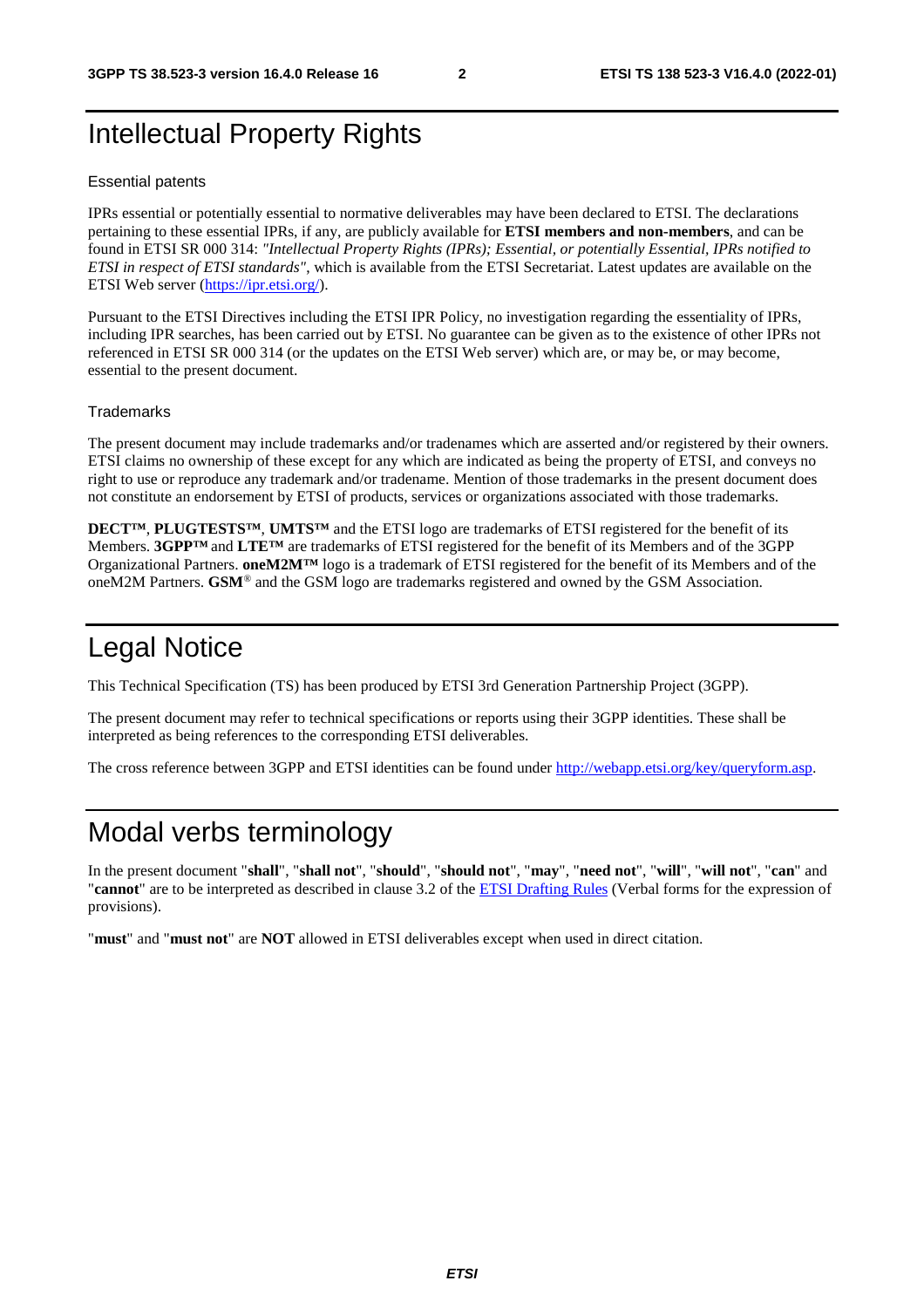# Intellectual Property Rights

## Essential patents

IPRs essential or potentially essential to normative deliverables may have been declared to ETSI. The declarations pertaining to these essential IPRs, if any, are publicly available for **ETSI members and non-members**, and can be found in ETSI SR 000 314: *"Intellectual Property Rights (IPRs); Essential, or potentially Essential, IPRs notified to ETSI in respect of ETSI standards"*, which is available from the ETSI Secretariat. Latest updates are available on the ETSI Web server (https://ipr.etsi.org/).

Pursuant to the ETSI Directives including the ETSI IPR Policy, no investigation regarding the essentiality of IPRs, including IPR searches, has been carried out by ETSI. No guarantee can be given as to the existence of other IPRs not referenced in ETSI SR 000 314 (or the updates on the ETSI Web server) which are, or may be, or may become, essential to the present document.

## Trademarks

The present document may include trademarks and/or tradenames which are asserted and/or registered by their owners. ETSI claims no ownership of these except for any which are indicated as being the property of ETSI, and conveys no right to use or reproduce any trademark and/or tradename. Mention of those trademarks in the present document does not constitute an endorsement by ETSI of products, services or organizations associated with those trademarks.

**DECT™**, **PLUGTESTS™**, **UMTS™** and the ETSI logo are trademarks of ETSI registered for the benefit of its Members. **3GPP™** and **LTE™** are trademarks of ETSI registered for the benefit of its Members and of the 3GPP Organizational Partners. **oneM2M™** logo is a trademark of ETSI registered for the benefit of its Members and of the oneM2M Partners. **GSM**® and the GSM logo are trademarks registered and owned by the GSM Association.

# Legal Notice

This Technical Specification (TS) has been produced by ETSI 3rd Generation Partnership Project (3GPP).

The present document may refer to technical specifications or reports using their 3GPP identities. These shall be interpreted as being references to the corresponding ETSI deliverables.

The cross reference between 3GPP and ETSI identities can be found under http://webapp.etsi.org/key/queryform.asp.

# Modal verbs terminology

In the present document "**shall**", "**shall not**", "**should**", "**should not**", "**may**", "**need not**", "**will**", "**will not**", "**can**" and "**cannot**" are to be interpreted as described in clause 3.2 of the ETSI Drafting Rules (Verbal forms for the expression of provisions).

"**must**" and "**must not**" are **NOT** allowed in ETSI deliverables except when used in direct citation.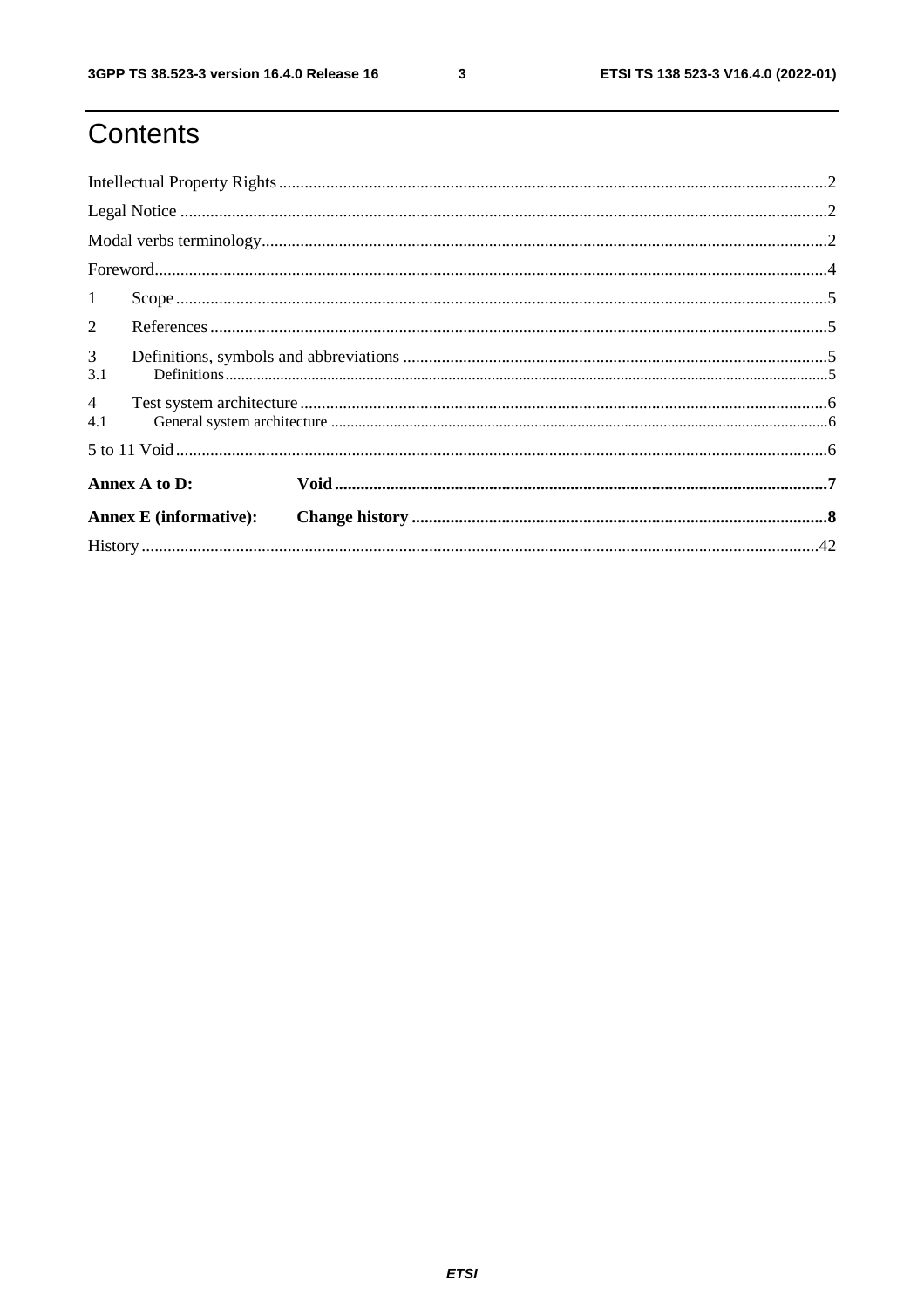# Contents

Intellectual Property Rights ..... 2

Legal Notice ..... 2

Modal verbs terminology ..... 2

Foreword ..... 4

1 Scope ..... 5

2 References ..... 5

3 Definitions, symbols and abbreviations ..... 5

3.1 Definitions ..... 5

4 Test system architecture ..... 6

4.1 General system architecture ..... 6

5 to 11 Void ..... 6

**Annex A to D: Void ..... 7**

**Annex E (informative): Change history ..... 8**

History ..... 42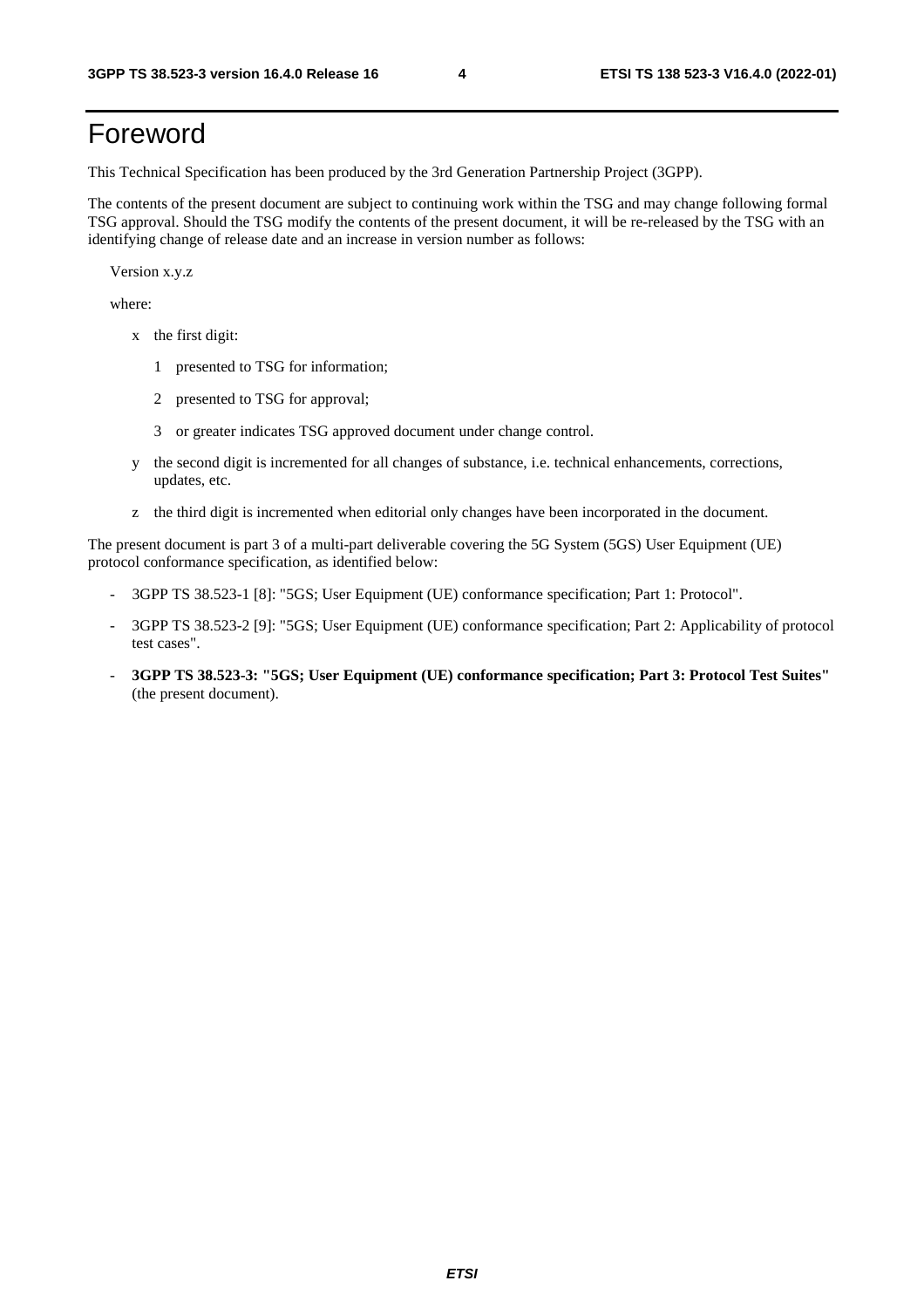# Foreword

This Technical Specification has been produced by the 3rd Generation Partnership Project (3GPP).

The contents of the present document are subject to continuing work within the TSG and may change following formal TSG approval. Should the TSG modify the contents of the present document, it will be re-released by the TSG with an identifying change of release date and an increase in version number as follows:

Version x.y.z

where:

- x the first digit:
  - 1 presented to TSG for information;
  - 2 presented to TSG for approval;
  - 3 or greater indicates TSG approved document under change control.
- y the second digit is incremented for all changes of substance, i.e. technical enhancements, corrections, updates, etc.
- z the third digit is incremented when editorial only changes have been incorporated in the document.

The present document is part 3 of a multi-part deliverable covering the 5G System (5GS) User Equipment (UE) protocol conformance specification, as identified below:

- 3GPP TS 38.523-1 [8]: "5GS; User Equipment (UE) conformance specification; Part 1: Protocol".
- 3GPP TS 38.523-2 [9]: "5GS; User Equipment (UE) conformance specification; Part 2: Applicability of protocol test cases".
- **3GPP TS 38.523-3: "5GS; User Equipment (UE) conformance specification; Part 3: Protocol Test Suites"** (the present document).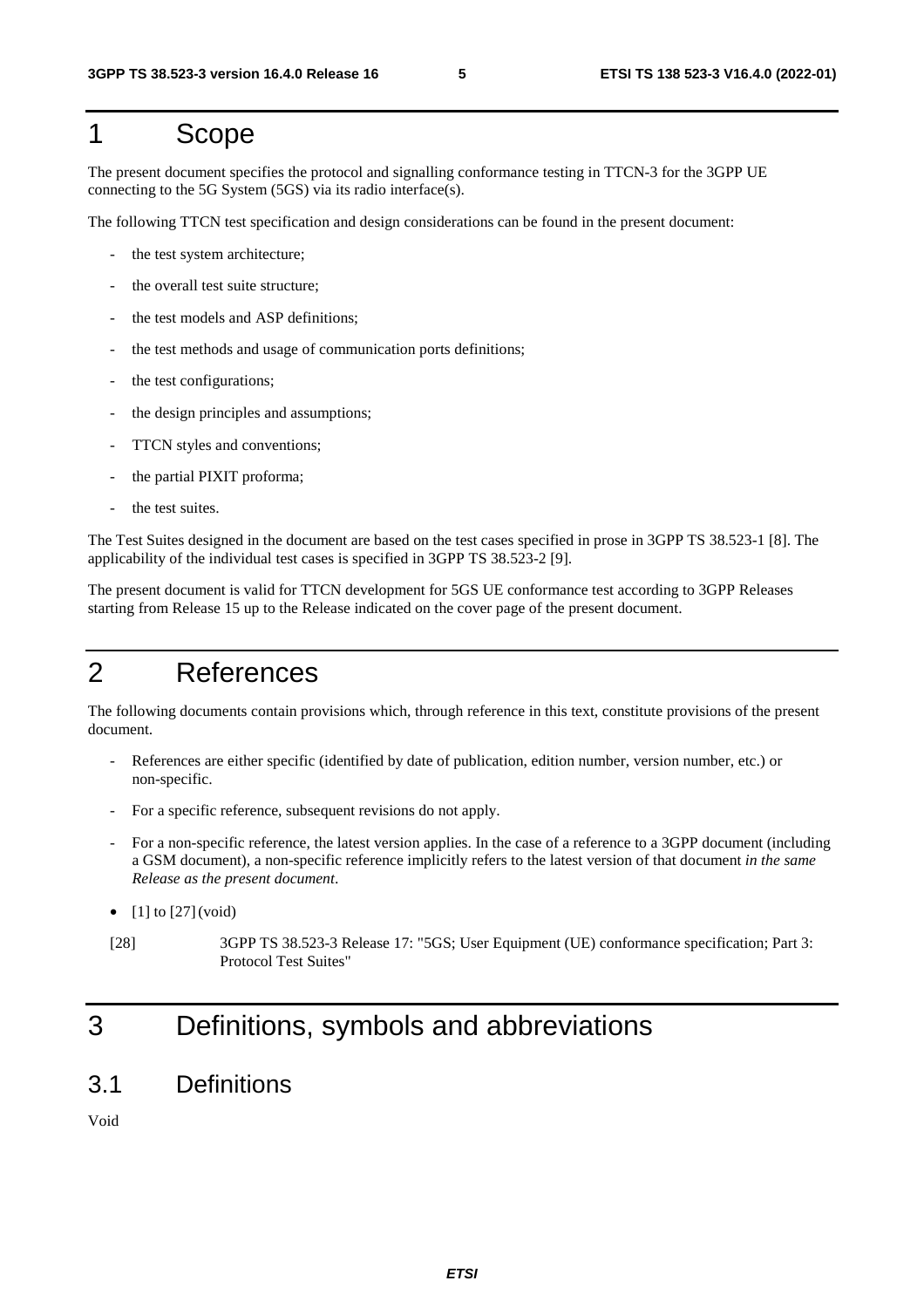# 1 Scope

The present document specifies the protocol and signalling conformance testing in TTCN-3 for the 3GPP UE connecting to the 5G System (5GS) via its radio interface(s).

The following TTCN test specification and design considerations can be found in the present document:

- the test system architecture;
- the overall test suite structure;
- the test models and ASP definitions;
- the test methods and usage of communication ports definitions;
- the test configurations;
- the design principles and assumptions;
- TTCN styles and conventions;
- the partial PIXIT proforma;
- the test suites.

The Test Suites designed in the document are based on the test cases specified in prose in 3GPP TS 38.523-1 [8]. The applicability of the individual test cases is specified in 3GPP TS 38.523-2 [9].

The present document is valid for TTCN development for 5GS UE conformance test according to 3GPP Releases starting from Release 15 up to the Release indicated on the cover page of the present document.

# 2 References

The following documents contain provisions which, through reference in this text, constitute provisions of the present document.

- References are either specific (identified by date of publication, edition number, version number, etc.) or non-specific.
- For a specific reference, subsequent revisions do not apply.
- For a non-specific reference, the latest version applies. In the case of a reference to a 3GPP document (including a GSM document), a non-specific reference implicitly refers to the latest version of that document *in the same Release as the present document*.

- [1] to [27] (void)

[28] 3GPP TS 38.523-3 Release 17: "5GS; User Equipment (UE) conformance specification; Part 3: Protocol Test Suites"

# 3 Definitions, symbols and abbreviations

## 3.1 Definitions

Void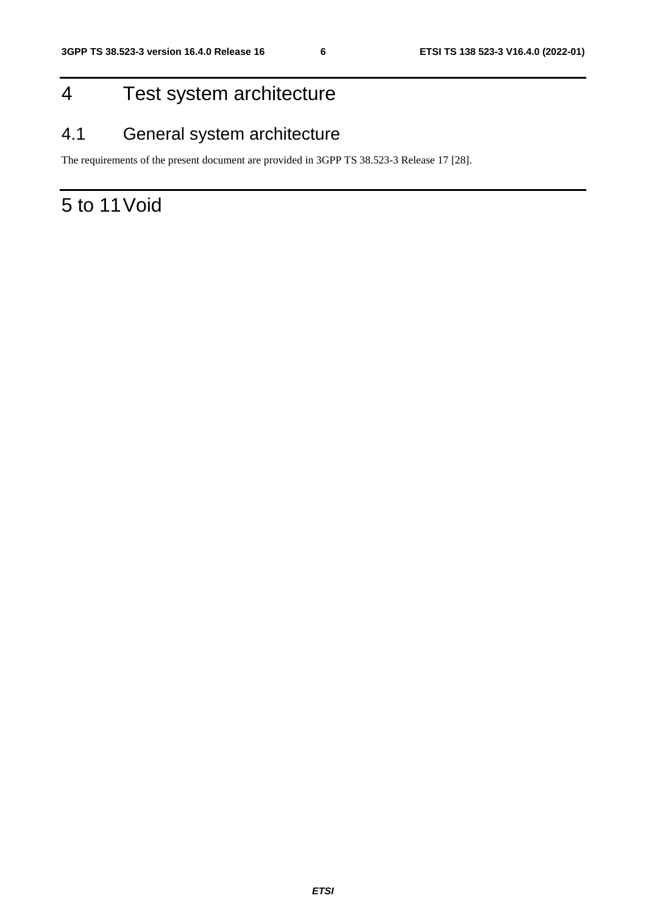# 4 Test system architecture

## 4.1 General system architecture

The requirements of the present document are provided in 3GPP TS 38.523-3 Release 17 [28].

# 5 to 11 Void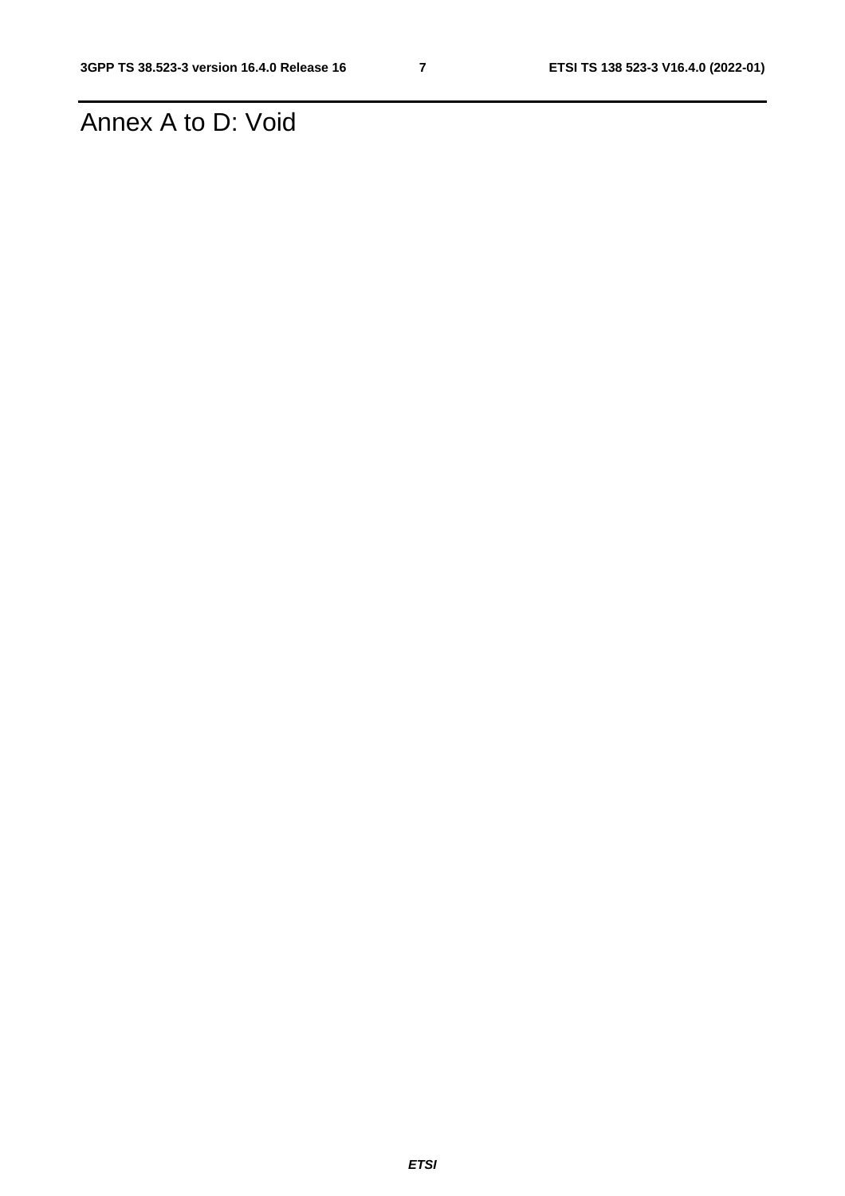# Annex A to D: Void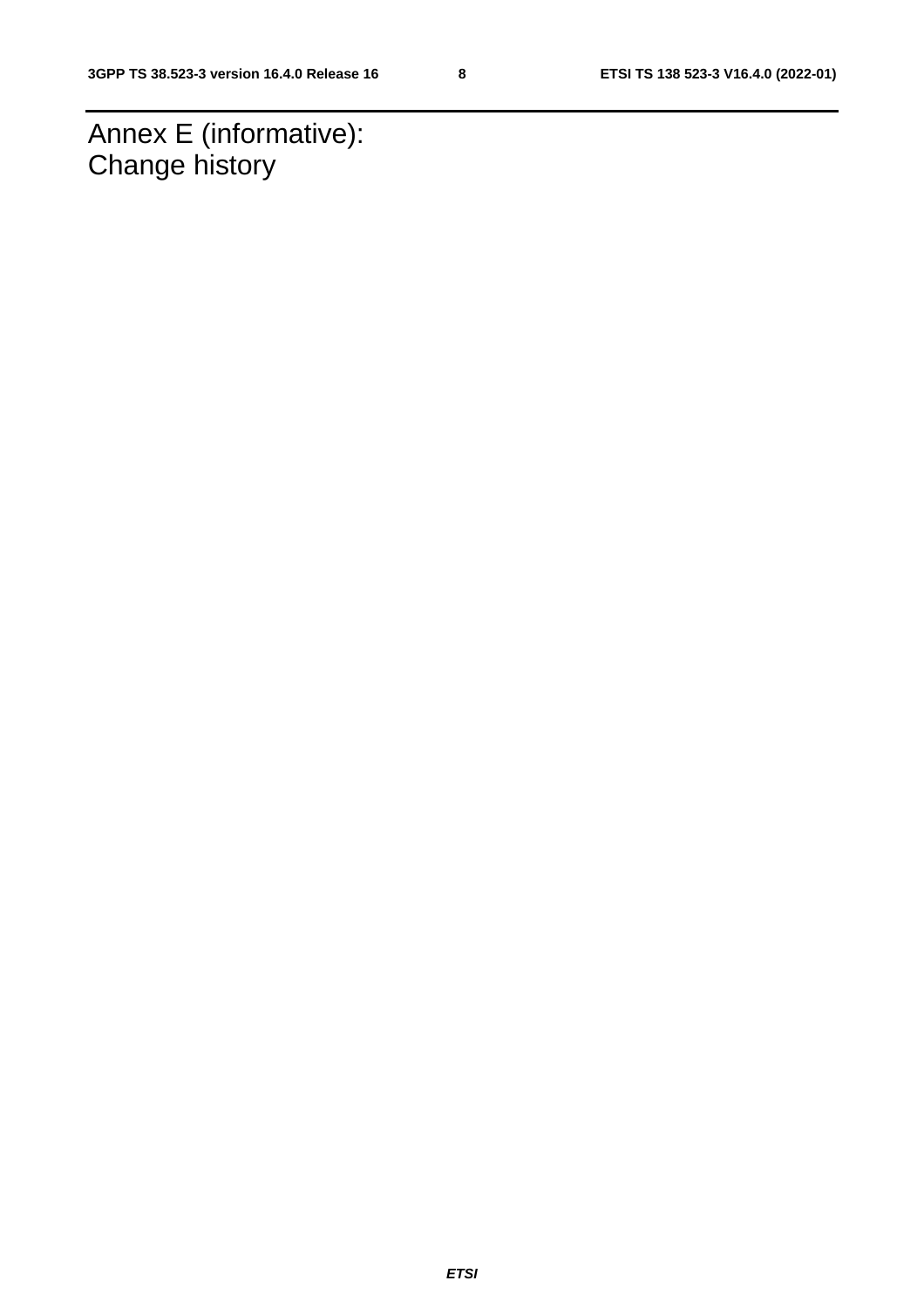# Annex E (informative): Change history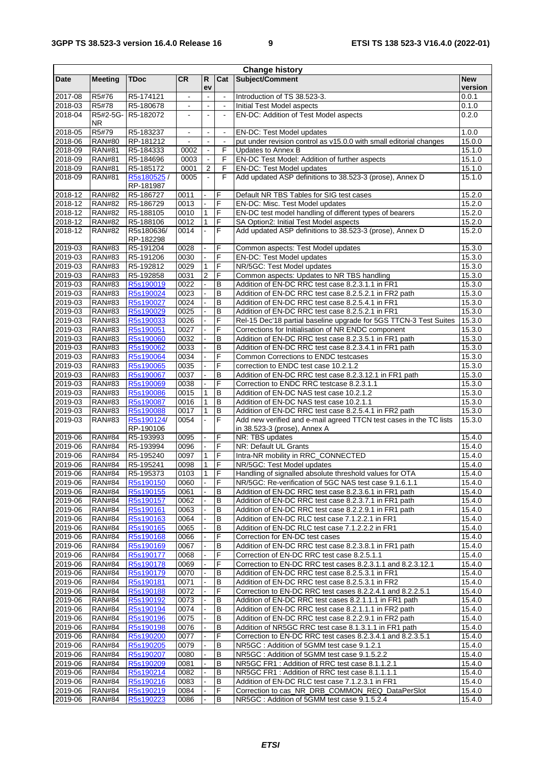| Change history | | | | | | | |
|---|---|---|---|---|---|---|---|
| Date | Meeting | TDoc | CR | Rev | Cat | Subject/Comment | New version |
| 2017-08 | R5#76 | R5-174121 | - | - | - | Introduction of TS 38.523-3. | 0.0.1 |
| 2018-03 | R5#78 | R5-180678 | - | - | - | Initial Test Model aspects | 0.1.0 |
| 2018-04 | R5#2-5G-NR | R5-182072 | - | - | - | EN-DC: Addition of Test Model aspects | 0.2.0 |
| 2018-05 | R5#79 | R5-183237 | - | - | - | EN-DC: Test Model updates | 1.0.0 |
| 2018-06 | RAN#80 | RP-181212 | - | - | - | put under revision control as v15.0.0 with small editorial changes | 15.0.0 |
| 2018-09 | RAN#81 | R5-184333 | 0002 | - | F | Updates to Annex B | 15.1.0 |
| 2018-09 | RAN#81 | R5-184696 | 0003 | - | F | EN-DC Test Model: Addition of further aspects | 15.1.0 |
| 2018-09 | RAN#81 | R5-185172 | 0001 | 2 | F | EN-DC: Test Model updates | 15.1.0 |
| 2018-09 | RAN#81 | R5s180525 / RP-181987 | 0005 | - | F | Add updated ASP definitions to 38.523-3 (prose), Annex D | 15.1.0 |
| 2018-12 | RAN#82 | R5-186727 | 0011 | - | F | Default NR TBS Tables for SIG test cases | 15.2.0 |
| 2018-12 | RAN#82 | R5-186729 | 0013 | - | F | EN-DC: Misc. Test Model updates | 15.2.0 |
| 2018-12 | RAN#82 | R5-188105 | 0010 | 1 | F | EN-DC test model handling of different types of bearers | 15.2.0 |
| 2018-12 | RAN#82 | R5-188106 | 0012 | 1 | F | SA Option2: Initial Test Model aspects | 15.2.0 |
| 2018-12 | RAN#82 | R5s180636/ RP-182298 | 0014 | - | F | Add updated ASP definitions to 38.523-3 (prose), Annex D | 15.2.0 |
| 2019-03 | RAN#83 | R5-191204 | 0028 | - | F | Common aspects: Test Model updates | 15.3.0 |
| 2019-03 | RAN#83 | R5-191206 | 0030 | - | F | EN-DC: Test Model updates | 15.3.0 |
| 2019-03 | RAN#83 | R5-192812 | 0029 | 1 | F | NR/5GC: Test Model updates | 15.3.0 |
| 2019-03 | RAN#83 | R5-192858 | 0031 | 2 | F | Common aspects: Updates to NR TBS handling | 15.3.0 |
| 2019-03 | RAN#83 | R5s190019 | 0022 | - | B | Addition of EN-DC RRC test case 8.2.3.1.1 in FR1 | 15.3.0 |
| 2019-03 | RAN#83 | R5s190024 | 0023 | - | B | Addition of EN-DC RRC test case 8.2.5.2.1 in FR2 path | 15.3.0 |
| 2019-03 | RAN#83 | R5s190027 | 0024 | - | B | Addition of EN-DC RRC test case 8.2.5.4.1 in FR1 | 15.3.0 |
| 2019-03 | RAN#83 | R5s190029 | 0025 | - | B | Addition of EN-DC RRC test case 8.2.5.2.1 in FR1 | 15.3.0 |
| 2019-03 | RAN#83 | R5s190033 | 0026 | - | F | Rel-15 Dec'18 partial baseline upgrade for 5GS TTCN-3 Test Suites | 15.3.0 |
| 2019-03 | RAN#83 | R5s190051 | 0027 | - | F | Corrections for Initialisation of NR ENDC component | 15.3.0 |
| 2019-03 | RAN#83 | R5s190060 | 0032 | - | B | Addition of EN-DC RRC test case 8.2.3.5.1 in FR1 path | 15.3.0 |
| 2019-03 | RAN#83 | R5s190062 | 0033 | - | B | Addition of EN-DC RRC test case 8.2.3.4.1 in FR1 path | 15.3.0 |
| 2019-03 | RAN#83 | R5s190064 | 0034 | - | F | Common Corrections to ENDC testcases | 15.3.0 |
| 2019-03 | RAN#83 | R5s190065 | 0035 | - | F | correction to ENDC test case 10.2.1.2 | 15.3.0 |
| 2019-03 | RAN#83 | R5s190067 | 0037 | - | B | Addition of EN-DC RRC test case 8.2.3.12.1 in FR1 path | 15.3.0 |
| 2019-03 | RAN#83 | R5s190069 | 0038 | - | F | Correction to ENDC RRC testcase 8.2.3.1.1 | 15.3.0 |
| 2019-03 | RAN#83 | R5s190086 | 0015 | 1 | B | Addition of EN-DC NAS test case 10.2.1.2 | 15.3.0 |
| 2019-03 | RAN#83 | R5s190087 | 0016 | 1 | B | Addition of EN-DC NAS test case 10.2.1.1 | 15.3.0 |
| 2019-03 | RAN#83 | R5s190088 | 0017 | 1 | B | Addition of EN-DC RRC test case 8.2.5.4.1 in FR2 path | 15.3.0 |
| 2019-03 | RAN#83 | R5s190124/ RP-190106 | 0054 | - | F | Add new verified and e-mail agreed TTCN test cases in the TC lists in 38.523-3 (prose), Annex A | 15.3.0 |
| 2019-06 | RAN#84 | R5-193993 | 0095 | - | F | NR: TBS updates | 15.4.0 |
| 2019-06 | RAN#84 | R5-193994 | 0096 | - | F | NR: Default UL Grants | 15.4.0 |
| 2019-06 | RAN#84 | R5-195240 | 0097 | 1 | F | Intra-NR mobility in RRC_CONNECTED | 15.4.0 |
| 2019-06 | RAN#84 | R5-195241 | 0098 | 1 | F | NR/5GC: Test Model updates | 15.4.0 |
| 2019-06 | RAN#84 | R5-195373 | 0103 | 1 | F | Handling of signalled absolute threshold values for OTA | 15.4.0 |
| 2019-06 | RAN#84 | R5s190150 | 0060 | - | F | NR/5GC: Re-verification of 5GC NAS test case 9.1.6.1.1 | 15.4.0 |
| 2019-06 | RAN#84 | R5s190155 | 0061 | - | B | Addition of EN-DC RRC test case 8.2.3.6.1 in FR1 path | 15.4.0 |
| 2019-06 | RAN#84 | R5s190157 | 0062 | - | B | Addition of EN-DC RRC test case 8.2.3.7.1 in FR1 path | 15.4.0 |
| 2019-06 | RAN#84 | R5s190161 | 0063 | - | B | Addition of EN-DC RRC test case 8.2.2.9.1 in FR1 path | 15.4.0 |
| 2019-06 | RAN#84 | R5s190163 | 0064 | - | B | Addition of EN-DC RLC test case 7.1.2.2.1 in FR1 | 15.4.0 |
| 2019-06 | RAN#84 | R5s190165 | 0065 | - | B | Addition of EN-DC RLC test case 7.1.2.2.2 in FR1 | 15.4.0 |
| 2019-06 | RAN#84 | R5s190168 | 0066 | - | F | Correction for EN-DC test cases | 15.4.0 |
| 2019-06 | RAN#84 | R5s190169 | 0067 | - | B | Addition of EN-DC RRC test case 8.2.3.8.1 in FR1 path | 15.4.0 |
| 2019-06 | RAN#84 | R5s190177 | 0068 | - | F | Correction of EN-DC RRC test case 8.2.5.1.1 | 15.4.0 |
| 2019-06 | RAN#84 | R5s190178 | 0069 | - | F | Correction to EN-DC RRC test cases 8.2.3.1.1 and 8.2.3.12.1 | 15.4.0 |
| 2019-06 | RAN#84 | R5s190179 | 0070 | - | B | Addition of EN-DC RRC test case 8.2.5.3.1 in FR1 | 15.4.0 |
| 2019-06 | RAN#84 | R5s190181 | 0071 | - | B | Addition of EN-DC RRC test case 8.2.5.3.1 in FR2 | 15.4.0 |
| 2019-06 | RAN#84 | R5s190188 | 0072 | - | F | Correction to EN-DC RRC test cases 8.2.2.4.1 and 8.2.2.5.1 | 15.4.0 |
| 2019-06 | RAN#84 | R5s190192 | 0073 | - | B | Addition of EN-DC RRC test cases 8.2.1.1.1 in FR1 path | 15.4.0 |
| 2019-06 | RAN#84 | R5s190194 | 0074 | - | B | Addition of EN-DC RRC test case 8.2.1.1.1 in FR2 path | 15.4.0 |
| 2019-06 | RAN#84 | R5s190196 | 0075 | - | B | Addition of EN-DC RRC test case 8.2.2.9.1 in FR2 path | 15.4.0 |
| 2019-06 | RAN#84 | R5s190198 | 0076 | - | B | Addition of NR5GC RRC test case 8.1.3.1.1 in FR1 path | 15.4.0 |
| 2019-06 | RAN#84 | R5s190200 | 0077 | - | F | Correction to EN-DC RRC test cases 8.2.3.4.1 and 8.2.3.5.1 | 15.4.0 |
| 2019-06 | RAN#84 | R5s190205 | 0079 | - | B | NR5GC : Addition of 5GMM test case 9.1.2.1 | 15.4.0 |
| 2019-06 | RAN#84 | R5s190207 | 0080 | - | B | NR5GC : Addition of 5GMM test case 9.1.5.2.2 | 15.4.0 |
| 2019-06 | RAN#84 | R5s190209 | 0081 | - | B | NR5GC FR1 : Addition of RRC test case 8.1.1.2.1 | 15.4.0 |
| 2019-06 | RAN#84 | R5s190214 | 0082 | - | B | NR5GC FR1 : Addition of RRC test case 8.1.1.1.1 | 15.4.0 |
| 2019-06 | RAN#84 | R5s190216 | 0083 | - | B | Addition of EN-DC RLC test case 7.1.2.3.1 in FR1 | 15.4.0 |
| 2019-06 | RAN#84 | R5s190219 | 0084 | - | F | Correction to cas_NR_DRB_COMMON_REQ_DataPerSlot | 15.4.0 |
| 2019-06 | RAN#84 | R5s190223 | 0086 | - | B | NR5GC : Addition of 5GMM test case 9.1.5.2.4 | 15.4.0 |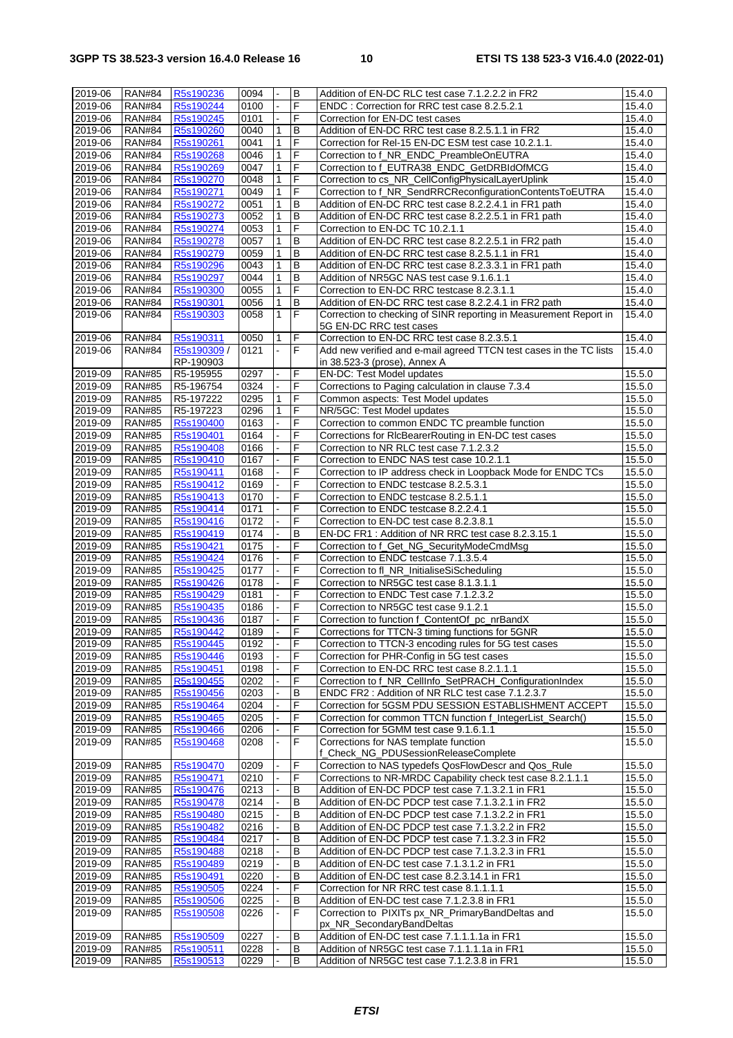| 2019-06 | RAN#84 | R5s190236 | 0094 | - | B | Addition of EN-DC RLC test case 7.1.2.2.2 in FR2 | 15.4.0 |
|---|---|---|---|---|---|---|---|
| 2019-06 | RAN#84 | R5s190244 | 0100 | - | F | ENDC : Correction for RRC test case 8.2.5.2.1 | 15.4.0 |
| 2019-06 | RAN#84 | R5s190245 | 0101 | - | F | Correction for EN-DC test cases | 15.4.0 |
| 2019-06 | RAN#84 | R5s190260 | 0040 | 1 | B | Addition of EN-DC RRC test case 8.2.5.1.1 in FR2 | 15.4.0 |
| 2019-06 | RAN#84 | R5s190261 | 0041 | 1 | F | Correction for Rel-15 EN-DC ESM test case 10.2.1.1. | 15.4.0 |
| 2019-06 | RAN#84 | R5s190268 | 0046 | 1 | F | Correction to f_NR_ENDC_PreambleOnEUTRA | 15.4.0 |
| 2019-06 | RAN#84 | R5s190269 | 0047 | 1 | F | Correction to f_EUTRA38_ENDC_GetDRBIdOfMCG | 15.4.0 |
| 2019-06 | RAN#84 | R5s190270 | 0048 | 1 | F | Correction to cs_NR_CellConfigPhysicalLayerUplink | 15.4.0 |
| 2019-06 | RAN#84 | R5s190271 | 0049 | 1 | F | Correction to f_NR_SendRRCReconfigurationContentsToEUTRA | 15.4.0 |
| 2019-06 | RAN#84 | R5s190272 | 0051 | 1 | B | Addition of EN-DC RRC test case 8.2.2.4.1 in FR1 path | 15.4.0 |
| 2019-06 | RAN#84 | R5s190273 | 0052 | 1 | B | Addition of EN-DC RRC test case 8.2.2.5.1 in FR1 path | 15.4.0 |
| 2019-06 | RAN#84 | R5s190274 | 0053 | 1 | F | Correction to EN-DC TC 10.2.1.1 | 15.4.0 |
| 2019-06 | RAN#84 | R5s190278 | 0057 | 1 | B | Addition of EN-DC RRC test case 8.2.2.5.1 in FR2 path | 15.4.0 |
| 2019-06 | RAN#84 | R5s190279 | 0059 | 1 | B | Addition of EN-DC RRC test case 8.2.5.1.1 in FR1 | 15.4.0 |
| 2019-06 | RAN#84 | R5s190296 | 0043 | 1 | B | Addition of EN-DC RRC test case 8.2.3.3.1 in FR1 path | 15.4.0 |
| 2019-06 | RAN#84 | R5s190297 | 0044 | 1 | B | Addition of NR5GC NAS test case 9.1.6.1.1 | 15.4.0 |
| 2019-06 | RAN#84 | R5s190300 | 0055 | 1 | F | Correction to EN-DC RRC testcase 8.2.3.1.1 | 15.4.0 |
| 2019-06 | RAN#84 | R5s190301 | 0056 | 1 | B | Addition of EN-DC RRC test case 8.2.2.4.1 in FR2 path | 15.4.0 |
| 2019-06 | RAN#84 | R5s190303 | 0058 | 1 | F | Correction to checking of SINR reporting in Measurement Report in 5G EN-DC RRC test cases | 15.4.0 |
| 2019-06 | RAN#84 | R5s190311 | 0050 | 1 | F | Correction to EN-DC RRC test case 8.2.3.5.1 | 15.4.0 |
| 2019-06 | RAN#84 | R5s190309 / RP-190903 | 0121 | - | F | Add new verified and e-mail agreed TTCN test cases in the TC lists in 38.523-3 (prose), Annex A | 15.4.0 |
| 2019-09 | RAN#85 | R5-195955 | 0297 | - | F | EN-DC: Test Model updates | 15.5.0 |
| 2019-09 | RAN#85 | R5-196754 | 0324 | - | F | Corrections to Paging calculation in clause 7.3.4 | 15.5.0 |
| 2019-09 | RAN#85 | R5-197222 | 0295 | 1 | F | Common aspects: Test Model updates | 15.5.0 |
| 2019-09 | RAN#85 | R5-197223 | 0296 | 1 | F | NR/5GC: Test Model updates | 15.5.0 |
| 2019-09 | RAN#85 | R5s190400 | 0163 | - | F | Correction to common ENDC TC preamble function | 15.5.0 |
| 2019-09 | RAN#85 | R5s190401 | 0164 | - | F | Corrections for RlcBearerRouting in EN-DC test cases | 15.5.0 |
| 2019-09 | RAN#85 | R5s190408 | 0166 | - | F | Correction to NR RLC test case 7.1.2.3.2 | 15.5.0 |
| 2019-09 | RAN#85 | R5s190410 | 0167 | - | F | Correction to ENDC NAS test case 10.2.1.1 | 15.5.0 |
| 2019-09 | RAN#85 | R5s190411 | 0168 | - | F | Correction to IP address check in Loopback Mode for ENDC TCs | 15.5.0 |
| 2019-09 | RAN#85 | R5s190412 | 0169 | - | F | Correction to ENDC testcase 8.2.5.3.1 | 15.5.0 |
| 2019-09 | RAN#85 | R5s190413 | 0170 | - | F | Correction to ENDC testcase 8.2.5.1.1 | 15.5.0 |
| 2019-09 | RAN#85 | R5s190414 | 0171 | - | F | Correction to ENDC testcase 8.2.2.4.1 | 15.5.0 |
| 2019-09 | RAN#85 | R5s190416 | 0172 | - | F | Correction to EN-DC test case 8.2.3.8.1 | 15.5.0 |
| 2019-09 | RAN#85 | R5s190419 | 0174 | - | B | EN-DC FR1 : Addition of NR RRC test case 8.2.3.15.1 | 15.5.0 |
| 2019-09 | RAN#85 | R5s190421 | 0175 | - | F | Correction to f_Get_NG_SecurityModeCmdMsg | 15.5.0 |
| 2019-09 | RAN#85 | R5s190424 | 0176 | - | F | Correction to ENDC testcase 7.1.3.5.4 | 15.5.0 |
| 2019-09 | RAN#85 | R5s190425 | 0177 | - | F | Correction to fl_NR_InitialiseSiScheduling | 15.5.0 |
| 2019-09 | RAN#85 | R5s190426 | 0178 | - | F | Correction to NR5GC test case 8.1.3.1.1 | 15.5.0 |
| 2019-09 | RAN#85 | R5s190429 | 0181 | - | F | Correction to ENDC Test case 7.1.2.3.2 | 15.5.0 |
| 2019-09 | RAN#85 | R5s190435 | 0186 | - | F | Correction to NR5GC test case 9.1.2.1 | 15.5.0 |
| 2019-09 | RAN#85 | R5s190436 | 0187 | - | F | Correction to function f_ContentOf_pc_nrBandX | 15.5.0 |
| 2019-09 | RAN#85 | R5s190442 | 0189 | - | F | Corrections for TTCN-3 timing functions for 5GNR | 15.5.0 |
| 2019-09 | RAN#85 | R5s190445 | 0192 | - | F | Correction to TTCN-3 encoding rules for 5G test cases | 15.5.0 |
| 2019-09 | RAN#85 | R5s190446 | 0193 | - | F | Correction for PHR-Config in 5G test cases | 15.5.0 |
| 2019-09 | RAN#85 | R5s190451 | 0198 | - | F | Correction to EN-DC RRC test case 8.2.1.1.1 | 15.5.0 |
| 2019-09 | RAN#85 | R5s190455 | 0202 | - | F | Correction to f_NR_CellInfo_SetPRACH_ConfigurationIndex | 15.5.0 |
| 2019-09 | RAN#85 | R5s190456 | 0203 | - | B | ENDC FR2 : Addition of NR RLC test case 7.1.2.3.7 | 15.5.0 |
| 2019-09 | RAN#85 | R5s190464 | 0204 | - | F | Correction for 5GSM PDU SESSION ESTABLISHMENT ACCEPT | 15.5.0 |
| 2019-09 | RAN#85 | R5s190465 | 0205 | - | F | Correction for common TTCN function f_IntegerList_Search() | 15.5.0 |
| 2019-09 | RAN#85 | R5s190466 | 0206 | - | F | Correction for 5GMM test case 9.1.6.1.1 | 15.5.0 |
| 2019-09 | RAN#85 | R5s190468 | 0208 | - | F | Corrections for NAS template function f_Check_NG_PDUSessionReleaseComplete | 15.5.0 |
| 2019-09 | RAN#85 | R5s190470 | 0209 | - | F | Correction to NAS typedefs QosFlowDescr and Qos_Rule | 15.5.0 |
| 2019-09 | RAN#85 | R5s190471 | 0210 | - | F | Corrections to NR-MRDC Capability check test case 8.2.1.1.1 | 15.5.0 |
| 2019-09 | RAN#85 | R5s190476 | 0213 | - | B | Addition of EN-DC PDCP test case 7.1.3.2.1 in FR1 | 15.5.0 |
| 2019-09 | RAN#85 | R5s190478 | 0214 | - | B | Addition of EN-DC PDCP test case 7.1.3.2.1 in FR2 | 15.5.0 |
| 2019-09 | RAN#85 | R5s190480 | 0215 | - | B | Addition of EN-DC PDCP test case 7.1.3.2.2 in FR1 | 15.5.0 |
| 2019-09 | RAN#85 | R5s190482 | 0216 | - | B | Addition of EN-DC PDCP test case 7.1.3.2.2 in FR2 | 15.5.0 |
| 2019-09 | RAN#85 | R5s190484 | 0217 | - | B | Addition of EN-DC PDCP test case 7.1.3.2.3 in FR2 | 15.5.0 |
| 2019-09 | RAN#85 | R5s190488 | 0218 | - | B | Addition of EN-DC PDCP test case 7.1.3.2.3 in FR1 | 15.5.0 |
| 2019-09 | RAN#85 | R5s190489 | 0219 | - | B | Addition of EN-DC test case 7.1.3.1.2 in FR1 | 15.5.0 |
| 2019-09 | RAN#85 | R5s190491 | 0220 | - | B | Addition of EN-DC test case 8.2.3.14.1 in FR1 | 15.5.0 |
| 2019-09 | RAN#85 | R5s190505 | 0224 | - | F | Correction for NR RRC test case 8.1.1.1.1 | 15.5.0 |
| 2019-09 | RAN#85 | R5s190506 | 0225 | - | B | Addition of EN-DC test case 7.1.2.3.8 in FR1 | 15.5.0 |
| 2019-09 | RAN#85 | R5s190508 | 0226 | - | F | Correction to PIXITs px_NR_PrimaryBandDeltas and px_NR_SecondaryBandDeltas | 15.5.0 |
| 2019-09 | RAN#85 | R5s190509 | 0227 | - | B | Addition of EN-DC test case 7.1.1.1.1a in FR1 | 15.5.0 |
| 2019-09 | RAN#85 | R5s190511 | 0228 | - | B | Addition of NR5GC test case 7.1.1.1.1a in FR1 | 15.5.0 |
| 2019-09 | RAN#85 | R5s190513 | 0229 | - | B | Addition of NR5GC test case 7.1.2.3.8 in FR1 | 15.5.0 |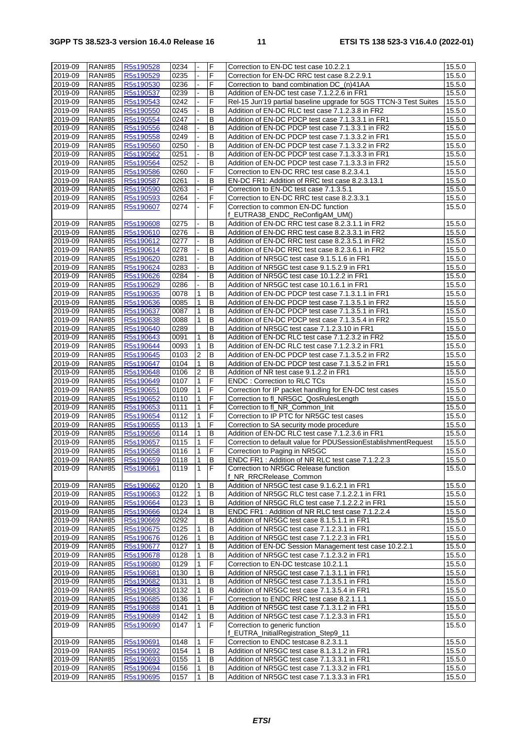| 2019-09 | RAN#85 | R5s190528 | 0234 | - | F | Correction to EN-DC test case 10.2.2.1 | 15.5.0 |
|---|---|---|---|---|---|---|---|
| 2019-09 | RAN#85 | R5s190529 | 0235 | - | F | Correction for EN-DC RRC test case 8.2.2.9.1 | 15.5.0 |
| 2019-09 | RAN#85 | R5s190530 | 0236 | - | F | Correction to band combination DC_(n)41AA | 15.5.0 |
| 2019-09 | RAN#85 | R5s190537 | 0239 | - | B | Addition of EN-DC test case 7.1.2.2.6 in FR1 | 15.5.0 |
| 2019-09 | RAN#85 | R5s190543 | 0242 | - | F | Rel-15 Jun'19 partial baseline upgrade for 5GS TTCN-3 Test Suites | 15.5.0 |
| 2019-09 | RAN#85 | R5s190550 | 0245 | - | B | Addition of EN-DC RLC test case 7.1.2.3.8 in FR2 | 15.5.0 |
| 2019-09 | RAN#85 | R5s190554 | 0247 | - | B | Addition of EN-DC PDCP test case 7.1.3.3.1 in FR1 | 15.5.0 |
| 2019-09 | RAN#85 | R5s190556 | 0248 | - | B | Addition of EN-DC PDCP test case 7.1.3.3.1 in FR2 | 15.5.0 |
| 2019-09 | RAN#85 | R5s190558 | 0249 | - | B | Addition of EN-DC PDCP test case 7.1.3.3.2 in FR1 | 15.5.0 |
| 2019-09 | RAN#85 | R5s190560 | 0250 | - | B | Addition of EN-DC PDCP test case 7.1.3.3.2 in FR2 | 15.5.0 |
| 2019-09 | RAN#85 | R5s190562 | 0251 | - | B | Addition of EN-DC PDCP test case 7.1.3.3.3 in FR1 | 15.5.0 |
| 2019-09 | RAN#85 | R5s190564 | 0252 | - | B | Addition of EN-DC PDCP test case 7.1.3.3.3 in FR2 | 15.5.0 |
| 2019-09 | RAN#85 | R5s190586 | 0260 | - | F | Correction to EN-DC RRC test case 8.2.3.4.1 | 15.5.0 |
| 2019-09 | RAN#85 | R5s190587 | 0261 | - | B | EN-DC FR1: Addition of RRC test case 8.2.3.13.1 | 15.5.0 |
| 2019-09 | RAN#85 | R5s190590 | 0263 | - | F | Correction to EN-DC test case 7.1.3.5.1 | 15.5.0 |
| 2019-09 | RAN#85 | R5s190593 | 0264 | - | F | Correction to EN-DC RRC test case 8.2.3.3.1 | 15.5.0 |
| 2019-09 | RAN#85 | R5s190607 | 0274 | - | F | Correction to common EN-DC function f_EUTRA38_ENDC_ReConfigAM_UM() | 15.5.0 |
| 2019-09 | RAN#85 | R5s190608 | 0275 | - | B | Addition of EN-DC RRC test case 8.2.3.1.1 in FR2 | 15.5.0 |
| 2019-09 | RAN#85 | R5s190610 | 0276 | - | B | Addition of EN-DC RRC test case 8.2.3.3.1 in FR2 | 15.5.0 |
| 2019-09 | RAN#85 | R5s190612 | 0277 | - | B | Addition of EN-DC RRC test case 8.2.3.5.1 in FR2 | 15.5.0 |
| 2019-09 | RAN#85 | R5s190614 | 0278 | - | B | Addition of EN-DC RRC test case 8.2.3.6.1 in FR2 | 15.5.0 |
| 2019-09 | RAN#85 | R5s190620 | 0281 | - | B | Addition of NR5GC test case 9.1.5.1.6 in FR1 | 15.5.0 |
| 2019-09 | RAN#85 | R5s190624 | 0283 | - | B | Addition of NR5GC test case 9.1.5.2.9 in FR1 | 15.5.0 |
| 2019-09 | RAN#85 | R5s190626 | 0284 | - | B | Addition of NR5GC test case 10.1.2.2 in FR1 | 15.5.0 |
| 2019-09 | RAN#85 | R5s190629 | 0286 | - | B | Addition of NR5GC test case 10.1.6.1 in FR1 | 15.5.0 |
| 2019-09 | RAN#85 | R5s190635 | 0078 | 1 | B | Addition of EN-DC PDCP test case 7.1.3.1.1 in FR1 | 15.5.0 |
| 2019-09 | RAN#85 | R5s190636 | 0085 | 1 | B | Addition of EN-DC PDCP test case 7.1.3.5.1 in FR2 | 15.5.0 |
| 2019-09 | RAN#85 | R5s190637 | 0087 | 1 | B | Addition of EN-DC PDCP test case 7.1.3.5.1 in FR1 | 15.5.0 |
| 2019-09 | RAN#85 | R5s190638 | 0088 | 1 | B | Addition of EN-DC PDCP test case 7.1.3.5.4 in FR2 | 15.5.0 |
| 2019-09 | RAN#85 | R5s190640 | 0289 | | B | Addition of NR5GC test case 7.1.2.3.10 in FR1 | 15.5.0 |
| 2019-09 | RAN#85 | R5s190643 | 0091 | 1 | B | Addition of EN-DC RLC test case 7.1.2.3.2 in FR2 | 15.5.0 |
| 2019-09 | RAN#85 | R5s190644 | 0093 | 1 | B | Addition of EN-DC RLC test case 7.1.2.3.2 in FR1 | 15.5.0 |
| 2019-09 | RAN#85 | R5s190645 | 0103 | 2 | B | Addition of EN-DC PDCP test case 7.1.3.5.2 in FR2 | 15.5.0 |
| 2019-09 | RAN#85 | R5s190647 | 0104 | 1 | B | Addition of EN-DC PDCP test case 7.1.3.5.2 in FR1 | 15.5.0 |
| 2019-09 | RAN#85 | R5s190648 | 0106 | 2 | B | Addition of NR test case 9.1.2.2 in FR1 | 15.5.0 |
| 2019-09 | RAN#85 | R5s190649 | 0107 | 1 | F | ENDC : Correction to RLC TCs | 15.5.0 |
| 2019-09 | RAN#85 | R5s190651 | 0109 | 1 | F | Correction for IP packet handling for EN-DC test cases | 15.5.0 |
| 2019-09 | RAN#85 | R5s190652 | 0110 | 1 | F | Correction to fl_NR5GC_QosRulesLength | 15.5.0 |
| 2019-09 | RAN#85 | R5s190653 | 0111 | 1 | F | Correction to fl_NR_Common_Init | 15.5.0 |
| 2019-09 | RAN#85 | R5s190654 | 0112 | 1 | F | Correction to IP PTC for NR5GC test cases | 15.5.0 |
| 2019-09 | RAN#85 | R5s190655 | 0113 | 1 | F | Correction to SA security mode procedure | 15.5.0 |
| 2019-09 | RAN#85 | R5s190656 | 0114 | 1 | B | Addition of EN-DC RLC test case 7.1.2.3.6 in FR1 | 15.5.0 |
| 2019-09 | RAN#85 | R5s190657 | 0115 | 1 | F | Correction to default value for PDUSessionEstablishmentRequest | 15.5.0 |
| 2019-09 | RAN#85 | R5s190658 | 0116 | 1 | F | Correction to Paging in NR5GC | 15.5.0 |
| 2019-09 | RAN#85 | R5s190659 | 0118 | 1 | B | ENDC FR1 : Addition of NR RLC test case 7.1.2.2.3 | 15.5.0 |
| 2019-09 | RAN#85 | R5s190661 | 0119 | 1 | F | Correction to NR5GC Release function f_NR_RRCRelease_Common | 15.5.0 |
| 2019-09 | RAN#85 | R5s190662 | 0120 | 1 | B | Addition of NR5GC test case 9.1.6.2.1 in FR1 | 15.5.0 |
| 2019-09 | RAN#85 | R5s190663 | 0122 | 1 | B | Addition of NR5GC RLC test case 7.1.2.2.1 in FR1 | 15.5.0 |
| 2019-09 | RAN#85 | R5s190664 | 0123 | 1 | B | Addition of NR5GC RLC test case 7.1.2.2.2 in FR1 | 15.5.0 |
| 2019-09 | RAN#85 | R5s190666 | 0124 | 1 | B | ENDC FR1 : Addition of NR RLC test case 7.1.2.2.4 | 15.5.0 |
| 2019-09 | RAN#85 | R5s190669 | 0292 | | B | Addition of NR5GC test case 8.1.5.1.1 in FR1 | 15.5.0 |
| 2019-09 | RAN#85 | R5s190675 | 0125 | 1 | B | Addition of NR5GC test case 7.1.2.3.1 in FR1 | 15.5.0 |
| 2019-09 | RAN#85 | R5s190676 | 0126 | 1 | B | Addition of NR5GC test case 7.1.2.2.3 in FR1 | 15.5.0 |
| 2019-09 | RAN#85 | R5s190677 | 0127 | 1 | B | Addition of EN-DC Session Management test case 10.2.2.1 | 15.5.0 |
| 2019-09 | RAN#85 | R5s190678 | 0128 | 1 | B | Addition of NR5GC test case 7.1.2.3.2 in FR1 | 15.5.0 |
| 2019-09 | RAN#85 | R5s190680 | 0129 | 1 | F | Correction to EN-DC testcase 10.2.1.1 | 15.5.0 |
| 2019-09 | RAN#85 | R5s190681 | 0130 | 1 | B | Addition of NR5GC test case 7.1.3.1.1 in FR1 | 15.5.0 |
| 2019-09 | RAN#85 | R5s190682 | 0131 | 1 | B | Addition of NR5GC test case 7.1.3.5.1 in FR1 | 15.5.0 |
| 2019-09 | RAN#85 | R5s190683 | 0132 | 1 | B | Addition of NR5GC test case 7.1.3.5.4 in FR1 | 15.5.0 |
| 2019-09 | RAN#85 | R5s190685 | 0136 | 1 | F | Correction to ENDC RRC test case 8.2.1.1.1 | 15.5.0 |
| 2019-09 | RAN#85 | R5s190688 | 0141 | 1 | B | Addition of NR5GC test case 7.1.3.1.2 in FR1 | 15.5.0 |
| 2019-09 | RAN#85 | R5s190689 | 0142 | 1 | B | Addition of NR5GC test case 7.1.2.3.3 in FR1 | 15.5.0 |
| 2019-09 | RAN#85 | R5s190690 | 0147 | 1 | F | Correction to generic function f_EUTRA_InitialRegistration_Step9_11 | 15.5.0 |
| 2019-09 | RAN#85 | R5s190691 | 0148 | 1 | F | Correction to ENDC testcase 8.2.3.1.1 | 15.5.0 |
| 2019-09 | RAN#85 | R5s190692 | 0154 | 1 | B | Addition of NR5GC test case 8.1.3.1.2 in FR1 | 15.5.0 |
| 2019-09 | RAN#85 | R5s190693 | 0155 | 1 | B | Addition of NR5GC test case 7.1.3.3.1 in FR1 | 15.5.0 |
| 2019-09 | RAN#85 | R5s190694 | 0156 | 1 | B | Addition of NR5GC test case 7.1.3.3.2 in FR1 | 15.5.0 |
| 2019-09 | RAN#85 | R5s190695 | 0157 | 1 | B | Addition of NR5GC test case 7.1.3.3.3 in FR1 | 15.5.0 |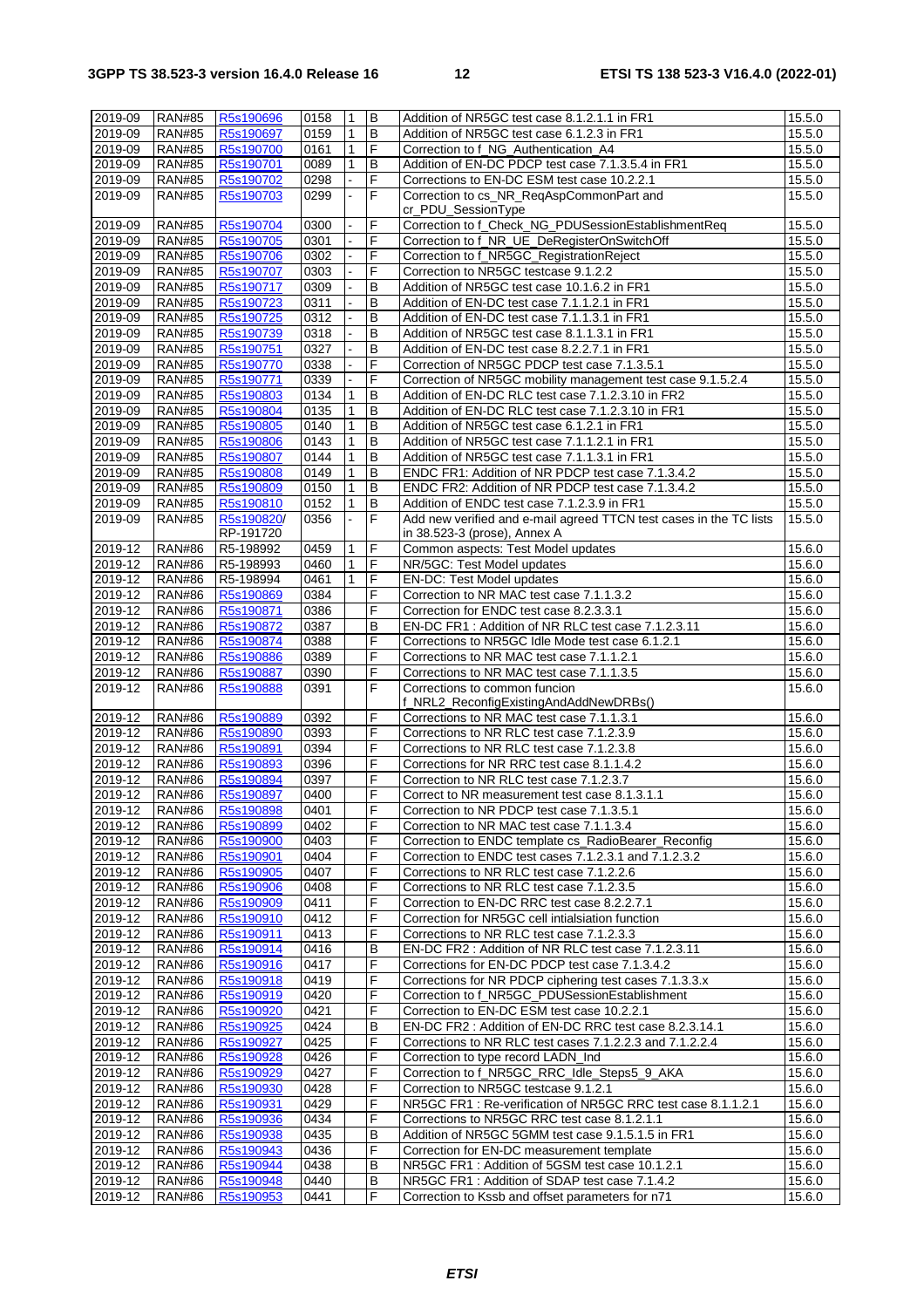| 2019-09 | RAN#85 | R5s190696 | 0158 | 1 | B | Addition of NR5GC test case 8.1.2.1.1 in FR1 | 15.5.0 |
|---|---|---|---|---|---|---|---|
| 2019-09 | RAN#85 | R5s190697 | 0159 | 1 | B | Addition of NR5GC test case 6.1.2.3 in FR1 | 15.5.0 |
| 2019-09 | RAN#85 | R5s190700 | 0161 | 1 | F | Correction to f_NG_Authentication_A4 | 15.5.0 |
| 2019-09 | RAN#85 | R5s190701 | 0089 | 1 | B | Addition of EN-DC PDCP test case 7.1.3.5.4 in FR1 | 15.5.0 |
| 2019-09 | RAN#85 | R5s190702 | 0298 | - | F | Corrections to EN-DC ESM test case 10.2.2.1 | 15.5.0 |
| 2019-09 | RAN#85 | R5s190703 | 0299 | - | F | Correction to cs_NR_ReqAspCommonPart and cr_PDU_SessionType | 15.5.0 |
| 2019-09 | RAN#85 | R5s190704 | 0300 | - | F | Correction to f_Check_NG_PDUSessionEstablishmentReq | 15.5.0 |
| 2019-09 | RAN#85 | R5s190705 | 0301 | - | F | Correction to f_NR_UE_DeRegisterOnSwitchOff | 15.5.0 |
| 2019-09 | RAN#85 | R5s190706 | 0302 | - | F | Correction to f_NR5GC_RegistrationReject | 15.5.0 |
| 2019-09 | RAN#85 | R5s190707 | 0303 | - | F | Correction to NR5GC testcase 9.1.2.2 | 15.5.0 |
| 2019-09 | RAN#85 | R5s190717 | 0309 | - | B | Addition of NR5GC test case 10.1.6.2 in FR1 | 15.5.0 |
| 2019-09 | RAN#85 | R5s190723 | 0311 | - | B | Addition of EN-DC test case 7.1.1.2.1 in FR1 | 15.5.0 |
| 2019-09 | RAN#85 | R5s190725 | 0312 | - | B | Addition of EN-DC test case 7.1.1.3.1 in FR1 | 15.5.0 |
| 2019-09 | RAN#85 | R5s190739 | 0318 | - | B | Addition of NR5GC test case 8.1.1.3.1 in FR1 | 15.5.0 |
| 2019-09 | RAN#85 | R5s190751 | 0327 | - | B | Addition of EN-DC test case 8.2.2.7.1 in FR1 | 15.5.0 |
| 2019-09 | RAN#85 | R5s190770 | 0338 | - | F | Correction of NR5GC PDCP test case 7.1.3.5.1 | 15.5.0 |
| 2019-09 | RAN#85 | R5s190771 | 0339 | - | F | Correction of NR5GC mobility management test case 9.1.5.2.4 | 15.5.0 |
| 2019-09 | RAN#85 | R5s190803 | 0134 | 1 | B | Addition of EN-DC RLC test case 7.1.2.3.10 in FR2 | 15.5.0 |
| 2019-09 | RAN#85 | R5s190804 | 0135 | 1 | B | Addition of EN-DC RLC test case 7.1.2.3.10 in FR1 | 15.5.0 |
| 2019-09 | RAN#85 | R5s190805 | 0140 | 1 | B | Addition of NR5GC test case 6.1.2.1 in FR1 | 15.5.0 |
| 2019-09 | RAN#85 | R5s190806 | 0143 | 1 | B | Addition of NR5GC test case 7.1.1.2.1 in FR1 | 15.5.0 |
| 2019-09 | RAN#85 | R5s190807 | 0144 | 1 | B | Addition of NR5GC test case 7.1.1.3.1 in FR1 | 15.5.0 |
| 2019-09 | RAN#85 | R5s190808 | 0149 | 1 | B | ENDC FR1: Addition of NR PDCP test case 7.1.3.4.2 | 15.5.0 |
| 2019-09 | RAN#85 | R5s190809 | 0150 | 1 | B | ENDC FR2: Addition of NR PDCP test case 7.1.3.4.2 | 15.5.0 |
| 2019-09 | RAN#85 | R5s190810 | 0152 | 1 | B | Addition of ENDC test case 7.1.2.3.9 in FR1 | 15.5.0 |
| 2019-09 | RAN#85 | R5s190820/ RP-191720 | 0356 | - | F | Add new verified and e-mail agreed TTCN test cases in the TC lists in 38.523-3 (prose), Annex A | 15.5.0 |
| 2019-12 | RAN#86 | R5-198992 | 0459 | 1 | F | Common aspects: Test Model updates | 15.6.0 |
| 2019-12 | RAN#86 | R5-198993 | 0460 | 1 | F | NR/5GC: Test Model updates | 15.6.0 |
| 2019-12 | RAN#86 | R5-198994 | 0461 | 1 | F | EN-DC: Test Model updates | 15.6.0 |
| 2019-12 | RAN#86 | R5s190869 | 0384 | | F | Correction to NR MAC test case 7.1.1.3.2 | 15.6.0 |
| 2019-12 | RAN#86 | R5s190871 | 0386 | | F | Correction for ENDC test case 8.2.3.3.1 | 15.6.0 |
| 2019-12 | RAN#86 | R5s190872 | 0387 | | B | EN-DC FR1 : Addition of NR RLC test case 7.1.2.3.11 | 15.6.0 |
| 2019-12 | RAN#86 | R5s190874 | 0388 | | F | Corrections to NR5GC Idle Mode test case 6.1.2.1 | 15.6.0 |
| 2019-12 | RAN#86 | R5s190886 | 0389 | | F | Corrections to NR MAC test case 7.1.1.2.1 | 15.6.0 |
| 2019-12 | RAN#86 | R5s190887 | 0390 | | F | Corrections to NR MAC test case 7.1.1.3.5 | 15.6.0 |
| 2019-12 | RAN#86 | R5s190888 | 0391 | | F | Corrections to common funcion f_NRL2_ReconfigExistingAndAddNewDRBs() | 15.6.0 |
| 2019-12 | RAN#86 | R5s190889 | 0392 | | F | Corrections to NR MAC test case 7.1.1.3.1 | 15.6.0 |
| 2019-12 | RAN#86 | R5s190890 | 0393 | | F | Corrections to NR RLC test case 7.1.2.3.9 | 15.6.0 |
| 2019-12 | RAN#86 | R5s190891 | 0394 | | F | Corrections to NR RLC test case 7.1.2.3.8 | 15.6.0 |
| 2019-12 | RAN#86 | R5s190893 | 0396 | | F | Corrections for NR RRC test case 8.1.1.4.2 | 15.6.0 |
| 2019-12 | RAN#86 | R5s190894 | 0397 | | F | Correction to NR RLC test case 7.1.2.3.7 | 15.6.0 |
| 2019-12 | RAN#86 | R5s190897 | 0400 | | F | Correct to NR measurement test case 8.1.3.1.1 | 15.6.0 |
| 2019-12 | RAN#86 | R5s190898 | 0401 | | F | Correction to NR PDCP test case 7.1.3.5.1 | 15.6.0 |
| 2019-12 | RAN#86 | R5s190899 | 0402 | | F | Correction to NR MAC test case 7.1.1.3.4 | 15.6.0 |
| 2019-12 | RAN#86 | R5s190900 | 0403 | | F | Correction to ENDC template cs_RadioBearer_Reconfig | 15.6.0 |
| 2019-12 | RAN#86 | R5s190901 | 0404 | | F | Correction to ENDC test cases 7.1.2.3.1 and 7.1.2.3.2 | 15.6.0 |
| 2019-12 | RAN#86 | R5s190905 | 0407 | | F | Corrections to NR RLC test case 7.1.2.2.6 | 15.6.0 |
| 2019-12 | RAN#86 | R5s190906 | 0408 | | F | Corrections to NR RLC test case 7.1.2.3.5 | 15.6.0 |
| 2019-12 | RAN#86 | R5s190909 | 0411 | | F | Correction to EN-DC RRC test case 8.2.2.7.1 | 15.6.0 |
| 2019-12 | RAN#86 | R5s190910 | 0412 | | F | Correction for NR5GC cell intialsiation function | 15.6.0 |
| 2019-12 | RAN#86 | R5s190911 | 0413 | | F | Corrections to NR RLC test case 7.1.2.3.3 | 15.6.0 |
| 2019-12 | RAN#86 | R5s190914 | 0416 | | B | EN-DC FR2 : Addition of NR RLC test case 7.1.2.3.11 | 15.6.0 |
| 2019-12 | RAN#86 | R5s190916 | 0417 | | F | Corrections for EN-DC PDCP test case 7.1.3.4.2 | 15.6.0 |
| 2019-12 | RAN#86 | R5s190918 | 0419 | | F | Corrections for NR PDCP ciphering test cases 7.1.3.3.x | 15.6.0 |
| 2019-12 | RAN#86 | R5s190919 | 0420 | | F | Correction to f_NR5GC_PDUSessionEstablishment | 15.6.0 |
| 2019-12 | RAN#86 | R5s190920 | 0421 | | F | Correction to EN-DC ESM test case 10.2.2.1 | 15.6.0 |
| 2019-12 | RAN#86 | R5s190925 | 0424 | | B | EN-DC FR2 : Addition of EN-DC RRC test case 8.2.3.14.1 | 15.6.0 |
| 2019-12 | RAN#86 | R5s190927 | 0425 | | F | Corrections to NR RLC test cases 7.1.2.2.3 and 7.1.2.2.4 | 15.6.0 |
| 2019-12 | RAN#86 | R5s190928 | 0426 | | F | Correction to type record LADN_Ind | 15.6.0 |
| 2019-12 | RAN#86 | R5s190929 | 0427 | | F | Correction to f_NR5GC_RRC_Idle_Steps5_9_AKA | 15.6.0 |
| 2019-12 | RAN#86 | R5s190930 | 0428 | | F | Correction to NR5GC testcase 9.1.2.1 | 15.6.0 |
| 2019-12 | RAN#86 | R5s190931 | 0429 | | F | NR5GC FR1 : Re-verification of NR5GC RRC test case 8.1.1.2.1 | 15.6.0 |
| 2019-12 | RAN#86 | R5s190936 | 0434 | | F | Corrections to NR5GC RRC test case 8.1.2.1.1 | 15.6.0 |
| 2019-12 | RAN#86 | R5s190938 | 0435 | | B | Addition of NR5GC 5GMM test case 9.1.5.1.5 in FR1 | 15.6.0 |
| 2019-12 | RAN#86 | R5s190943 | 0436 | | F | Correction for EN-DC measurement template | 15.6.0 |
| 2019-12 | RAN#86 | R5s190944 | 0438 | | B | NR5GC FR1 : Addition of 5GSM test case 10.1.2.1 | 15.6.0 |
| 2019-12 | RAN#86 | R5s190948 | 0440 | | B | NR5GC FR1 : Addition of SDAP test case 7.1.4.2 | 15.6.0 |
| 2019-12 | RAN#86 | R5s190953 | 0441 | | F | Correction to Kssb and offset parameters for n71 | 15.6.0 |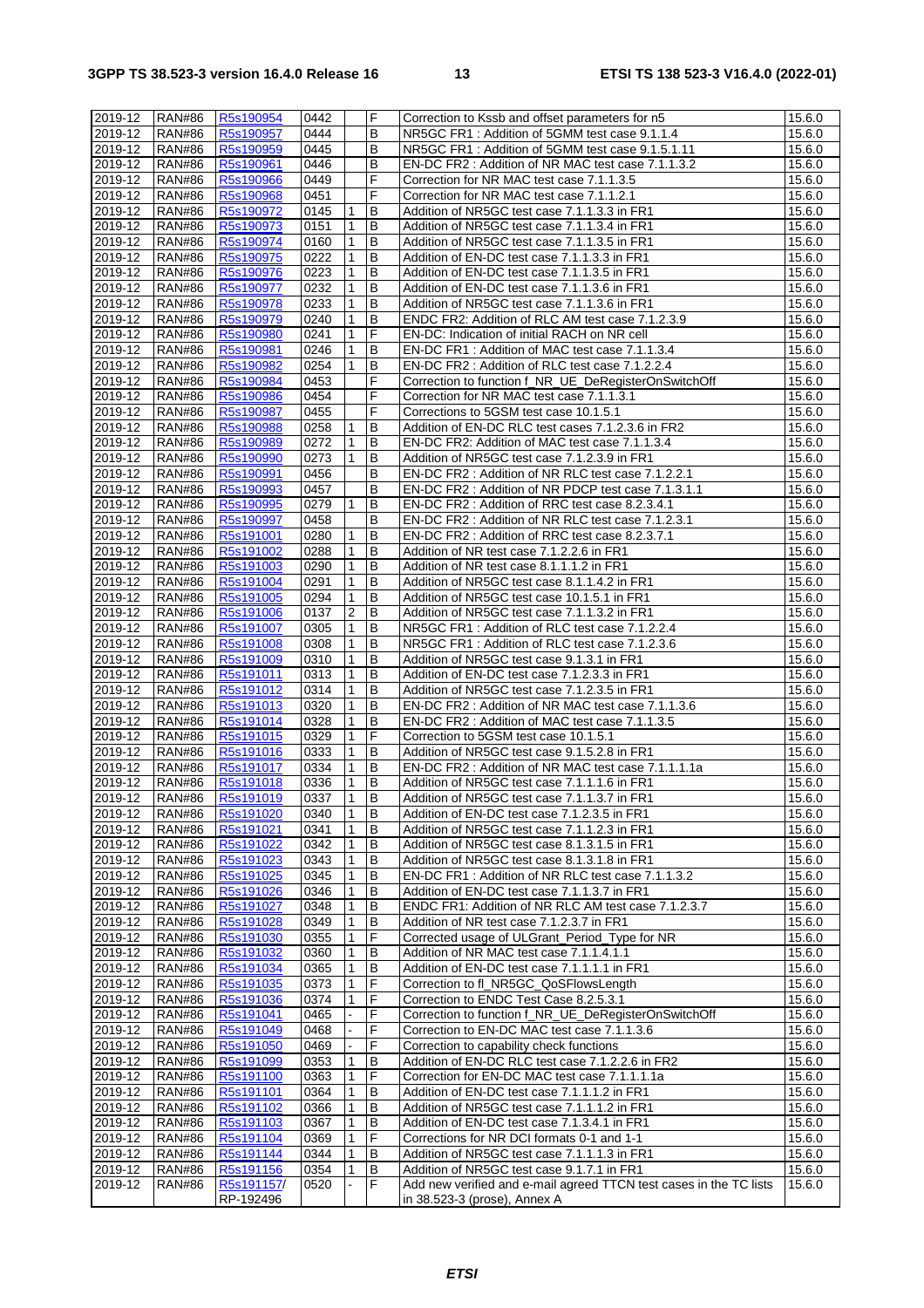| 2019-12 | RAN#86 | R5s190954 | 0442 | | F | Correction to Kssb and offset parameters for n5 | 15.6.0 |
|---|---|---|---|---|---|---|---|
| 2019-12 | RAN#86 | R5s190957 | 0444 | | B | NR5GC FR1 : Addition of 5GMM test case 9.1.1.4 | 15.6.0 |
| 2019-12 | RAN#86 | R5s190959 | 0445 | | B | NR5GC FR1 : Addition of 5GMM test case 9.1.5.1.11 | 15.6.0 |
| 2019-12 | RAN#86 | R5s190961 | 0446 | | B | EN-DC FR2 : Addition of NR MAC test case 7.1.1.3.2 | 15.6.0 |
| 2019-12 | RAN#86 | R5s190966 | 0449 | | F | Correction for NR MAC test case 7.1.1.3.5 | 15.6.0 |
| 2019-12 | RAN#86 | R5s190968 | 0451 | | F | Correction for NR MAC test case 7.1.1.2.1 | 15.6.0 |
| 2019-12 | RAN#86 | R5s190972 | 0145 | 1 | B | Addition of NR5GC test case 7.1.1.3.3 in FR1 | 15.6.0 |
| 2019-12 | RAN#86 | R5s190973 | 0151 | 1 | B | Addition of NR5GC test case 7.1.1.3.4 in FR1 | 15.6.0 |
| 2019-12 | RAN#86 | R5s190974 | 0160 | 1 | B | Addition of NR5GC test case 7.1.1.3.5 in FR1 | 15.6.0 |
| 2019-12 | RAN#86 | R5s190975 | 0222 | 1 | B | Addition of EN-DC test case 7.1.1.3.3 in FR1 | 15.6.0 |
| 2019-12 | RAN#86 | R5s190976 | 0223 | 1 | B | Addition of EN-DC test case 7.1.1.3.5 in FR1 | 15.6.0 |
| 2019-12 | RAN#86 | R5s190977 | 0232 | 1 | B | Addition of EN-DC test case 7.1.1.3.6 in FR1 | 15.6.0 |
| 2019-12 | RAN#86 | R5s190978 | 0233 | 1 | B | Addition of NR5GC test case 7.1.1.3.6 in FR1 | 15.6.0 |
| 2019-12 | RAN#86 | R5s190979 | 0240 | 1 | B | ENDC FR2: Addition of RLC AM test case 7.1.2.3.9 | 15.6.0 |
| 2019-12 | RAN#86 | R5s190980 | 0241 | 1 | F | EN-DC: Indication of initial RACH on NR cell | 15.6.0 |
| 2019-12 | RAN#86 | R5s190981 | 0246 | 1 | B | EN-DC FR1 : Addition of MAC test case 7.1.1.3.4 | 15.6.0 |
| 2019-12 | RAN#86 | R5s190982 | 0254 | 1 | B | EN-DC FR2 : Addition of RLC test case 7.1.2.2.4 | 15.6.0 |
| 2019-12 | RAN#86 | R5s190984 | 0453 | | F | Correction to function f_NR_UE_DeRegisterOnSwitchOff | 15.6.0 |
| 2019-12 | RAN#86 | R5s190986 | 0454 | | F | Correction for NR MAC test case 7.1.1.3.1 | 15.6.0 |
| 2019-12 | RAN#86 | R5s190987 | 0455 | | F | Corrections to 5GSM test case 10.1.5.1 | 15.6.0 |
| 2019-12 | RAN#86 | R5s190988 | 0258 | 1 | B | Addition of EN-DC RLC test cases 7.1.2.3.6 in FR2 | 15.6.0 |
| 2019-12 | RAN#86 | R5s190989 | 0272 | 1 | B | EN-DC FR2: Addition of MAC test case 7.1.1.3.4 | 15.6.0 |
| 2019-12 | RAN#86 | R5s190990 | 0273 | 1 | B | Addition of NR5GC test case 7.1.2.3.9 in FR1 | 15.6.0 |
| 2019-12 | RAN#86 | R5s190991 | 0456 | | B | EN-DC FR2 : Addition of NR RLC test case 7.1.2.2.1 | 15.6.0 |
| 2019-12 | RAN#86 | R5s190993 | 0457 | | B | EN-DC FR2 : Addition of NR PDCP test case 7.1.3.1.1 | 15.6.0 |
| 2019-12 | RAN#86 | R5s190995 | 0279 | 1 | B | EN-DC FR2 : Addition of RRC test case 8.2.3.4.1 | 15.6.0 |
| 2019-12 | RAN#86 | R5s190997 | 0458 | | B | EN-DC FR2 : Addition of NR RLC test case 7.1.2.3.1 | 15.6.0 |
| 2019-12 | RAN#86 | R5s191001 | 0280 | 1 | B | EN-DC FR2 : Addition of RRC test case 8.2.3.7.1 | 15.6.0 |
| 2019-12 | RAN#86 | R5s191002 | 0288 | 1 | B | Addition of NR test case 7.1.2.2.6 in FR1 | 15.6.0 |
| 2019-12 | RAN#86 | R5s191003 | 0290 | 1 | B | Addition of NR test case 8.1.1.1.2 in FR1 | 15.6.0 |
| 2019-12 | RAN#86 | R5s191004 | 0291 | 1 | B | Addition of NR5GC test case 8.1.1.4.2 in FR1 | 15.6.0 |
| 2019-12 | RAN#86 | R5s191005 | 0294 | 1 | B | Addition of NR5GC test case 10.1.5.1 in FR1 | 15.6.0 |
| 2019-12 | RAN#86 | R5s191006 | 0137 | 2 | B | Addition of NR5GC test case 7.1.1.3.2 in FR1 | 15.6.0 |
| 2019-12 | RAN#86 | R5s191007 | 0305 | 1 | B | NR5GC FR1 : Addition of RLC test case 7.1.2.2.4 | 15.6.0 |
| 2019-12 | RAN#86 | R5s191008 | 0308 | 1 | B | NR5GC FR1 : Addition of RLC test case 7.1.2.3.6 | 15.6.0 |
| 2019-12 | RAN#86 | R5s191009 | 0310 | 1 | B | Addition of NR5GC test case 9.1.3.1 in FR1 | 15.6.0 |
| 2019-12 | RAN#86 | R5s191011 | 0313 | 1 | B | Addition of EN-DC test case 7.1.2.3.3 in FR1 | 15.6.0 |
| 2019-12 | RAN#86 | R5s191012 | 0314 | 1 | B | Addition of NR5GC test case 7.1.2.3.5 in FR1 | 15.6.0 |
| 2019-12 | RAN#86 | R5s191013 | 0320 | 1 | B | EN-DC FR2 : Addition of NR MAC test case 7.1.1.3.6 | 15.6.0 |
| 2019-12 | RAN#86 | R5s191014 | 0328 | 1 | B | EN-DC FR2 : Addition of MAC test case 7.1.1.3.5 | 15.6.0 |
| 2019-12 | RAN#86 | R5s191015 | 0329 | 1 | F | Correction to 5GSM test case 10.1.5.1 | 15.6.0 |
| 2019-12 | RAN#86 | R5s191016 | 0333 | 1 | B | Addition of NR5GC test case 9.1.5.2.8 in FR1 | 15.6.0 |
| 2019-12 | RAN#86 | R5s191017 | 0334 | 1 | B | EN-DC FR2 : Addition of NR MAC test case 7.1.1.1.1a | 15.6.0 |
| 2019-12 | RAN#86 | R5s191018 | 0336 | 1 | B | Addition of NR5GC test case 7.1.1.1.6 in FR1 | 15.6.0 |
| 2019-12 | RAN#86 | R5s191019 | 0337 | 1 | B | Addition of NR5GC test case 7.1.1.3.7 in FR1 | 15.6.0 |
| 2019-12 | RAN#86 | R5s191020 | 0340 | 1 | B | Addition of EN-DC test case 7.1.2.3.5 in FR1 | 15.6.0 |
| 2019-12 | RAN#86 | R5s191021 | 0341 | 1 | B | Addition of NR5GC test case 7.1.1.2.3 in FR1 | 15.6.0 |
| 2019-12 | RAN#86 | R5s191022 | 0342 | 1 | B | Addition of NR5GC test case 8.1.3.1.5 in FR1 | 15.6.0 |
| 2019-12 | RAN#86 | R5s191023 | 0343 | 1 | B | Addition of NR5GC test case 8.1.3.1.8 in FR1 | 15.6.0 |
| 2019-12 | RAN#86 | R5s191025 | 0345 | 1 | B | EN-DC FR1 : Addition of NR RLC test case 7.1.1.3.2 | 15.6.0 |
| 2019-12 | RAN#86 | R5s191026 | 0346 | 1 | B | Addition of EN-DC test case 7.1.1.3.7 in FR1 | 15.6.0 |
| 2019-12 | RAN#86 | R5s191027 | 0348 | 1 | B | ENDC FR1: Addition of NR RLC AM test case 7.1.2.3.7 | 15.6.0 |
| 2019-12 | RAN#86 | R5s191028 | 0349 | 1 | B | Addition of NR test case 7.1.2.3.7 in FR1 | 15.6.0 |
| 2019-12 | RAN#86 | R5s191030 | 0355 | 1 | F | Corrected usage of ULGrant_Period_Type for NR | 15.6.0 |
| 2019-12 | RAN#86 | R5s191032 | 0360 | 1 | B | Addition of NR MAC test case 7.1.1.4.1.1 | 15.6.0 |
| 2019-12 | RAN#86 | R5s191034 | 0365 | 1 | B | Addition of EN-DC test case 7.1.1.1.1 in FR1 | 15.6.0 |
| 2019-12 | RAN#86 | R5s191035 | 0373 | 1 | F | Correction to fl_NR5GC_QoSFlowsLength | 15.6.0 |
| 2019-12 | RAN#86 | R5s191036 | 0374 | 1 | F | Correction to ENDC Test Case 8.2.5.3.1 | 15.6.0 |
| 2019-12 | RAN#86 | R5s191041 | 0465 | - | F | Correction to function f_NR_UE_DeRegisterOnSwitchOff | 15.6.0 |
| 2019-12 | RAN#86 | R5s191049 | 0468 | - | F | Correction to EN-DC MAC test case 7.1.1.3.6 | 15.6.0 |
| 2019-12 | RAN#86 | R5s191050 | 0469 | - | F | Correction to capability check functions | 15.6.0 |
| 2019-12 | RAN#86 | R5s191099 | 0353 | 1 | B | Addition of EN-DC RLC test case 7.1.2.2.6 in FR2 | 15.6.0 |
| 2019-12 | RAN#86 | R5s191100 | 0363 | 1 | F | Correction for EN-DC MAC test case 7.1.1.1.1a | 15.6.0 |
| 2019-12 | RAN#86 | R5s191101 | 0364 | 1 | B | Addition of EN-DC test case 7.1.1.1.2 in FR1 | 15.6.0 |
| 2019-12 | RAN#86 | R5s191102 | 0366 | 1 | B | Addition of NR5GC test case 7.1.1.1.2 in FR1 | 15.6.0 |
| 2019-12 | RAN#86 | R5s191103 | 0367 | 1 | B | Addition of EN-DC test case 7.1.3.4.1 in FR1 | 15.6.0 |
| 2019-12 | RAN#86 | R5s191104 | 0369 | 1 | F | Corrections for NR DCI formats 0-1 and 1-1 | 15.6.0 |
| 2019-12 | RAN#86 | R5s191144 | 0344 | 1 | B | Addition of NR5GC test case 7.1.1.1.3 in FR1 | 15.6.0 |
| 2019-12 | RAN#86 | R5s191156 | 0354 | 1 | B | Addition of NR5GC test case 9.1.7.1 in FR1 | 15.6.0 |
| 2019-12 | RAN#86 | R5s191157/ RP-192496 | 0520 | - | F | Add new verified and e-mail agreed TTCN test cases in the TC lists in 38.523-3 (prose), Annex A | 15.6.0 |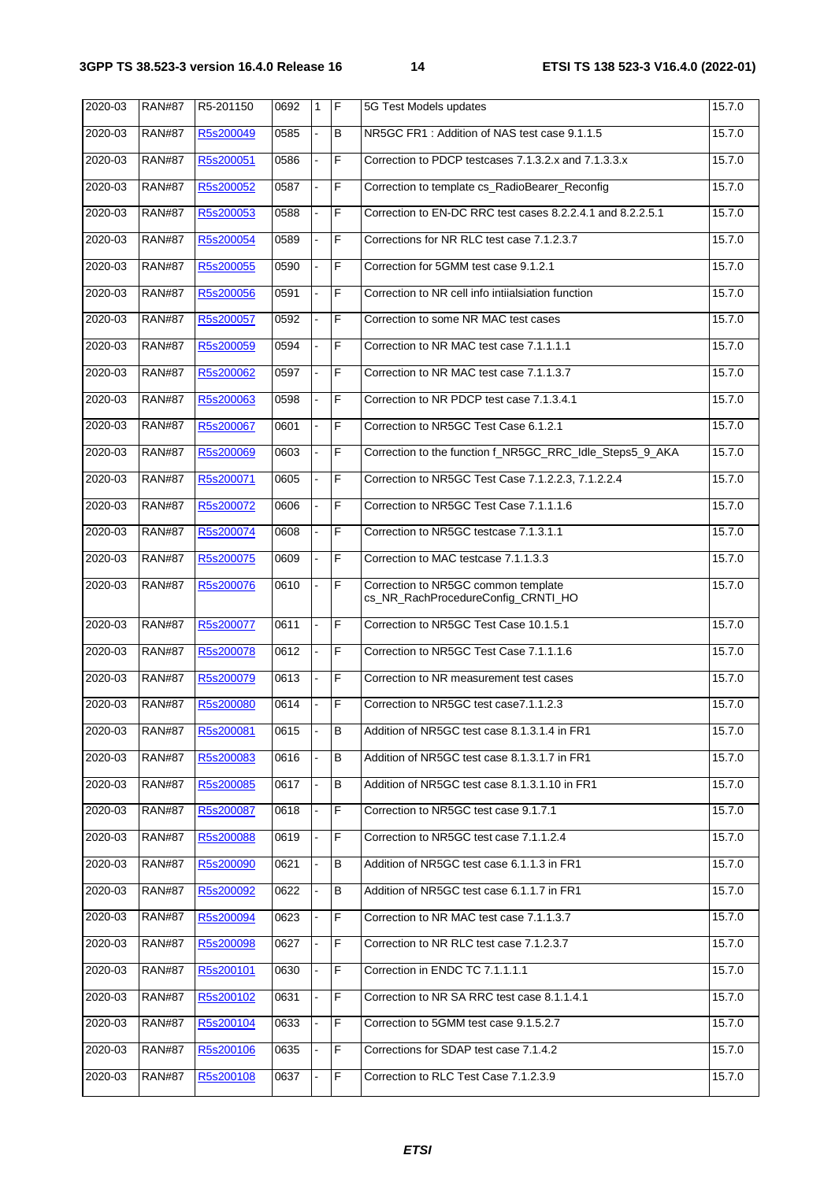| 2020-03 | RAN#87 | R5-201150 | 0692 | 1 | F | 5G Test Models updates | 15.7.0 |
|---|---|---|---|---|---|---|---|
| 2020-03 | RAN#87 | R5s200049 | 0585 | - | B | NR5GC FR1 : Addition of NAS test case 9.1.1.5 | 15.7.0 |
| 2020-03 | RAN#87 | R5s200051 | 0586 | - | F | Correction to PDCP testcases 7.1.3.2.x and 7.1.3.3.x | 15.7.0 |
| 2020-03 | RAN#87 | R5s200052 | 0587 | - | F | Correction to template cs_RadioBearer_Reconfig | 15.7.0 |
| 2020-03 | RAN#87 | R5s200053 | 0588 | - | F | Correction to EN-DC RRC test cases 8.2.2.4.1 and 8.2.2.5.1 | 15.7.0 |
| 2020-03 | RAN#87 | R5s200054 | 0589 | - | F | Corrections for NR RLC test case 7.1.2.3.7 | 15.7.0 |
| 2020-03 | RAN#87 | R5s200055 | 0590 | - | F | Correction for 5GMM test case 9.1.2.1 | 15.7.0 |
| 2020-03 | RAN#87 | R5s200056 | 0591 | - | F | Correction to NR cell info intiialsiation function | 15.7.0 |
| 2020-03 | RAN#87 | R5s200057 | 0592 | - | F | Correction to some NR MAC test cases | 15.7.0 |
| 2020-03 | RAN#87 | R5s200059 | 0594 | - | F | Correction to NR MAC test case 7.1.1.1.1 | 15.7.0 |
| 2020-03 | RAN#87 | R5s200062 | 0597 | - | F | Correction to NR MAC test case 7.1.1.3.7 | 15.7.0 |
| 2020-03 | RAN#87 | R5s200063 | 0598 | - | F | Correction to NR PDCP test case 7.1.3.4.1 | 15.7.0 |
| 2020-03 | RAN#87 | R5s200067 | 0601 | - | F | Correction to NR5GC Test Case 6.1.2.1 | 15.7.0 |
| 2020-03 | RAN#87 | R5s200069 | 0603 | - | F | Correction to the function f_NR5GC_RRC_Idle_Steps5_9_AKA | 15.7.0 |
| 2020-03 | RAN#87 | R5s200071 | 0605 | - | F | Correction to NR5GC Test Case 7.1.2.2.3, 7.1.2.2.4 | 15.7.0 |
| 2020-03 | RAN#87 | R5s200072 | 0606 | - | F | Correction to NR5GC Test Case 7.1.1.1.6 | 15.7.0 |
| 2020-03 | RAN#87 | R5s200074 | 0608 | - | F | Correction to NR5GC testcase 7.1.3.1.1 | 15.7.0 |
| 2020-03 | RAN#87 | R5s200075 | 0609 | - | F | Correction to MAC testcase 7.1.1.3.3 | 15.7.0 |
| 2020-03 | RAN#87 | R5s200076 | 0610 | - | F | Correction to NR5GC common template cs_NR_RachProcedureConfig_CRNTI_HO | 15.7.0 |
| 2020-03 | RAN#87 | R5s200077 | 0611 | - | F | Correction to NR5GC Test Case 10.1.5.1 | 15.7.0 |
| 2020-03 | RAN#87 | R5s200078 | 0612 | - | F | Correction to NR5GC Test Case 7.1.1.1.6 | 15.7.0 |
| 2020-03 | RAN#87 | R5s200079 | 0613 | - | F | Correction to NR measurement test cases | 15.7.0 |
| 2020-03 | RAN#87 | R5s200080 | 0614 | - | F | Correction to NR5GC test case7.1.1.2.3 | 15.7.0 |
| 2020-03 | RAN#87 | R5s200081 | 0615 | - | B | Addition of NR5GC test case 8.1.3.1.4 in FR1 | 15.7.0 |
| 2020-03 | RAN#87 | R5s200083 | 0616 | - | B | Addition of NR5GC test case 8.1.3.1.7 in FR1 | 15.7.0 |
| 2020-03 | RAN#87 | R5s200085 | 0617 | - | B | Addition of NR5GC test case 8.1.3.1.10 in FR1 | 15.7.0 |
| 2020-03 | RAN#87 | R5s200087 | 0618 | - | F | Correction to NR5GC test case 9.1.7.1 | 15.7.0 |
| 2020-03 | RAN#87 | R5s200088 | 0619 | - | F | Correction to NR5GC test case 7.1.1.2.4 | 15.7.0 |
| 2020-03 | RAN#87 | R5s200090 | 0621 | - | B | Addition of NR5GC test case 6.1.1.3 in FR1 | 15.7.0 |
| 2020-03 | RAN#87 | R5s200092 | 0622 | - | B | Addition of NR5GC test case 6.1.1.7 in FR1 | 15.7.0 |
| 2020-03 | RAN#87 | R5s200094 | 0623 | - | F | Correction to NR MAC test case 7.1.1.3.7 | 15.7.0 |
| 2020-03 | RAN#87 | R5s200098 | 0627 | - | F | Correction to NR RLC test case 7.1.2.3.7 | 15.7.0 |
| 2020-03 | RAN#87 | R5s200101 | 0630 | - | F | Correction in ENDC TC 7.1.1.1.1 | 15.7.0 |
| 2020-03 | RAN#87 | R5s200102 | 0631 | - | F | Correction to NR SA RRC test case 8.1.1.4.1 | 15.7.0 |
| 2020-03 | RAN#87 | R5s200104 | 0633 | - | F | Correction to 5GMM test case 9.1.5.2.7 | 15.7.0 |
| 2020-03 | RAN#87 | R5s200106 | 0635 | - | F | Corrections for SDAP test case 7.1.4.2 | 15.7.0 |
| 2020-03 | RAN#87 | R5s200108 | 0637 | - | F | Correction to RLC Test Case 7.1.2.3.9 | 15.7.0 |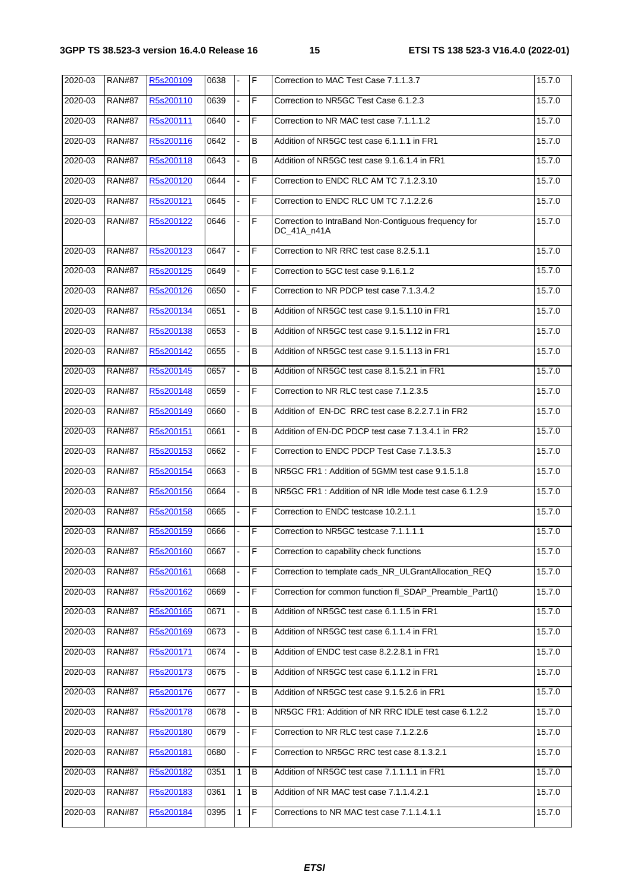| 2020-03 | RAN#87 | R5s200109 | 0638 | - | F | Correction to MAC Test Case 7.1.1.3.7 | 15.7.0 |
|---|---|---|---|---|---|---|---|
| 2020-03 | RAN#87 | R5s200110 | 0639 | - | F | Correction to NR5GC Test Case 6.1.2.3 | 15.7.0 |
| 2020-03 | RAN#87 | R5s200111 | 0640 | - | F | Correction to NR MAC test case 7.1.1.1.2 | 15.7.0 |
| 2020-03 | RAN#87 | R5s200116 | 0642 | - | B | Addition of NR5GC test case 6.1.1.1 in FR1 | 15.7.0 |
| 2020-03 | RAN#87 | R5s200118 | 0643 | - | B | Addition of NR5GC test case 9.1.6.1.4 in FR1 | 15.7.0 |
| 2020-03 | RAN#87 | R5s200120 | 0644 | - | F | Correction to ENDC RLC AM TC 7.1.2.3.10 | 15.7.0 |
| 2020-03 | RAN#87 | R5s200121 | 0645 | - | F | Correction to ENDC RLC UM TC 7.1.2.2.6 | 15.7.0 |
| 2020-03 | RAN#87 | R5s200122 | 0646 | - | F | Correction to IntraBand Non-Contiguous frequency for DC_41A_n41A | 15.7.0 |
| 2020-03 | RAN#87 | R5s200123 | 0647 | - | F | Correction to NR RRC test case 8.2.5.1.1 | 15.7.0 |
| 2020-03 | RAN#87 | R5s200125 | 0649 | - | F | Correction to 5GC test case 9.1.6.1.2 | 15.7.0 |
| 2020-03 | RAN#87 | R5s200126 | 0650 | - | F | Correction to NR PDCP test case 7.1.3.4.2 | 15.7.0 |
| 2020-03 | RAN#87 | R5s200134 | 0651 | - | B | Addition of NR5GC test case 9.1.5.1.10 in FR1 | 15.7.0 |
| 2020-03 | RAN#87 | R5s200138 | 0653 | - | B | Addition of NR5GC test case 9.1.5.1.12 in FR1 | 15.7.0 |
| 2020-03 | RAN#87 | R5s200142 | 0655 | - | B | Addition of NR5GC test case 9.1.5.1.13 in FR1 | 15.7.0 |
| 2020-03 | RAN#87 | R5s200145 | 0657 | - | B | Addition of NR5GC test case 8.1.5.2.1 in FR1 | 15.7.0 |
| 2020-03 | RAN#87 | R5s200148 | 0659 | - | F | Correction to NR RLC test case 7.1.2.3.5 | 15.7.0 |
| 2020-03 | RAN#87 | R5s200149 | 0660 | - | B | Addition of EN-DC RRC test case 8.2.2.7.1 in FR2 | 15.7.0 |
| 2020-03 | RAN#87 | R5s200151 | 0661 | - | B | Addition of EN-DC PDCP test case 7.1.3.4.1 in FR2 | 15.7.0 |
| 2020-03 | RAN#87 | R5s200153 | 0662 | - | F | Correction to ENDC PDCP Test Case 7.1.3.5.3 | 15.7.0 |
| 2020-03 | RAN#87 | R5s200154 | 0663 | - | B | NR5GC FR1 : Addition of 5GMM test case 9.1.5.1.8 | 15.7.0 |
| 2020-03 | RAN#87 | R5s200156 | 0664 | - | B | NR5GC FR1 : Addition of NR Idle Mode test case 6.1.2.9 | 15.7.0 |
| 2020-03 | RAN#87 | R5s200158 | 0665 | - | F | Correction to ENDC testcase 10.2.1.1 | 15.7.0 |
| 2020-03 | RAN#87 | R5s200159 | 0666 | - | F | Correction to NR5GC testcase 7.1.1.1.1 | 15.7.0 |
| 2020-03 | RAN#87 | R5s200160 | 0667 | - | F | Correction to capability check functions | 15.7.0 |
| 2020-03 | RAN#87 | R5s200161 | 0668 | - | F | Correction to template cads_NR_ULGrantAllocation_REQ | 15.7.0 |
| 2020-03 | RAN#87 | R5s200162 | 0669 | - | F | Correction for common function fl_SDAP_Preamble_Part1() | 15.7.0 |
| 2020-03 | RAN#87 | R5s200165 | 0671 | - | B | Addition of NR5GC test case 6.1.1.5 in FR1 | 15.7.0 |
| 2020-03 | RAN#87 | R5s200169 | 0673 | - | B | Addition of NR5GC test case 6.1.1.4 in FR1 | 15.7.0 |
| 2020-03 | RAN#87 | R5s200171 | 0674 | - | B | Addition of ENDC test case 8.2.2.8.1 in FR1 | 15.7.0 |
| 2020-03 | RAN#87 | R5s200173 | 0675 | - | B | Addition of NR5GC test case 6.1.1.2 in FR1 | 15.7.0 |
| 2020-03 | RAN#87 | R5s200176 | 0677 | - | B | Addition of NR5GC test case 9.1.5.2.6 in FR1 | 15.7.0 |
| 2020-03 | RAN#87 | R5s200178 | 0678 | - | B | NR5GC FR1: Addition of NR RRC IDLE test case 6.1.2.2 | 15.7.0 |
| 2020-03 | RAN#87 | R5s200180 | 0679 | - | F | Correction to NR RLC test case 7.1.2.2.6 | 15.7.0 |
| 2020-03 | RAN#87 | R5s200181 | 0680 | - | F | Correction to NR5GC RRC test case 8.1.3.2.1 | 15.7.0 |
| 2020-03 | RAN#87 | R5s200182 | 0351 | 1 | B | Addition of NR5GC test case 7.1.1.1.1 in FR1 | 15.7.0 |
| 2020-03 | RAN#87 | R5s200183 | 0361 | 1 | B | Addition of NR MAC test case 7.1.1.4.2.1 | 15.7.0 |
| 2020-03 | RAN#87 | R5s200184 | 0395 | 1 | F | Corrections to NR MAC test case 7.1.1.4.1.1 | 15.7.0 |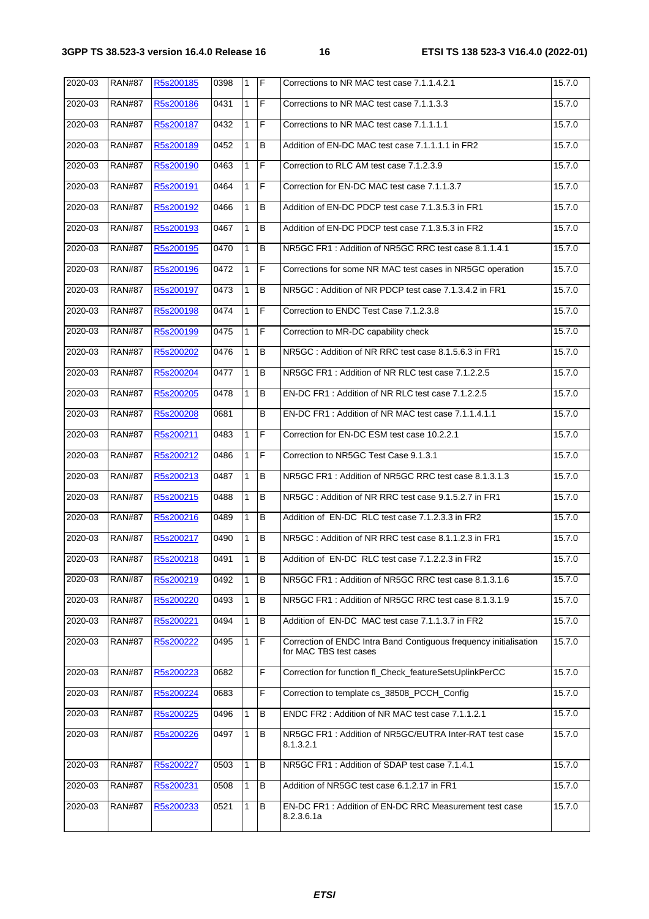| 2020-03 | RAN#87 | R5s200185 | 0398 | 1 | F | Corrections to NR MAC test case 7.1.1.4.2.1 | 15.7.0 |
|---|---|---|---|---|---|---|---|
| 2020-03 | RAN#87 | R5s200186 | 0431 | 1 | F | Corrections to NR MAC test case 7.1.1.3.3 | 15.7.0 |
| 2020-03 | RAN#87 | R5s200187 | 0432 | 1 | F | Corrections to NR MAC test case 7.1.1.1.1 | 15.7.0 |
| 2020-03 | RAN#87 | R5s200189 | 0452 | 1 | B | Addition of EN-DC MAC test case 7.1.1.1.1 in FR2 | 15.7.0 |
| 2020-03 | RAN#87 | R5s200190 | 0463 | 1 | F | Correction to RLC AM test case 7.1.2.3.9 | 15.7.0 |
| 2020-03 | RAN#87 | R5s200191 | 0464 | 1 | F | Correction for EN-DC MAC test case 7.1.1.3.7 | 15.7.0 |
| 2020-03 | RAN#87 | R5s200192 | 0466 | 1 | B | Addition of EN-DC PDCP test case 7.1.3.5.3 in FR1 | 15.7.0 |
| 2020-03 | RAN#87 | R5s200193 | 0467 | 1 | B | Addition of EN-DC PDCP test case 7.1.3.5.3 in FR2 | 15.7.0 |
| 2020-03 | RAN#87 | R5s200195 | 0470 | 1 | B | NR5GC FR1 : Addition of NR5GC RRC test case 8.1.1.4.1 | 15.7.0 |
| 2020-03 | RAN#87 | R5s200196 | 0472 | 1 | F | Corrections for some NR MAC test cases in NR5GC operation | 15.7.0 |
| 2020-03 | RAN#87 | R5s200197 | 0473 | 1 | B | NR5GC : Addition of NR PDCP test case 7.1.3.4.2 in FR1 | 15.7.0 |
| 2020-03 | RAN#87 | R5s200198 | 0474 | 1 | F | Correction to ENDC Test Case 7.1.2.3.8 | 15.7.0 |
| 2020-03 | RAN#87 | R5s200199 | 0475 | 1 | F | Correction to MR-DC capability check | 15.7.0 |
| 2020-03 | RAN#87 | R5s200202 | 0476 | 1 | B | NR5GC : Addition of NR RRC test case 8.1.5.6.3 in FR1 | 15.7.0 |
| 2020-03 | RAN#87 | R5s200204 | 0477 | 1 | B | NR5GC FR1 : Addition of NR RLC test case 7.1.2.2.5 | 15.7.0 |
| 2020-03 | RAN#87 | R5s200205 | 0478 | 1 | B | EN-DC FR1 : Addition of NR RLC test case 7.1.2.2.5 | 15.7.0 |
| 2020-03 | RAN#87 | R5s200208 | 0681 | | B | EN-DC FR1 : Addition of NR MAC test case 7.1.1.4.1.1 | 15.7.0 |
| 2020-03 | RAN#87 | R5s200211 | 0483 | 1 | F | Correction for EN-DC ESM test case 10.2.2.1 | 15.7.0 |
| 2020-03 | RAN#87 | R5s200212 | 0486 | 1 | F | Correction to NR5GC Test Case 9.1.3.1 | 15.7.0 |
| 2020-03 | RAN#87 | R5s200213 | 0487 | 1 | B | NR5GC FR1 : Addition of NR5GC RRC test case 8.1.3.1.3 | 15.7.0 |
| 2020-03 | RAN#87 | R5s200215 | 0488 | 1 | B | NR5GC : Addition of NR RRC test case 9.1.5.2.7 in FR1 | 15.7.0 |
| 2020-03 | RAN#87 | R5s200216 | 0489 | 1 | B | Addition of EN-DC RLC test case 7.1.2.3.3 in FR2 | 15.7.0 |
| 2020-03 | RAN#87 | R5s200217 | 0490 | 1 | B | NR5GC : Addition of NR RRC test case 8.1.1.2.3 in FR1 | 15.7.0 |
| 2020-03 | RAN#87 | R5s200218 | 0491 | 1 | B | Addition of EN-DC RLC test case 7.1.2.2.3 in FR2 | 15.7.0 |
| 2020-03 | RAN#87 | R5s200219 | 0492 | 1 | B | NR5GC FR1 : Addition of NR5GC RRC test case 8.1.3.1.6 | 15.7.0 |
| 2020-03 | RAN#87 | R5s200220 | 0493 | 1 | B | NR5GC FR1 : Addition of NR5GC RRC test case 8.1.3.1.9 | 15.7.0 |
| 2020-03 | RAN#87 | R5s200221 | 0494 | 1 | B | Addition of EN-DC MAC test case 7.1.1.3.7 in FR2 | 15.7.0 |
| 2020-03 | RAN#87 | R5s200222 | 0495 | 1 | F | Correction of ENDC Intra Band Contiguous frequency initialisation for MAC TBS test cases | 15.7.0 |
| 2020-03 | RAN#87 | R5s200223 | 0682 | | F | Correction for function fl_Check_featureSetsUplinkPerCC | 15.7.0 |
| 2020-03 | RAN#87 | R5s200224 | 0683 | | F | Correction to template cs_38508_PCCH_Config | 15.7.0 |
| 2020-03 | RAN#87 | R5s200225 | 0496 | 1 | B | ENDC FR2 : Addition of NR MAC test case 7.1.1.2.1 | 15.7.0 |
| 2020-03 | RAN#87 | R5s200226 | 0497 | 1 | B | NR5GC FR1 : Addition of NR5GC/EUTRA Inter-RAT test case 8.1.3.2.1 | 15.7.0 |
| 2020-03 | RAN#87 | R5s200227 | 0503 | 1 | B | NR5GC FR1 : Addition of SDAP test case 7.1.4.1 | 15.7.0 |
| 2020-03 | RAN#87 | R5s200231 | 0508 | 1 | B | Addition of NR5GC test case 6.1.2.17 in FR1 | 15.7.0 |
| 2020-03 | RAN#87 | R5s200233 | 0521 | 1 | B | EN-DC FR1 : Addition of EN-DC RRC Measurement test case 8.2.3.6.1a | 15.7.0 |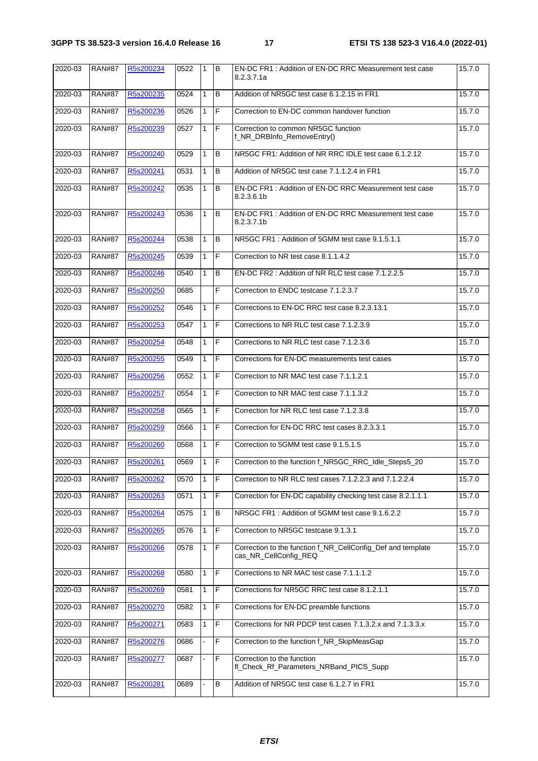| 2020-03 | RAN#87 | R5s200234 | 0522 | 1 | B | EN-DC FR1 : Addition of EN-DC RRC Measurement test case 8.2.3.7.1a | 15.7.0 |
|---|---|---|---|---|---|---|---|
| 2020-03 | RAN#87 | R5s200235 | 0524 | 1 | B | Addition of NR5GC test case 6.1.2.15 in FR1 | 15.7.0 |
| 2020-03 | RAN#87 | R5s200236 | 0526 | 1 | F | Correction to EN-DC common handover function | 15.7.0 |
| 2020-03 | RAN#87 | R5s200239 | 0527 | 1 | F | Correction to common NR5GC function f_NR_DRBInfo_RemoveEntry() | 15.7.0 |
| 2020-03 | RAN#87 | R5s200240 | 0529 | 1 | B | NR5GC FR1: Addition of NR RRC IDLE test case 6.1.2.12 | 15.7.0 |
| 2020-03 | RAN#87 | R5s200241 | 0531 | 1 | B | Addition of NR5GC test case 7.1.1.2.4 in FR1 | 15.7.0 |
| 2020-03 | RAN#87 | R5s200242 | 0535 | 1 | B | EN-DC FR1 : Addition of EN-DC RRC Measurement test case 8.2.3.6.1b | 15.7.0 |
| 2020-03 | RAN#87 | R5s200243 | 0536 | 1 | B | EN-DC FR1 : Addition of EN-DC RRC Measurement test case 8.2.3.7.1b | 15.7.0 |
| 2020-03 | RAN#87 | R5s200244 | 0538 | 1 | B | NR5GC FR1 : Addition of 5GMM test case 9.1.5.1.1 | 15.7.0 |
| 2020-03 | RAN#87 | R5s200245 | 0539 | 1 | F | Correction to NR test case 8.1.1.4.2 | 15.7.0 |
| 2020-03 | RAN#87 | R5s200246 | 0540 | 1 | B | EN-DC FR2 : Addition of NR RLC test case 7.1.2.2.5 | 15.7.0 |
| 2020-03 | RAN#87 | R5s200250 | 0685 | | F | Correction to ENDC testcase 7.1.2.3.7 | 15.7.0 |
| 2020-03 | RAN#87 | R5s200252 | 0546 | 1 | F | Corrections to EN-DC RRC test case 8.2.3.13.1 | 15.7.0 |
| 2020-03 | RAN#87 | R5s200253 | 0547 | 1 | F | Corrections to NR RLC test case 7.1.2.3.9 | 15.7.0 |
| 2020-03 | RAN#87 | R5s200254 | 0548 | 1 | F | Corrections to NR RLC test case 7.1.2.3.6 | 15.7.0 |
| 2020-03 | RAN#87 | R5s200255 | 0549 | 1 | F | Corrections for EN-DC measurements test cases | 15.7.0 |
| 2020-03 | RAN#87 | R5s200256 | 0552 | 1 | F | Correction to NR MAC test case 7.1.1.2.1 | 15.7.0 |
| 2020-03 | RAN#87 | R5s200257 | 0554 | 1 | F | Correction to NR MAC test case 7.1.1.3.2 | 15.7.0 |
| 2020-03 | RAN#87 | R5s200258 | 0565 | 1 | F | Correction for NR RLC test case 7.1.2.3.8 | 15.7.0 |
| 2020-03 | RAN#87 | R5s200259 | 0566 | 1 | F | Correction for EN-DC RRC test cases 8.2.3.3.1 | 15.7.0 |
| 2020-03 | RAN#87 | R5s200260 | 0568 | 1 | F | Correction to 5GMM test case 9.1.5.1.5 | 15.7.0 |
| 2020-03 | RAN#87 | R5s200261 | 0569 | 1 | F | Correction to the function f_NR5GC_RRC_Idle_Steps5_20 | 15.7.0 |
| 2020-03 | RAN#87 | R5s200262 | 0570 | 1 | F | Correction to NR RLC test cases 7.1.2.2.3 and 7.1.2.2.4 | 15.7.0 |
| 2020-03 | RAN#87 | R5s200263 | 0571 | 1 | F | Correction for EN-DC capability checking test case 8.2.1.1.1 | 15.7.0 |
| 2020-03 | RAN#87 | R5s200264 | 0575 | 1 | B | NR5GC FR1 : Addition of 5GMM test case 9.1.6.2.2 | 15.7.0 |
| 2020-03 | RAN#87 | R5s200265 | 0576 | 1 | F | Correction to NR5GC testcase 9.1.3.1 | 15.7.0 |
| 2020-03 | RAN#87 | R5s200266 | 0578 | 1 | F | Correction to the function f_NR_CellConfig_Def and template cas_NR_CellConfig_REQ | 15.7.0 |
| 2020-03 | RAN#87 | R5s200268 | 0580 | 1 | F | Corrections to NR MAC test case 7.1.1.1.2 | 15.7.0 |
| 2020-03 | RAN#87 | R5s200269 | 0581 | 1 | F | Corrections for NR5GC RRC test case 8.1.2.1.1 | 15.7.0 |
| 2020-03 | RAN#87 | R5s200270 | 0582 | 1 | F | Corrections for EN-DC preamble functions | 15.7.0 |
| 2020-03 | RAN#87 | R5s200271 | 0583 | 1 | F | Corrections for NR PDCP test cases 7.1.3.2.x and 7.1.3.3.x | 15.7.0 |
| 2020-03 | RAN#87 | R5s200276 | 0686 | - | F | Correction to the function f_NR_SkipMeasGap | 15.7.0 |
| 2020-03 | RAN#87 | R5s200277 | 0687 | - | F | Correction to the function fl_Check_Rf_Parameters_NRBand_PICS_Supp | 15.7.0 |
| 2020-03 | RAN#87 | R5s200281 | 0689 | - | B | Addition of NR5GC test case 6.1.2.7 in FR1 | 15.7.0 |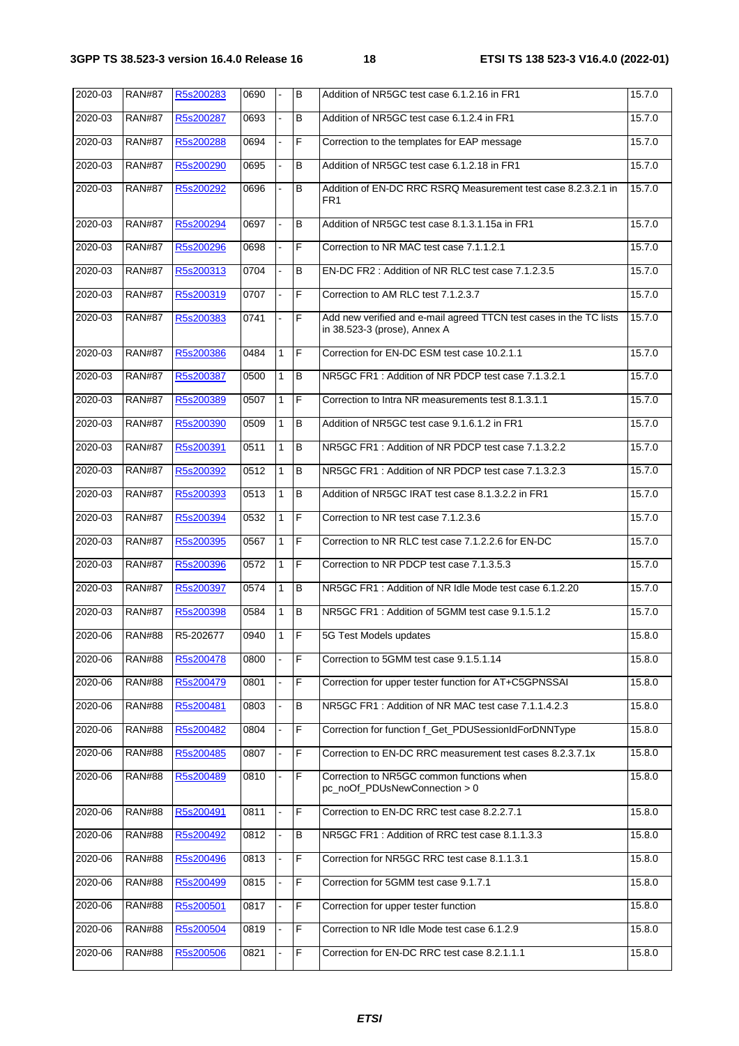| 2020-03 | RAN#87 | R5s200283 | 0690 | - | B | Addition of NR5GC test case 6.1.2.16 in FR1 | 15.7.0 |
|---|---|---|---|---|---|---|---|
| 2020-03 | RAN#87 | R5s200287 | 0693 | - | B | Addition of NR5GC test case 6.1.2.4 in FR1 | 15.7.0 |
| 2020-03 | RAN#87 | R5s200288 | 0694 | - | F | Correction to the templates for EAP message | 15.7.0 |
| 2020-03 | RAN#87 | R5s200290 | 0695 | - | B | Addition of NR5GC test case 6.1.2.18 in FR1 | 15.7.0 |
| 2020-03 | RAN#87 | R5s200292 | 0696 | - | B | Addition of EN-DC RRC RSRQ Measurement test case 8.2.3.2.1 in FR1 | 15.7.0 |
| 2020-03 | RAN#87 | R5s200294 | 0697 | - | B | Addition of NR5GC test case 8.1.3.1.15a in FR1 | 15.7.0 |
| 2020-03 | RAN#87 | R5s200296 | 0698 | - | F | Correction to NR MAC test case 7.1.1.2.1 | 15.7.0 |
| 2020-03 | RAN#87 | R5s200313 | 0704 | - | B | EN-DC FR2 : Addition of NR RLC test case 7.1.2.3.5 | 15.7.0 |
| 2020-03 | RAN#87 | R5s200319 | 0707 | - | F | Correction to AM RLC test 7.1.2.3.7 | 15.7.0 |
| 2020-03 | RAN#87 | R5s200383 | 0741 | - | F | Add new verified and e-mail agreed TTCN test cases in the TC lists in 38.523-3 (prose), Annex A | 15.7.0 |
| 2020-03 | RAN#87 | R5s200386 | 0484 | 1 | F | Correction for EN-DC ESM test case 10.2.1.1 | 15.7.0 |
| 2020-03 | RAN#87 | R5s200387 | 0500 | 1 | B | NR5GC FR1 : Addition of NR PDCP test case 7.1.3.2.1 | 15.7.0 |
| 2020-03 | RAN#87 | R5s200389 | 0507 | 1 | F | Correction to Intra NR measurements test 8.1.3.1.1 | 15.7.0 |
| 2020-03 | RAN#87 | R5s200390 | 0509 | 1 | B | Addition of NR5GC test case 9.1.6.1.2 in FR1 | 15.7.0 |
| 2020-03 | RAN#87 | R5s200391 | 0511 | 1 | B | NR5GC FR1 : Addition of NR PDCP test case 7.1.3.2.2 | 15.7.0 |
| 2020-03 | RAN#87 | R5s200392 | 0512 | 1 | B | NR5GC FR1 : Addition of NR PDCP test case 7.1.3.2.3 | 15.7.0 |
| 2020-03 | RAN#87 | R5s200393 | 0513 | 1 | B | Addition of NR5GC IRAT test case 8.1.3.2.2 in FR1 | 15.7.0 |
| 2020-03 | RAN#87 | R5s200394 | 0532 | 1 | F | Correction to NR test case 7.1.2.3.6 | 15.7.0 |
| 2020-03 | RAN#87 | R5s200395 | 0567 | 1 | F | Correction to NR RLC test case 7.1.2.2.6 for EN-DC | 15.7.0 |
| 2020-03 | RAN#87 | R5s200396 | 0572 | 1 | F | Correction to NR PDCP test case 7.1.3.5.3 | 15.7.0 |
| 2020-03 | RAN#87 | R5s200397 | 0574 | 1 | B | NR5GC FR1 : Addition of NR Idle Mode test case 6.1.2.20 | 15.7.0 |
| 2020-03 | RAN#87 | R5s200398 | 0584 | 1 | B | NR5GC FR1 : Addition of 5GMM test case 9.1.5.1.2 | 15.7.0 |
| 2020-06 | RAN#88 | R5-202677 | 0940 | 1 | F | 5G Test Models updates | 15.8.0 |
| 2020-06 | RAN#88 | R5s200478 | 0800 | - | F | Correction to 5GMM test case 9.1.5.1.14 | 15.8.0 |
| 2020-06 | RAN#88 | R5s200479 | 0801 | - | F | Correction for upper tester function for AT+C5GPNSSAI | 15.8.0 |
| 2020-06 | RAN#88 | R5s200481 | 0803 | - | B | NR5GC FR1 : Addition of NR MAC test case 7.1.1.4.2.3 | 15.8.0 |
| 2020-06 | RAN#88 | R5s200482 | 0804 | - | F | Correction for function f_Get_PDUSessionIdForDNNType | 15.8.0 |
| 2020-06 | RAN#88 | R5s200485 | 0807 | - | F | Correction to EN-DC RRC measurement test cases 8.2.3.7.1x | 15.8.0 |
| 2020-06 | RAN#88 | R5s200489 | 0810 | - | F | Correction to NR5GC common functions when pc_noOf_PDUsNewConnection > 0 | 15.8.0 |
| 2020-06 | RAN#88 | R5s200491 | 0811 | - | F | Correction to EN-DC RRC test case 8.2.2.7.1 | 15.8.0 |
| 2020-06 | RAN#88 | R5s200492 | 0812 | - | B | NR5GC FR1 : Addition of RRC test case 8.1.1.3.3 | 15.8.0 |
| 2020-06 | RAN#88 | R5s200496 | 0813 | - | F | Correction for NR5GC RRC test case 8.1.1.3.1 | 15.8.0 |
| 2020-06 | RAN#88 | R5s200499 | 0815 | - | F | Correction for 5GMM test case 9.1.7.1 | 15.8.0 |
| 2020-06 | RAN#88 | R5s200501 | 0817 | - | F | Correction for upper tester function | 15.8.0 |
| 2020-06 | RAN#88 | R5s200504 | 0819 | - | F | Correction to NR Idle Mode test case 6.1.2.9 | 15.8.0 |
| 2020-06 | RAN#88 | R5s200506 | 0821 | - | F | Correction for EN-DC RRC test case 8.2.1.1.1 | 15.8.0 |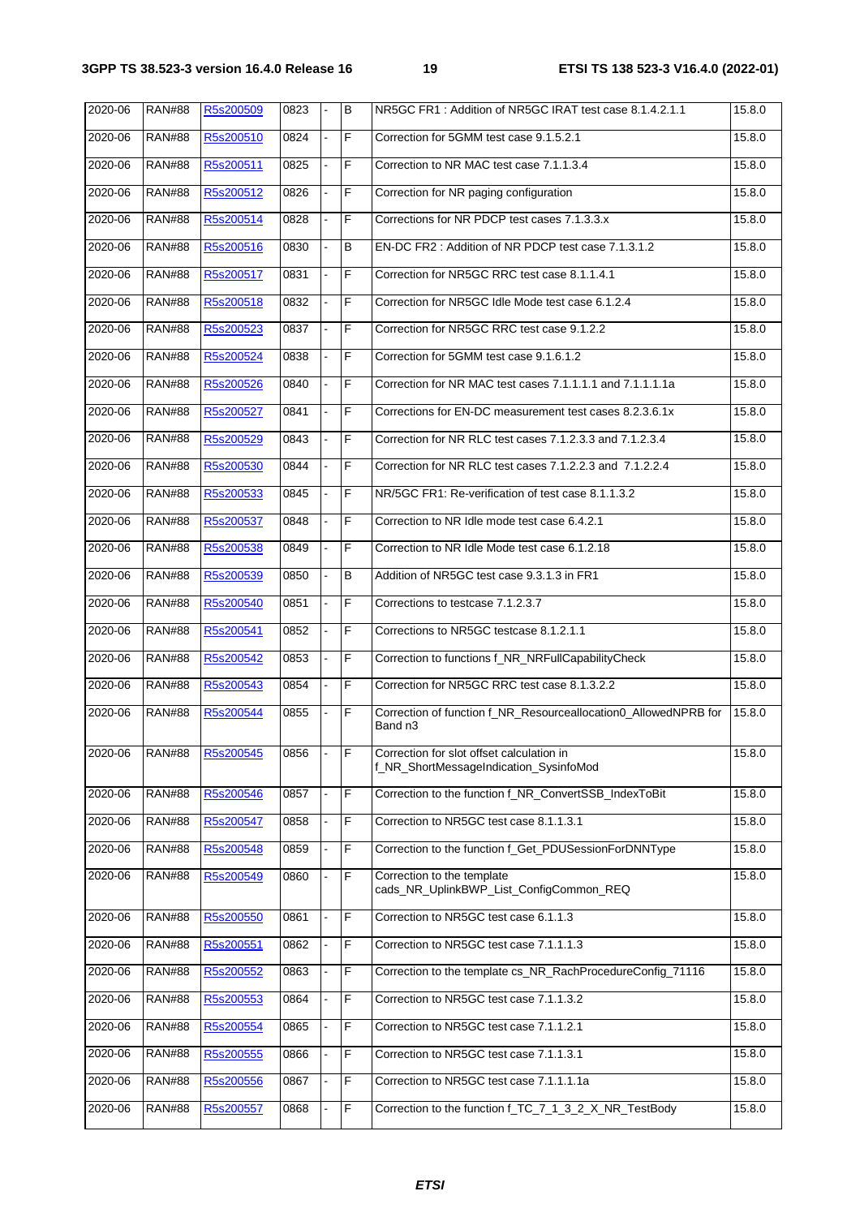| | | | | | | | |
|---|---|---|---|---|---|---|---|
| 2020-06 | RAN#88 | R5s200509 | 0823 | - | B | NR5GC FR1 : Addition of NR5GC IRAT test case 8.1.4.2.1.1 | 15.8.0 |
| 2020-06 | RAN#88 | R5s200510 | 0824 | - | F | Correction for 5GMM test case 9.1.5.2.1 | 15.8.0 |
| 2020-06 | RAN#88 | R5s200511 | 0825 | - | F | Correction to NR MAC test case 7.1.1.3.4 | 15.8.0 |
| 2020-06 | RAN#88 | R5s200512 | 0826 | - | F | Correction for NR paging configuration | 15.8.0 |
| 2020-06 | RAN#88 | R5s200514 | 0828 | - | F | Corrections for NR PDCP test cases 7.1.3.3.x | 15.8.0 |
| 2020-06 | RAN#88 | R5s200516 | 0830 | - | B | EN-DC FR2 : Addition of NR PDCP test case 7.1.3.1.2 | 15.8.0 |
| 2020-06 | RAN#88 | R5s200517 | 0831 | - | F | Correction for NR5GC RRC test case 8.1.1.4.1 | 15.8.0 |
| 2020-06 | RAN#88 | R5s200518 | 0832 | - | F | Correction for NR5GC Idle Mode test case 6.1.2.4 | 15.8.0 |
| 2020-06 | RAN#88 | R5s200523 | 0837 | - | F | Correction for NR5GC RRC test case 9.1.2.2 | 15.8.0 |
| 2020-06 | RAN#88 | R5s200524 | 0838 | - | F | Correction for 5GMM test case 9.1.6.1.2 | 15.8.0 |
| 2020-06 | RAN#88 | R5s200526 | 0840 | - | F | Correction for NR MAC test cases 7.1.1.1.1 and 7.1.1.1.1a | 15.8.0 |
| 2020-06 | RAN#88 | R5s200527 | 0841 | - | F | Corrections for EN-DC measurement test cases 8.2.3.6.1x | 15.8.0 |
| 2020-06 | RAN#88 | R5s200529 | 0843 | - | F | Correction for NR RLC test cases 7.1.2.3.3 and 7.1.2.3.4 | 15.8.0 |
| 2020-06 | RAN#88 | R5s200530 | 0844 | - | F | Correction for NR RLC test cases 7.1.2.2.3 and 7.1.2.2.4 | 15.8.0 |
| 2020-06 | RAN#88 | R5s200533 | 0845 | - | F | NR/5GC FR1: Re-verification of test case 8.1.1.3.2 | 15.8.0 |
| 2020-06 | RAN#88 | R5s200537 | 0848 | - | F | Correction to NR Idle mode test case 6.4.2.1 | 15.8.0 |
| 2020-06 | RAN#88 | R5s200538 | 0849 | - | F | Correction to NR Idle Mode test case 6.1.2.18 | 15.8.0 |
| 2020-06 | RAN#88 | R5s200539 | 0850 | - | B | Addition of NR5GC test case 9.3.1.3 in FR1 | 15.8.0 |
| 2020-06 | RAN#88 | R5s200540 | 0851 | - | F | Corrections to testcase 7.1.2.3.7 | 15.8.0 |
| 2020-06 | RAN#88 | R5s200541 | 0852 | - | F | Corrections to NR5GC testcase 8.1.2.1.1 | 15.8.0 |
| 2020-06 | RAN#88 | R5s200542 | 0853 | - | F | Correction to functions f_NR_NRFullCapabilityCheck | 15.8.0 |
| 2020-06 | RAN#88 | R5s200543 | 0854 | - | F | Correction for NR5GC RRC test case 8.1.3.2.2 | 15.8.0 |
| 2020-06 | RAN#88 | R5s200544 | 0855 | - | F | Correction of function f_NR_Resourceallocation0_AllowedNPRB for Band n3 | 15.8.0 |
| 2020-06 | RAN#88 | R5s200545 | 0856 | - | F | Correction for slot offset calculation in f_NR_ShortMessageIndication_SysinfoMod | 15.8.0 |
| 2020-06 | RAN#88 | R5s200546 | 0857 | - | F | Correction to the function f_NR_ConvertSSB_IndexToBit | 15.8.0 |
| 2020-06 | RAN#88 | R5s200547 | 0858 | - | F | Correction to NR5GC test case 8.1.1.3.1 | 15.8.0 |
| 2020-06 | RAN#88 | R5s200548 | 0859 | - | F | Correction to the function f_Get_PDUSessionForDNNType | 15.8.0 |
| 2020-06 | RAN#88 | R5s200549 | 0860 | - | F | Correction to the template cads_NR_UplinkBWP_List_ConfigCommon_REQ | 15.8.0 |
| 2020-06 | RAN#88 | R5s200550 | 0861 | - | F | Correction to NR5GC test case 6.1.1.3 | 15.8.0 |
| 2020-06 | RAN#88 | R5s200551 | 0862 | - | F | Correction to NR5GC test case 7.1.1.1.3 | 15.8.0 |
| 2020-06 | RAN#88 | R5s200552 | 0863 | - | F | Correction to the template cs_NR_RachProcedureConfig_71116 | 15.8.0 |
| 2020-06 | RAN#88 | R5s200553 | 0864 | - | F | Correction to NR5GC test case 7.1.1.3.2 | 15.8.0 |
| 2020-06 | RAN#88 | R5s200554 | 0865 | - | F | Correction to NR5GC test case 7.1.1.2.1 | 15.8.0 |
| 2020-06 | RAN#88 | R5s200555 | 0866 | - | F | Correction to NR5GC test case 7.1.1.3.1 | 15.8.0 |
| 2020-06 | RAN#88 | R5s200556 | 0867 | - | F | Correction to NR5GC test case 7.1.1.1.1a | 15.8.0 |
| 2020-06 | RAN#88 | R5s200557 | 0868 | - | F | Correction to the function f_TC_7_1_3_2_X_NR_TestBody | 15.8.0 |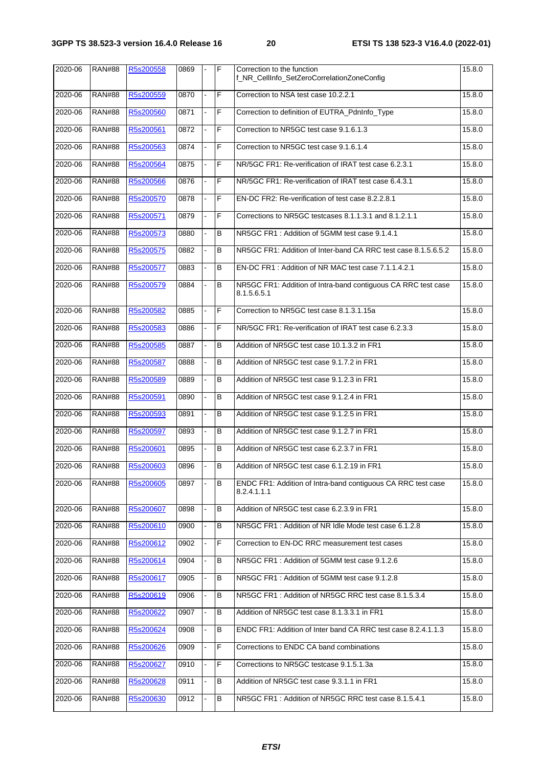| 2020-06 | RAN#88 | R5s200558 | 0869 | - | F | Correction to the function f_NR_CellInfo_SetZeroCorrelationZoneConfig | 15.8.0 |
|---|---|---|---|---|---|---|---|
| 2020-06 | RAN#88 | R5s200559 | 0870 | - | F | Correction to NSA test case 10.2.2.1 | 15.8.0 |
| 2020-06 | RAN#88 | R5s200560 | 0871 | - | F | Correction to definition of EUTRA_PdnInfo_Type | 15.8.0 |
| 2020-06 | RAN#88 | R5s200561 | 0872 | - | F | Correction to NR5GC test case 9.1.6.1.3 | 15.8.0 |
| 2020-06 | RAN#88 | R5s200563 | 0874 | - | F | Correction to NR5GC test case 9.1.6.1.4 | 15.8.0 |
| 2020-06 | RAN#88 | R5s200564 | 0875 | - | F | NR/5GC FR1: Re-verification of IRAT test case 6.2.3.1 | 15.8.0 |
| 2020-06 | RAN#88 | R5s200566 | 0876 | - | F | NR/5GC FR1: Re-verification of IRAT test case 6.4.3.1 | 15.8.0 |
| 2020-06 | RAN#88 | R5s200570 | 0878 | - | F | EN-DC FR2: Re-verification of test case 8.2.2.8.1 | 15.8.0 |
| 2020-06 | RAN#88 | R5s200571 | 0879 | - | F | Corrections to NR5GC testcases 8.1.1.3.1 and 8.1.2.1.1 | 15.8.0 |
| 2020-06 | RAN#88 | R5s200573 | 0880 | - | B | NR5GC FR1 : Addition of 5GMM test case 9.1.4.1 | 15.8.0 |
| 2020-06 | RAN#88 | R5s200575 | 0882 | - | B | NR5GC FR1: Addition of Inter-band CA RRC test case 8.1.5.6.5.2 | 15.8.0 |
| 2020-06 | RAN#88 | R5s200577 | 0883 | - | B | EN-DC FR1 : Addition of NR MAC test case 7.1.1.4.2.1 | 15.8.0 |
| 2020-06 | RAN#88 | R5s200579 | 0884 | - | B | NR5GC FR1: Addition of Intra-band contiguous CA RRC test case 8.1.5.6.5.1 | 15.8.0 |
| 2020-06 | RAN#88 | R5s200582 | 0885 | - | F | Correction to NR5GC test case 8.1.3.1.15a | 15.8.0 |
| 2020-06 | RAN#88 | R5s200583 | 0886 | - | F | NR/5GC FR1: Re-verification of IRAT test case 6.2.3.3 | 15.8.0 |
| 2020-06 | RAN#88 | R5s200585 | 0887 | - | B | Addition of NR5GC test case 10.1.3.2 in FR1 | 15.8.0 |
| 2020-06 | RAN#88 | R5s200587 | 0888 | - | B | Addition of NR5GC test case 9.1.7.2 in FR1 | 15.8.0 |
| 2020-06 | RAN#88 | R5s200589 | 0889 | - | B | Addition of NR5GC test case 9.1.2.3 in FR1 | 15.8.0 |
| 2020-06 | RAN#88 | R5s200591 | 0890 | - | B | Addition of NR5GC test case 9.1.2.4 in FR1 | 15.8.0 |
| 2020-06 | RAN#88 | R5s200593 | 0891 | - | B | Addition of NR5GC test case 9.1.2.5 in FR1 | 15.8.0 |
| 2020-06 | RAN#88 | R5s200597 | 0893 | - | B | Addition of NR5GC test case 9.1.2.7 in FR1 | 15.8.0 |
| 2020-06 | RAN#88 | R5s200601 | 0895 | - | B | Addition of NR5GC test case 6.2.3.7 in FR1 | 15.8.0 |
| 2020-06 | RAN#88 | R5s200603 | 0896 | - | B | Addition of NR5GC test case 6.1.2.19 in FR1 | 15.8.0 |
| 2020-06 | RAN#88 | R5s200605 | 0897 | - | B | ENDC FR1: Addition of Intra-band contiguous CA RRC test case 8.2.4.1.1.1 | 15.8.0 |
| 2020-06 | RAN#88 | R5s200607 | 0898 | - | B | Addition of NR5GC test case 6.2.3.9 in FR1 | 15.8.0 |
| 2020-06 | RAN#88 | R5s200610 | 0900 | - | B | NR5GC FR1 : Addition of NR Idle Mode test case 6.1.2.8 | 15.8.0 |
| 2020-06 | RAN#88 | R5s200612 | 0902 | - | F | Correction to EN-DC RRC measurement test cases | 15.8.0 |
| 2020-06 | RAN#88 | R5s200614 | 0904 | - | B | NR5GC FR1 : Addition of 5GMM test case 9.1.2.6 | 15.8.0 |
| 2020-06 | RAN#88 | R5s200617 | 0905 | - | B | NR5GC FR1 : Addition of 5GMM test case 9.1.2.8 | 15.8.0 |
| 2020-06 | RAN#88 | R5s200619 | 0906 | - | B | NR5GC FR1 : Addition of NR5GC RRC test case 8.1.5.3.4 | 15.8.0 |
| 2020-06 | RAN#88 | R5s200622 | 0907 | - | B | Addition of NR5GC test case 8.1.3.3.1 in FR1 | 15.8.0 |
| 2020-06 | RAN#88 | R5s200624 | 0908 | - | B | ENDC FR1: Addition of Inter band CA RRC test case 8.2.4.1.1.3 | 15.8.0 |
| 2020-06 | RAN#88 | R5s200626 | 0909 | - | F | Corrections to ENDC CA band combinations | 15.8.0 |
| 2020-06 | RAN#88 | R5s200627 | 0910 | - | F | Corrections to NR5GC testcase 9.1.5.1.3a | 15.8.0 |
| 2020-06 | RAN#88 | R5s200628 | 0911 | - | B | Addition of NR5GC test case 9.3.1.1 in FR1 | 15.8.0 |
| 2020-06 | RAN#88 | R5s200630 | 0912 | - | B | NR5GC FR1 : Addition of NR5GC RRC test case 8.1.5.4.1 | 15.8.0 |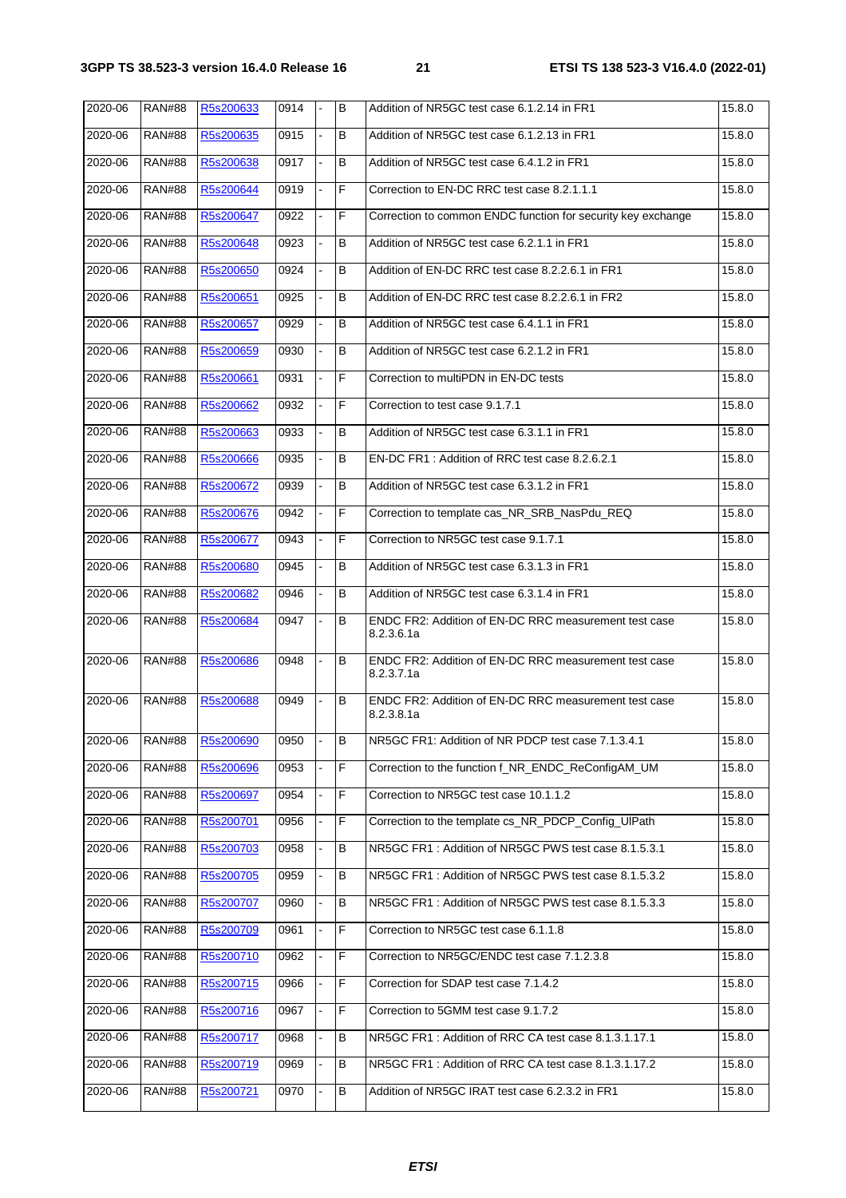| 2020-06 | RAN#88 | R5s200633 | 0914 | - | B | Addition of NR5GC test case 6.1.2.14 in FR1 | 15.8.0 |
|---|---|---|---|---|---|---|---|
| 2020-06 | RAN#88 | R5s200635 | 0915 | - | B | Addition of NR5GC test case 6.1.2.13 in FR1 | 15.8.0 |
| 2020-06 | RAN#88 | R5s200638 | 0917 | - | B | Addition of NR5GC test case 6.4.1.2 in FR1 | 15.8.0 |
| 2020-06 | RAN#88 | R5s200644 | 0919 | - | F | Correction to EN-DC RRC test case 8.2.1.1.1 | 15.8.0 |
| 2020-06 | RAN#88 | R5s200647 | 0922 | - | F | Correction to common ENDC function for security key exchange | 15.8.0 |
| 2020-06 | RAN#88 | R5s200648 | 0923 | - | B | Addition of NR5GC test case 6.2.1.1 in FR1 | 15.8.0 |
| 2020-06 | RAN#88 | R5s200650 | 0924 | - | B | Addition of EN-DC RRC test case 8.2.2.6.1 in FR1 | 15.8.0 |
| 2020-06 | RAN#88 | R5s200651 | 0925 | - | B | Addition of EN-DC RRC test case 8.2.2.6.1 in FR2 | 15.8.0 |
| 2020-06 | RAN#88 | R5s200657 | 0929 | - | B | Addition of NR5GC test case 6.4.1.1 in FR1 | 15.8.0 |
| 2020-06 | RAN#88 | R5s200659 | 0930 | - | B | Addition of NR5GC test case 6.2.1.2 in FR1 | 15.8.0 |
| 2020-06 | RAN#88 | R5s200661 | 0931 | - | F | Correction to multiPDN in EN-DC tests | 15.8.0 |
| 2020-06 | RAN#88 | R5s200662 | 0932 | - | F | Correction to test case 9.1.7.1 | 15.8.0 |
| 2020-06 | RAN#88 | R5s200663 | 0933 | - | B | Addition of NR5GC test case 6.3.1.1 in FR1 | 15.8.0 |
| 2020-06 | RAN#88 | R5s200666 | 0935 | - | B | EN-DC FR1 : Addition of RRC test case 8.2.6.2.1 | 15.8.0 |
| 2020-06 | RAN#88 | R5s200672 | 0939 | - | B | Addition of NR5GC test case 6.3.1.2 in FR1 | 15.8.0 |
| 2020-06 | RAN#88 | R5s200676 | 0942 | - | F | Correction to template cas_NR_SRB_NasPdu_REQ | 15.8.0 |
| 2020-06 | RAN#88 | R5s200677 | 0943 | - | F | Correction to NR5GC test case 9.1.7.1 | 15.8.0 |
| 2020-06 | RAN#88 | R5s200680 | 0945 | - | B | Addition of NR5GC test case 6.3.1.3 in FR1 | 15.8.0 |
| 2020-06 | RAN#88 | R5s200682 | 0946 | - | B | Addition of NR5GC test case 6.3.1.4 in FR1 | 15.8.0 |
| 2020-06 | RAN#88 | R5s200684 | 0947 | - | B | ENDC FR2: Addition of EN-DC RRC measurement test case 8.2.3.6.1a | 15.8.0 |
| 2020-06 | RAN#88 | R5s200686 | 0948 | - | B | ENDC FR2: Addition of EN-DC RRC measurement test case 8.2.3.7.1a | 15.8.0 |
| 2020-06 | RAN#88 | R5s200688 | 0949 | - | B | ENDC FR2: Addition of EN-DC RRC measurement test case 8.2.3.8.1a | 15.8.0 |
| 2020-06 | RAN#88 | R5s200690 | 0950 | - | B | NR5GC FR1: Addition of NR PDCP test case 7.1.3.4.1 | 15.8.0 |
| 2020-06 | RAN#88 | R5s200696 | 0953 | - | F | Correction to the function f_NR_ENDC_ReConfigAM_UM | 15.8.0 |
| 2020-06 | RAN#88 | R5s200697 | 0954 | - | F | Correction to NR5GC test case 10.1.1.2 | 15.8.0 |
| 2020-06 | RAN#88 | R5s200701 | 0956 | - | F | Correction to the template cs_NR_PDCP_Config_UlPath | 15.8.0 |
| 2020-06 | RAN#88 | R5s200703 | 0958 | - | B | NR5GC FR1 : Addition of NR5GC PWS test case 8.1.5.3.1 | 15.8.0 |
| 2020-06 | RAN#88 | R5s200705 | 0959 | - | B | NR5GC FR1 : Addition of NR5GC PWS test case 8.1.5.3.2 | 15.8.0 |
| 2020-06 | RAN#88 | R5s200707 | 0960 | - | B | NR5GC FR1 : Addition of NR5GC PWS test case 8.1.5.3.3 | 15.8.0 |
| 2020-06 | RAN#88 | R5s200709 | 0961 | - | F | Correction to NR5GC test case 6.1.1.8 | 15.8.0 |
| 2020-06 | RAN#88 | R5s200710 | 0962 | - | F | Correction to NR5GC/ENDC test case 7.1.2.3.8 | 15.8.0 |
| 2020-06 | RAN#88 | R5s200715 | 0966 | - | F | Correction for SDAP test case 7.1.4.2 | 15.8.0 |
| 2020-06 | RAN#88 | R5s200716 | 0967 | - | F | Correction to 5GMM test case 9.1.7.2 | 15.8.0 |
| 2020-06 | RAN#88 | R5s200717 | 0968 | - | B | NR5GC FR1 : Addition of RRC CA test case 8.1.3.1.17.1 | 15.8.0 |
| 2020-06 | RAN#88 | R5s200719 | 0969 | - | B | NR5GC FR1 : Addition of RRC CA test case 8.1.3.1.17.2 | 15.8.0 |
| 2020-06 | RAN#88 | R5s200721 | 0970 | - | B | Addition of NR5GC IRAT test case 6.2.3.2 in FR1 | 15.8.0 |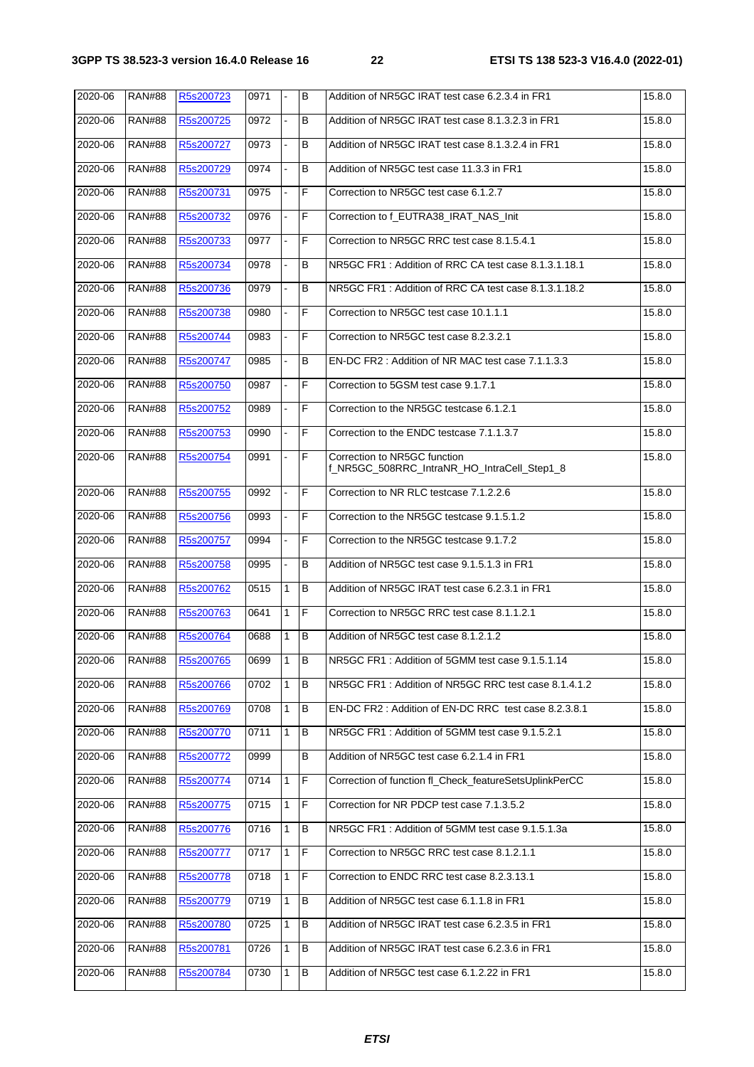| 2020-06 | RAN#88 | R5s200723 | 0971 | - | B | Addition of NR5GC IRAT test case 6.2.3.4 in FR1 | 15.8.0 |
|---|---|---|---|---|---|---|---|
| 2020-06 | RAN#88 | R5s200725 | 0972 | - | B | Addition of NR5GC IRAT test case 8.1.3.2.3 in FR1 | 15.8.0 |
| 2020-06 | RAN#88 | R5s200727 | 0973 | - | B | Addition of NR5GC IRAT test case 8.1.3.2.4 in FR1 | 15.8.0 |
| 2020-06 | RAN#88 | R5s200729 | 0974 | - | B | Addition of NR5GC test case 11.3.3 in FR1 | 15.8.0 |
| 2020-06 | RAN#88 | R5s200731 | 0975 | - | F | Correction to NR5GC test case 6.1.2.7 | 15.8.0 |
| 2020-06 | RAN#88 | R5s200732 | 0976 | - | F | Correction to f_EUTRA38_IRAT_NAS_Init | 15.8.0 |
| 2020-06 | RAN#88 | R5s200733 | 0977 | - | F | Correction to NR5GC RRC test case 8.1.5.4.1 | 15.8.0 |
| 2020-06 | RAN#88 | R5s200734 | 0978 | - | B | NR5GC FR1 : Addition of RRC CA test case 8.1.3.1.18.1 | 15.8.0 |
| 2020-06 | RAN#88 | R5s200736 | 0979 | - | B | NR5GC FR1 : Addition of RRC CA test case 8.1.3.1.18.2 | 15.8.0 |
| 2020-06 | RAN#88 | R5s200738 | 0980 | - | F | Correction to NR5GC test case 10.1.1.1 | 15.8.0 |
| 2020-06 | RAN#88 | R5s200744 | 0983 | - | F | Correction to NR5GC test case 8.2.3.2.1 | 15.8.0 |
| 2020-06 | RAN#88 | R5s200747 | 0985 | - | B | EN-DC FR2 : Addition of NR MAC test case 7.1.1.3.3 | 15.8.0 |
| 2020-06 | RAN#88 | R5s200750 | 0987 | - | F | Correction to 5GSM test case 9.1.7.1 | 15.8.0 |
| 2020-06 | RAN#88 | R5s200752 | 0989 | - | F | Correction to the NR5GC testcase 6.1.2.1 | 15.8.0 |
| 2020-06 | RAN#88 | R5s200753 | 0990 | - | F | Correction to the ENDC testcase 7.1.1.3.7 | 15.8.0 |
| 2020-06 | RAN#88 | R5s200754 | 0991 | - | F | Correction to NR5GC function f_NR5GC_508RRC_IntraNR_HO_IntraCell_Step1_8 | 15.8.0 |
| 2020-06 | RAN#88 | R5s200755 | 0992 | - | F | Correction to NR RLC testcase 7.1.2.2.6 | 15.8.0 |
| 2020-06 | RAN#88 | R5s200756 | 0993 | - | F | Correction to the NR5GC testcase 9.1.5.1.2 | 15.8.0 |
| 2020-06 | RAN#88 | R5s200757 | 0994 | - | F | Correction to the NR5GC testcase 9.1.7.2 | 15.8.0 |
| 2020-06 | RAN#88 | R5s200758 | 0995 | - | B | Addition of NR5GC test case 9.1.5.1.3 in FR1 | 15.8.0 |
| 2020-06 | RAN#88 | R5s200762 | 0515 | 1 | B | Addition of NR5GC IRAT test case 6.2.3.1 in FR1 | 15.8.0 |
| 2020-06 | RAN#88 | R5s200763 | 0641 | 1 | F | Correction to NR5GC RRC test case 8.1.1.2.1 | 15.8.0 |
| 2020-06 | RAN#88 | R5s200764 | 0688 | 1 | B | Addition of NR5GC test case 8.1.2.1.2 | 15.8.0 |
| 2020-06 | RAN#88 | R5s200765 | 0699 | 1 | B | NR5GC FR1 : Addition of 5GMM test case 9.1.5.1.14 | 15.8.0 |
| 2020-06 | RAN#88 | R5s200766 | 0702 | 1 | B | NR5GC FR1 : Addition of NR5GC RRC test case 8.1.4.1.2 | 15.8.0 |
| 2020-06 | RAN#88 | R5s200769 | 0708 | 1 | B | EN-DC FR2 : Addition of EN-DC RRC test case 8.2.3.8.1 | 15.8.0 |
| 2020-06 | RAN#88 | R5s200770 | 0711 | 1 | B | NR5GC FR1 : Addition of 5GMM test case 9.1.5.2.1 | 15.8.0 |
| 2020-06 | RAN#88 | R5s200772 | 0999 | | B | Addition of NR5GC test case 6.2.1.4 in FR1 | 15.8.0 |
| 2020-06 | RAN#88 | R5s200774 | 0714 | 1 | F | Correction of function fl_Check_featureSetsUplinkPerCC | 15.8.0 |
| 2020-06 | RAN#88 | R5s200775 | 0715 | 1 | F | Correction for NR PDCP test case 7.1.3.5.2 | 15.8.0 |
| 2020-06 | RAN#88 | R5s200776 | 0716 | 1 | B | NR5GC FR1 : Addition of 5GMM test case 9.1.5.1.3a | 15.8.0 |
| 2020-06 | RAN#88 | R5s200777 | 0717 | 1 | F | Correction to NR5GC RRC test case 8.1.2.1.1 | 15.8.0 |
| 2020-06 | RAN#88 | R5s200778 | 0718 | 1 | F | Correction to ENDC RRC test case 8.2.3.13.1 | 15.8.0 |
| 2020-06 | RAN#88 | R5s200779 | 0719 | 1 | B | Addition of NR5GC test case 6.1.1.8 in FR1 | 15.8.0 |
| 2020-06 | RAN#88 | R5s200780 | 0725 | 1 | B | Addition of NR5GC IRAT test case 6.2.3.5 in FR1 | 15.8.0 |
| 2020-06 | RAN#88 | R5s200781 | 0726 | 1 | B | Addition of NR5GC IRAT test case 6.2.3.6 in FR1 | 15.8.0 |
| 2020-06 | RAN#88 | R5s200784 | 0730 | 1 | B | Addition of NR5GC test case 6.1.2.22 in FR1 | 15.8.0 |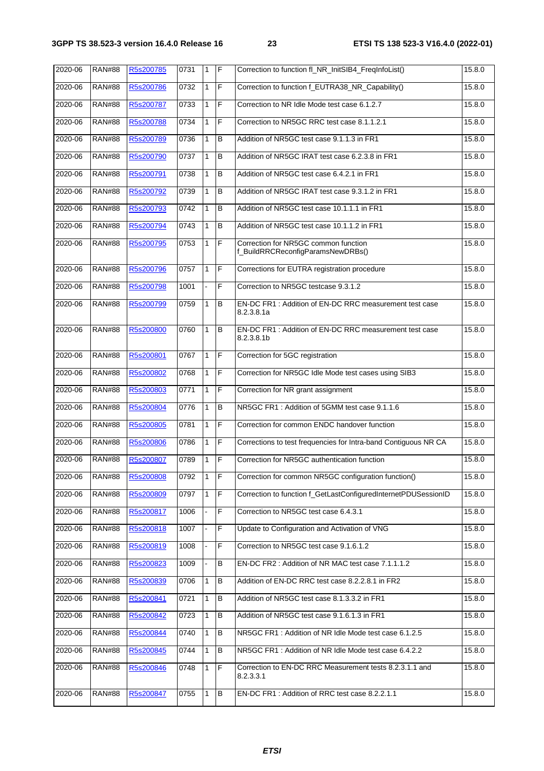| | | | | | | | |
|---|---|---|---|---|---|---|---|
| 2020-06 | RAN#88 | R5s200785 | 0731 | 1 | F | Correction to function fl_NR_InitSIB4_FreqInfoList() | 15.8.0 |
| 2020-06 | RAN#88 | R5s200786 | 0732 | 1 | F | Correction to function f_EUTRA38_NR_Capability() | 15.8.0 |
| 2020-06 | RAN#88 | R5s200787 | 0733 | 1 | F | Correction to NR Idle Mode test case 6.1.2.7 | 15.8.0 |
| 2020-06 | RAN#88 | R5s200788 | 0734 | 1 | F | Correction to NR5GC RRC test case 8.1.1.2.1 | 15.8.0 |
| 2020-06 | RAN#88 | R5s200789 | 0736 | 1 | B | Addition of NR5GC test case 9.1.1.3 in FR1 | 15.8.0 |
| 2020-06 | RAN#88 | R5s200790 | 0737 | 1 | B | Addition of NR5GC IRAT test case 6.2.3.8 in FR1 | 15.8.0 |
| 2020-06 | RAN#88 | R5s200791 | 0738 | 1 | B | Addition of NR5GC test case 6.4.2.1 in FR1 | 15.8.0 |
| 2020-06 | RAN#88 | R5s200792 | 0739 | 1 | B | Addition of NR5GC IRAT test case 9.3.1.2 in FR1 | 15.8.0 |
| 2020-06 | RAN#88 | R5s200793 | 0742 | 1 | B | Addition of NR5GC test case 10.1.1.1 in FR1 | 15.8.0 |
| 2020-06 | RAN#88 | R5s200794 | 0743 | 1 | B | Addition of NR5GC test case 10.1.1.2 in FR1 | 15.8.0 |
| 2020-06 | RAN#88 | R5s200795 | 0753 | 1 | F | Correction for NR5GC common function f_BuildRRCReconfigParamsNewDRBs() | 15.8.0 |
| 2020-06 | RAN#88 | R5s200796 | 0757 | 1 | F | Corrections for EUTRA registration procedure | 15.8.0 |
| 2020-06 | RAN#88 | R5s200798 | 1001 | - | F | Correction to NR5GC testcase 9.3.1.2 | 15.8.0 |
| 2020-06 | RAN#88 | R5s200799 | 0759 | 1 | B | EN-DC FR1 : Addition of EN-DC RRC measurement test case 8.2.3.8.1a | 15.8.0 |
| 2020-06 | RAN#88 | R5s200800 | 0760 | 1 | B | EN-DC FR1 : Addition of EN-DC RRC measurement test case 8.2.3.8.1b | 15.8.0 |
| 2020-06 | RAN#88 | R5s200801 | 0767 | 1 | F | Correction for 5GC registration | 15.8.0 |
| 2020-06 | RAN#88 | R5s200802 | 0768 | 1 | F | Correction for NR5GC Idle Mode test cases using SIB3 | 15.8.0 |
| 2020-06 | RAN#88 | R5s200803 | 0771 | 1 | F | Correction for NR grant assignment | 15.8.0 |
| 2020-06 | RAN#88 | R5s200804 | 0776 | 1 | B | NR5GC FR1 : Addition of 5GMM test case 9.1.1.6 | 15.8.0 |
| 2020-06 | RAN#88 | R5s200805 | 0781 | 1 | F | Correction for common ENDC handover function | 15.8.0 |
| 2020-06 | RAN#88 | R5s200806 | 0786 | 1 | F | Corrections to test frequencies for Intra-band Contiguous NR CA | 15.8.0 |
| 2020-06 | RAN#88 | R5s200807 | 0789 | 1 | F | Correction for NR5GC authentication function | 15.8.0 |
| 2020-06 | RAN#88 | R5s200808 | 0792 | 1 | F | Correction for common NR5GC configuration function() | 15.8.0 |
| 2020-06 | RAN#88 | R5s200809 | 0797 | 1 | F | Correction to function f_GetLastConfiguredInternetPDUSessionID | 15.8.0 |
| 2020-06 | RAN#88 | R5s200817 | 1006 | - | F | Correction to NR5GC test case 6.4.3.1 | 15.8.0 |
| 2020-06 | RAN#88 | R5s200818 | 1007 | - | F | Update to Configuration and Activation of VNG | 15.8.0 |
| 2020-06 | RAN#88 | R5s200819 | 1008 | - | F | Correction to NR5GC test case 9.1.6.1.2 | 15.8.0 |
| 2020-06 | RAN#88 | R5s200823 | 1009 | - | B | EN-DC FR2 : Addition of NR MAC test case 7.1.1.1.2 | 15.8.0 |
| 2020-06 | RAN#88 | R5s200839 | 0706 | 1 | B | Addition of EN-DC RRC test case 8.2.2.8.1 in FR2 | 15.8.0 |
| 2020-06 | RAN#88 | R5s200841 | 0721 | 1 | B | Addition of NR5GC test case 8.1.3.3.2 in FR1 | 15.8.0 |
| 2020-06 | RAN#88 | R5s200842 | 0723 | 1 | B | Addition of NR5GC test case 9.1.6.1.3 in FR1 | 15.8.0 |
| 2020-06 | RAN#88 | R5s200844 | 0740 | 1 | B | NR5GC FR1 : Addition of NR Idle Mode test case 6.1.2.5 | 15.8.0 |
| 2020-06 | RAN#88 | R5s200845 | 0744 | 1 | B | NR5GC FR1 : Addition of NR Idle Mode test case 6.4.2.2 | 15.8.0 |
| 2020-06 | RAN#88 | R5s200846 | 0748 | 1 | F | Correction to EN-DC RRC Measurement tests 8.2.3.1.1 and 8.2.3.3.1 | 15.8.0 |
| 2020-06 | RAN#88 | R5s200847 | 0755 | 1 | B | EN-DC FR1 : Addition of RRC test case 8.2.2.1.1 | 15.8.0 |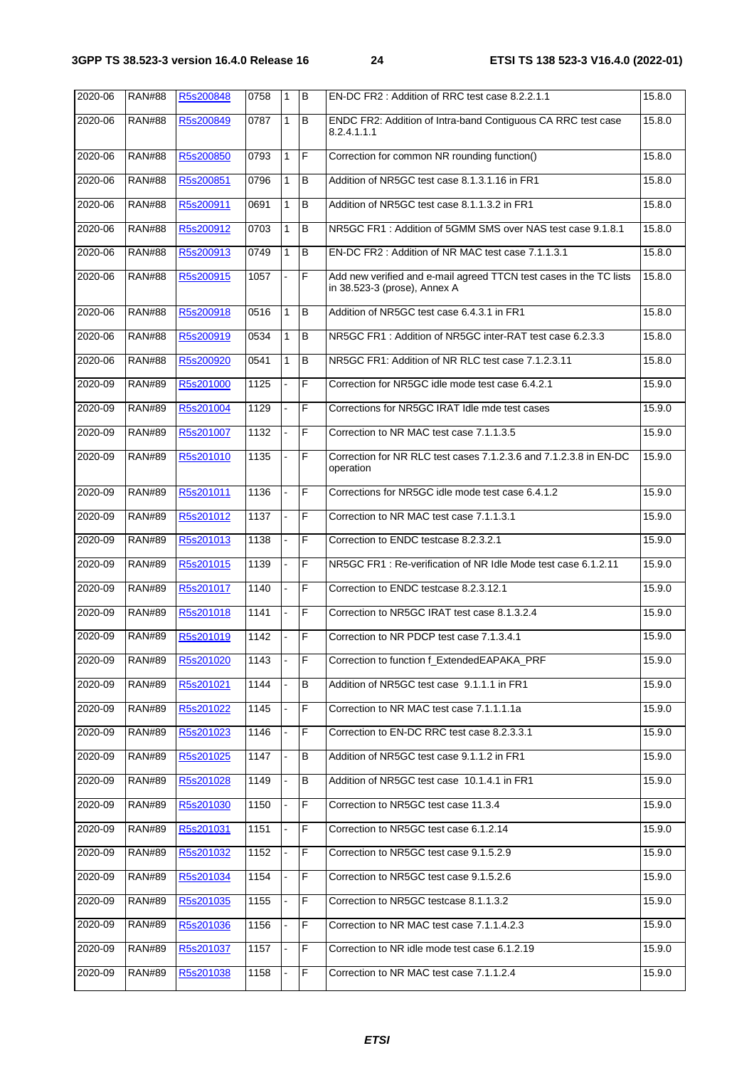| 2020-06 | RAN#88 | R5s200848 | 0758 | 1 | B | EN-DC FR2 : Addition of RRC test case 8.2.2.1.1 | 15.8.0 |
|---|---|---|---|---|---|---|---|
| 2020-06 | RAN#88 | R5s200849 | 0787 | 1 | B | ENDC FR2: Addition of Intra-band Contiguous CA RRC test case 8.2.4.1.1.1 | 15.8.0 |
| 2020-06 | RAN#88 | R5s200850 | 0793 | 1 | F | Correction for common NR rounding function() | 15.8.0 |
| 2020-06 | RAN#88 | R5s200851 | 0796 | 1 | B | Addition of NR5GC test case 8.1.3.1.16 in FR1 | 15.8.0 |
| 2020-06 | RAN#88 | R5s200911 | 0691 | 1 | B | Addition of NR5GC test case 8.1.1.3.2 in FR1 | 15.8.0 |
| 2020-06 | RAN#88 | R5s200912 | 0703 | 1 | B | NR5GC FR1 : Addition of 5GMM SMS over NAS test case 9.1.8.1 | 15.8.0 |
| 2020-06 | RAN#88 | R5s200913 | 0749 | 1 | B | EN-DC FR2 : Addition of NR MAC test case 7.1.1.3.1 | 15.8.0 |
| 2020-06 | RAN#88 | R5s200915 | 1057 | - | F | Add new verified and e-mail agreed TTCN test cases in the TC lists in 38.523-3 (prose), Annex A | 15.8.0 |
| 2020-06 | RAN#88 | R5s200918 | 0516 | 1 | B | Addition of NR5GC test case 6.4.3.1 in FR1 | 15.8.0 |
| 2020-06 | RAN#88 | R5s200919 | 0534 | 1 | B | NR5GC FR1 : Addition of NR5GC inter-RAT test case 6.2.3.3 | 15.8.0 |
| 2020-06 | RAN#88 | R5s200920 | 0541 | 1 | B | NR5GC FR1: Addition of NR RLC test case 7.1.2.3.11 | 15.8.0 |
| 2020-09 | RAN#89 | R5s201000 | 1125 | - | F | Correction for NR5GC idle mode test case 6.4.2.1 | 15.9.0 |
| 2020-09 | RAN#89 | R5s201004 | 1129 | - | F | Corrections for NR5GC IRAT Idle mde test cases | 15.9.0 |
| 2020-09 | RAN#89 | R5s201007 | 1132 | - | F | Correction to NR MAC test case 7.1.1.3.5 | 15.9.0 |
| 2020-09 | RAN#89 | R5s201010 | 1135 | - | F | Correction for NR RLC test cases 7.1.2.3.6 and 7.1.2.3.8 in EN-DC operation | 15.9.0 |
| 2020-09 | RAN#89 | R5s201011 | 1136 | - | F | Corrections for NR5GC idle mode test case 6.4.1.2 | 15.9.0 |
| 2020-09 | RAN#89 | R5s201012 | 1137 | - | F | Correction to NR MAC test case 7.1.1.3.1 | 15.9.0 |
| 2020-09 | RAN#89 | R5s201013 | 1138 | - | F | Correction to ENDC testcase 8.2.3.2.1 | 15.9.0 |
| 2020-09 | RAN#89 | R5s201015 | 1139 | - | F | NR5GC FR1 : Re-verification of NR Idle Mode test case 6.1.2.11 | 15.9.0 |
| 2020-09 | RAN#89 | R5s201017 | 1140 | - | F | Correction to ENDC testcase 8.2.3.12.1 | 15.9.0 |
| 2020-09 | RAN#89 | R5s201018 | 1141 | - | F | Correction to NR5GC IRAT test case 8.1.3.2.4 | 15.9.0 |
| 2020-09 | RAN#89 | R5s201019 | 1142 | - | F | Correction to NR PDCP test case 7.1.3.4.1 | 15.9.0 |
| 2020-09 | RAN#89 | R5s201020 | 1143 | - | F | Correction to function f_ExtendedEAPAKA_PRF | 15.9.0 |
| 2020-09 | RAN#89 | R5s201021 | 1144 | - | B | Addition of NR5GC test case 9.1.1.1 in FR1 | 15.9.0 |
| 2020-09 | RAN#89 | R5s201022 | 1145 | - | F | Correction to NR MAC test case 7.1.1.1.1a | 15.9.0 |
| 2020-09 | RAN#89 | R5s201023 | 1146 | - | F | Correction to EN-DC RRC test case 8.2.3.3.1 | 15.9.0 |
| 2020-09 | RAN#89 | R5s201025 | 1147 | - | B | Addition of NR5GC test case 9.1.1.2 in FR1 | 15.9.0 |
| 2020-09 | RAN#89 | R5s201028 | 1149 | - | B | Addition of NR5GC test case 10.1.4.1 in FR1 | 15.9.0 |
| 2020-09 | RAN#89 | R5s201030 | 1150 | - | F | Correction to NR5GC test case 11.3.4 | 15.9.0 |
| 2020-09 | RAN#89 | R5s201031 | 1151 | - | F | Correction to NR5GC test case 6.1.2.14 | 15.9.0 |
| 2020-09 | RAN#89 | R5s201032 | 1152 | - | F | Correction to NR5GC test case 9.1.5.2.9 | 15.9.0 |
| 2020-09 | RAN#89 | R5s201034 | 1154 | - | F | Correction to NR5GC test case 9.1.5.2.6 | 15.9.0 |
| 2020-09 | RAN#89 | R5s201035 | 1155 | - | F | Correction to NR5GC testcase 8.1.1.3.2 | 15.9.0 |
| 2020-09 | RAN#89 | R5s201036 | 1156 | - | F | Correction to NR MAC test case 7.1.1.4.2.3 | 15.9.0 |
| 2020-09 | RAN#89 | R5s201037 | 1157 | - | F | Correction to NR idle mode test case 6.1.2.19 | 15.9.0 |
| 2020-09 | RAN#89 | R5s201038 | 1158 | - | F | Correction to NR MAC test case 7.1.1.2.4 | 15.9.0 |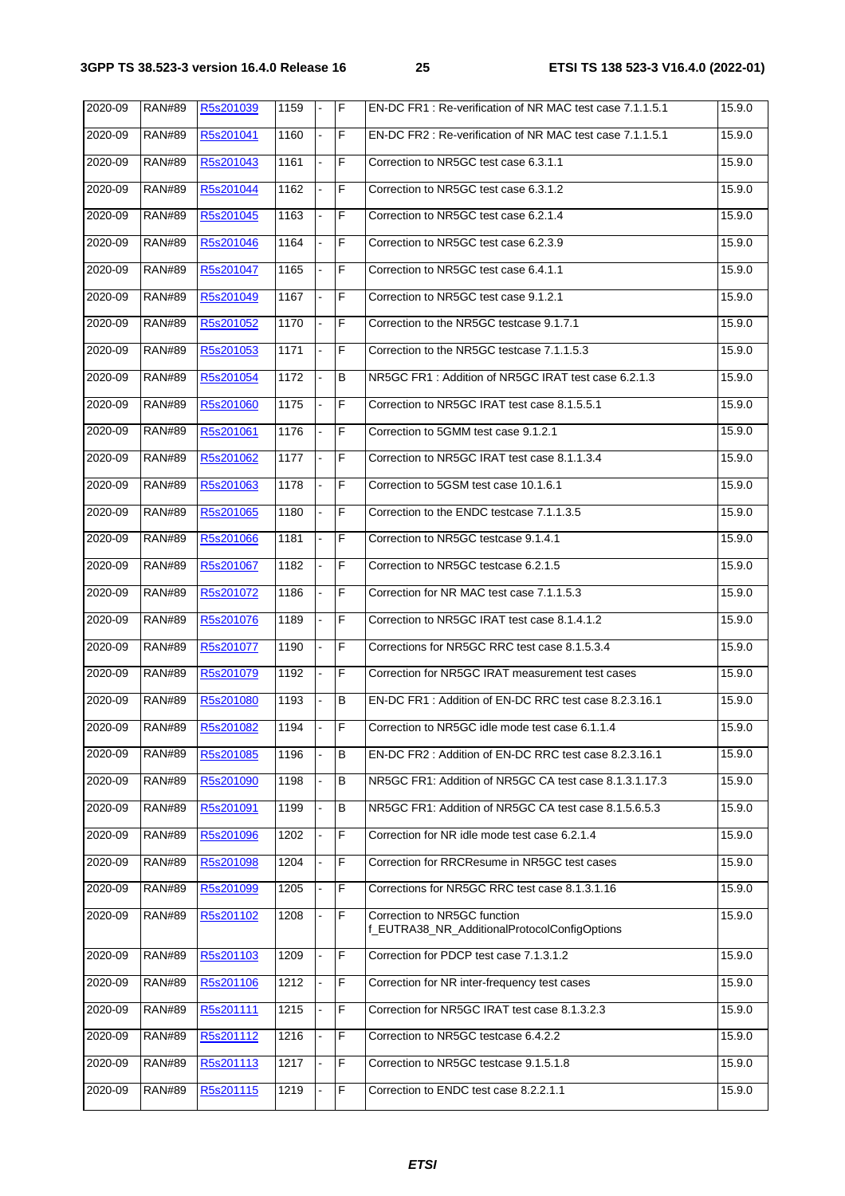| | | | | | | | |
|---|---|---|---|---|---|---|---|
| 2020-09 | RAN#89 | R5s201039 | 1159 | - | F | EN-DC FR1 : Re-verification of NR MAC test case 7.1.1.5.1 | 15.9.0 |
| 2020-09 | RAN#89 | R5s201041 | 1160 | - | F | EN-DC FR2 : Re-verification of NR MAC test case 7.1.1.5.1 | 15.9.0 |
| 2020-09 | RAN#89 | R5s201043 | 1161 | - | F | Correction to NR5GC test case 6.3.1.1 | 15.9.0 |
| 2020-09 | RAN#89 | R5s201044 | 1162 | - | F | Correction to NR5GC test case 6.3.1.2 | 15.9.0 |
| 2020-09 | RAN#89 | R5s201045 | 1163 | - | F | Correction to NR5GC test case 6.2.1.4 | 15.9.0 |
| 2020-09 | RAN#89 | R5s201046 | 1164 | - | F | Correction to NR5GC test case 6.2.3.9 | 15.9.0 |
| 2020-09 | RAN#89 | R5s201047 | 1165 | - | F | Correction to NR5GC test case 6.4.1.1 | 15.9.0 |
| 2020-09 | RAN#89 | R5s201049 | 1167 | - | F | Correction to NR5GC test case 9.1.2.1 | 15.9.0 |
| 2020-09 | RAN#89 | R5s201052 | 1170 | - | F | Correction to the NR5GC testcase 9.1.7.1 | 15.9.0 |
| 2020-09 | RAN#89 | R5s201053 | 1171 | - | F | Correction to the NR5GC testcase 7.1.1.5.3 | 15.9.0 |
| 2020-09 | RAN#89 | R5s201054 | 1172 | - | B | NR5GC FR1 : Addition of NR5GC IRAT test case 6.2.1.3 | 15.9.0 |
| 2020-09 | RAN#89 | R5s201060 | 1175 | - | F | Correction to NR5GC IRAT test case 8.1.5.5.1 | 15.9.0 |
| 2020-09 | RAN#89 | R5s201061 | 1176 | - | F | Correction to 5GMM test case 9.1.2.1 | 15.9.0 |
| 2020-09 | RAN#89 | R5s201062 | 1177 | - | F | Correction to NR5GC IRAT test case 8.1.1.3.4 | 15.9.0 |
| 2020-09 | RAN#89 | R5s201063 | 1178 | - | F | Correction to 5GSM test case 10.1.6.1 | 15.9.0 |
| 2020-09 | RAN#89 | R5s201065 | 1180 | - | F | Correction to the ENDC testcase 7.1.1.3.5 | 15.9.0 |
| 2020-09 | RAN#89 | R5s201066 | 1181 | - | F | Correction to NR5GC testcase 9.1.4.1 | 15.9.0 |
| 2020-09 | RAN#89 | R5s201067 | 1182 | - | F | Correction to NR5GC testcase 6.2.1.5 | 15.9.0 |
| 2020-09 | RAN#89 | R5s201072 | 1186 | - | F | Correction for NR MAC test case 7.1.1.5.3 | 15.9.0 |
| 2020-09 | RAN#89 | R5s201076 | 1189 | - | F | Correction to NR5GC IRAT test case 8.1.4.1.2 | 15.9.0 |
| 2020-09 | RAN#89 | R5s201077 | 1190 | - | F | Corrections for NR5GC RRC test case 8.1.5.3.4 | 15.9.0 |
| 2020-09 | RAN#89 | R5s201079 | 1192 | - | F | Correction for NR5GC IRAT measurement test cases | 15.9.0 |
| 2020-09 | RAN#89 | R5s201080 | 1193 | - | B | EN-DC FR1 : Addition of EN-DC RRC test case 8.2.3.16.1 | 15.9.0 |
| 2020-09 | RAN#89 | R5s201082 | 1194 | - | F | Correction to NR5GC idle mode test case 6.1.1.4 | 15.9.0 |
| 2020-09 | RAN#89 | R5s201085 | 1196 | - | B | EN-DC FR2 : Addition of EN-DC RRC test case 8.2.3.16.1 | 15.9.0 |
| 2020-09 | RAN#89 | R5s201090 | 1198 | - | B | NR5GC FR1: Addition of NR5GC CA test case 8.1.3.1.17.3 | 15.9.0 |
| 2020-09 | RAN#89 | R5s201091 | 1199 | - | B | NR5GC FR1: Addition of NR5GC CA test case 8.1.5.6.5.3 | 15.9.0 |
| 2020-09 | RAN#89 | R5s201096 | 1202 | - | F | Correction for NR idle mode test case 6.2.1.4 | 15.9.0 |
| 2020-09 | RAN#89 | R5s201098 | 1204 | - | F | Correction for RRCResume in NR5GC test cases | 15.9.0 |
| 2020-09 | RAN#89 | R5s201099 | 1205 | - | F | Corrections for NR5GC RRC test case 8.1.3.1.16 | 15.9.0 |
| 2020-09 | RAN#89 | R5s201102 | 1208 | - | F | Correction to NR5GC function f_EUTRA38_NR_AdditionalProtocolConfigOptions | 15.9.0 |
| 2020-09 | RAN#89 | R5s201103 | 1209 | - | F | Correction for PDCP test case 7.1.3.1.2 | 15.9.0 |
| 2020-09 | RAN#89 | R5s201106 | 1212 | - | F | Correction for NR inter-frequency test cases | 15.9.0 |
| 2020-09 | RAN#89 | R5s201111 | 1215 | - | F | Correction for NR5GC IRAT test case 8.1.3.2.3 | 15.9.0 |
| 2020-09 | RAN#89 | R5s201112 | 1216 | - | F | Correction to NR5GC testcase 6.4.2.2 | 15.9.0 |
| 2020-09 | RAN#89 | R5s201113 | 1217 | - | F | Correction to NR5GC testcase 9.1.5.1.8 | 15.9.0 |
| 2020-09 | RAN#89 | R5s201115 | 1219 | - | F | Correction to ENDC test case 8.2.2.1.1 | 15.9.0 |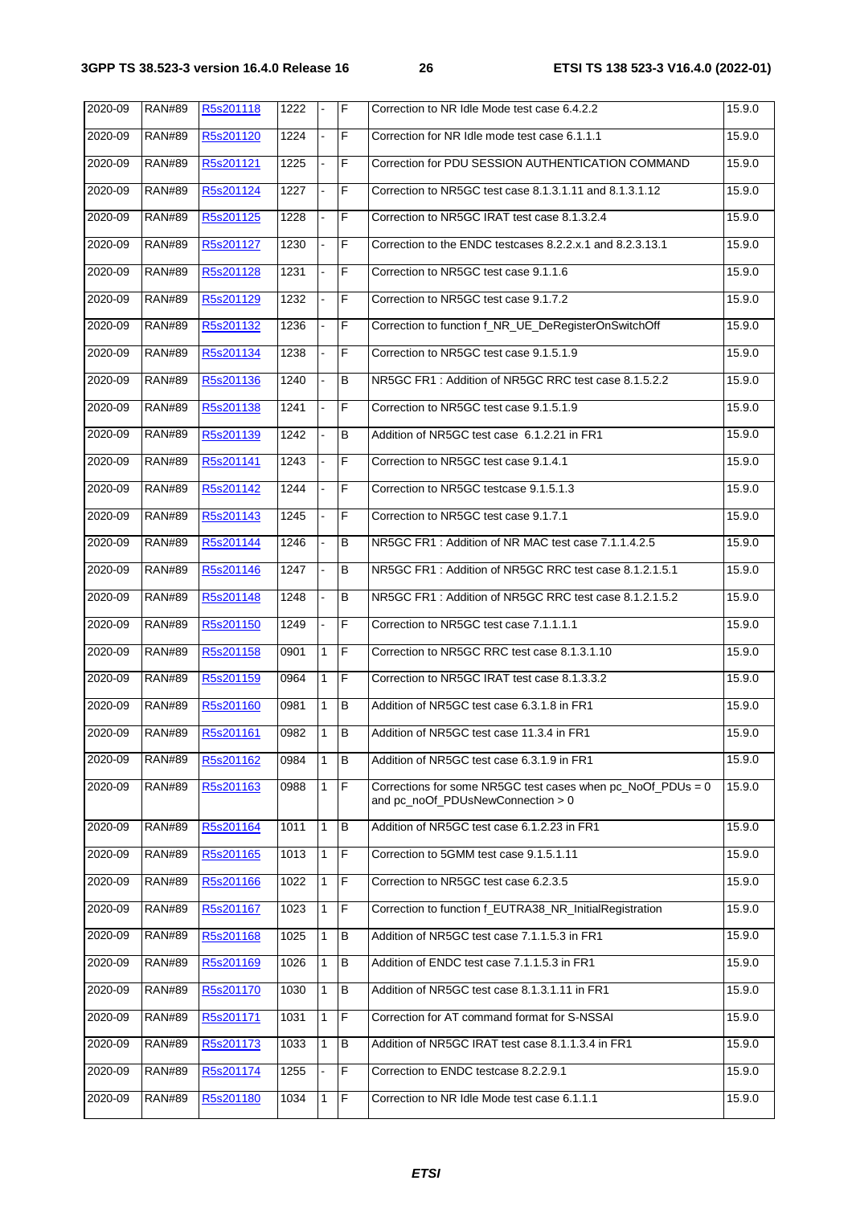| 2020-09 | RAN#89 | R5s201118 | 1222 | - | F | Correction to NR Idle Mode test case 6.4.2.2 | 15.9.0 |
|---|---|---|---|---|---|---|---|
| 2020-09 | RAN#89 | R5s201120 | 1224 | - | F | Correction for NR Idle mode test case 6.1.1.1 | 15.9.0 |
| 2020-09 | RAN#89 | R5s201121 | 1225 | - | F | Correction for PDU SESSION AUTHENTICATION COMMAND | 15.9.0 |
| 2020-09 | RAN#89 | R5s201124 | 1227 | - | F | Correction to NR5GC test case 8.1.3.1.11 and 8.1.3.1.12 | 15.9.0 |
| 2020-09 | RAN#89 | R5s201125 | 1228 | - | F | Correction to NR5GC IRAT test case 8.1.3.2.4 | 15.9.0 |
| 2020-09 | RAN#89 | R5s201127 | 1230 | - | F | Correction to the ENDC testcases 8.2.2.x.1 and 8.2.3.13.1 | 15.9.0 |
| 2020-09 | RAN#89 | R5s201128 | 1231 | - | F | Correction to NR5GC test case 9.1.1.6 | 15.9.0 |
| 2020-09 | RAN#89 | R5s201129 | 1232 | - | F | Correction to NR5GC test case 9.1.7.2 | 15.9.0 |
| 2020-09 | RAN#89 | R5s201132 | 1236 | - | F | Correction to function f_NR_UE_DeRegisterOnSwitchOff | 15.9.0 |
| 2020-09 | RAN#89 | R5s201134 | 1238 | - | F | Correction to NR5GC test case 9.1.5.1.9 | 15.9.0 |
| 2020-09 | RAN#89 | R5s201136 | 1240 | - | B | NR5GC FR1 : Addition of NR5GC RRC test case 8.1.5.2.2 | 15.9.0 |
| 2020-09 | RAN#89 | R5s201138 | 1241 | - | F | Correction to NR5GC test case 9.1.5.1.9 | 15.9.0 |
| 2020-09 | RAN#89 | R5s201139 | 1242 | - | B | Addition of NR5GC test case 6.1.2.21 in FR1 | 15.9.0 |
| 2020-09 | RAN#89 | R5s201141 | 1243 | - | F | Correction to NR5GC test case 9.1.4.1 | 15.9.0 |
| 2020-09 | RAN#89 | R5s201142 | 1244 | - | F | Correction to NR5GC testcase 9.1.5.1.3 | 15.9.0 |
| 2020-09 | RAN#89 | R5s201143 | 1245 | - | F | Correction to NR5GC test case 9.1.7.1 | 15.9.0 |
| 2020-09 | RAN#89 | R5s201144 | 1246 | - | B | NR5GC FR1 : Addition of NR MAC test case 7.1.1.4.2.5 | 15.9.0 |
| 2020-09 | RAN#89 | R5s201146 | 1247 | - | B | NR5GC FR1 : Addition of NR5GC RRC test case 8.1.2.1.5.1 | 15.9.0 |
| 2020-09 | RAN#89 | R5s201148 | 1248 | - | B | NR5GC FR1 : Addition of NR5GC RRC test case 8.1.2.1.5.2 | 15.9.0 |
| 2020-09 | RAN#89 | R5s201150 | 1249 | - | F | Correction to NR5GC test case 7.1.1.1.1 | 15.9.0 |
| 2020-09 | RAN#89 | R5s201158 | 0901 | 1 | F | Correction to NR5GC RRC test case 8.1.3.1.10 | 15.9.0 |
| 2020-09 | RAN#89 | R5s201159 | 0964 | 1 | F | Correction to NR5GC IRAT test case 8.1.3.3.2 | 15.9.0 |
| 2020-09 | RAN#89 | R5s201160 | 0981 | 1 | B | Addition of NR5GC test case 6.3.1.8 in FR1 | 15.9.0 |
| 2020-09 | RAN#89 | R5s201161 | 0982 | 1 | B | Addition of NR5GC test case 11.3.4 in FR1 | 15.9.0 |
| 2020-09 | RAN#89 | R5s201162 | 0984 | 1 | B | Addition of NR5GC test case 6.3.1.9 in FR1 | 15.9.0 |
| 2020-09 | RAN#89 | R5s201163 | 0988 | 1 | F | Corrections for some NR5GC test cases when pc_NoOf_PDUs = 0 and pc_noOf_PDUsNewConnection > 0 | 15.9.0 |
| 2020-09 | RAN#89 | R5s201164 | 1011 | 1 | B | Addition of NR5GC test case 6.1.2.23 in FR1 | 15.9.0 |
| 2020-09 | RAN#89 | R5s201165 | 1013 | 1 | F | Correction to 5GMM test case 9.1.5.1.11 | 15.9.0 |
| 2020-09 | RAN#89 | R5s201166 | 1022 | 1 | F | Correction to NR5GC test case 6.2.3.5 | 15.9.0 |
| 2020-09 | RAN#89 | R5s201167 | 1023 | 1 | F | Correction to function f_EUTRA38_NR_InitialRegistration | 15.9.0 |
| 2020-09 | RAN#89 | R5s201168 | 1025 | 1 | B | Addition of NR5GC test case 7.1.1.5.3 in FR1 | 15.9.0 |
| 2020-09 | RAN#89 | R5s201169 | 1026 | 1 | B | Addition of ENDC test case 7.1.1.5.3 in FR1 | 15.9.0 |
| 2020-09 | RAN#89 | R5s201170 | 1030 | 1 | B | Addition of NR5GC test case 8.1.3.1.11 in FR1 | 15.9.0 |
| 2020-09 | RAN#89 | R5s201171 | 1031 | 1 | F | Correction for AT command format for S-NSSAI | 15.9.0 |
| 2020-09 | RAN#89 | R5s201173 | 1033 | 1 | B | Addition of NR5GC IRAT test case 8.1.1.3.4 in FR1 | 15.9.0 |
| 2020-09 | RAN#89 | R5s201174 | 1255 | - | F | Correction to ENDC testcase 8.2.2.9.1 | 15.9.0 |
| 2020-09 | RAN#89 | R5s201180 | 1034 | 1 | F | Correction to NR Idle Mode test case 6.1.1.1 | 15.9.0 |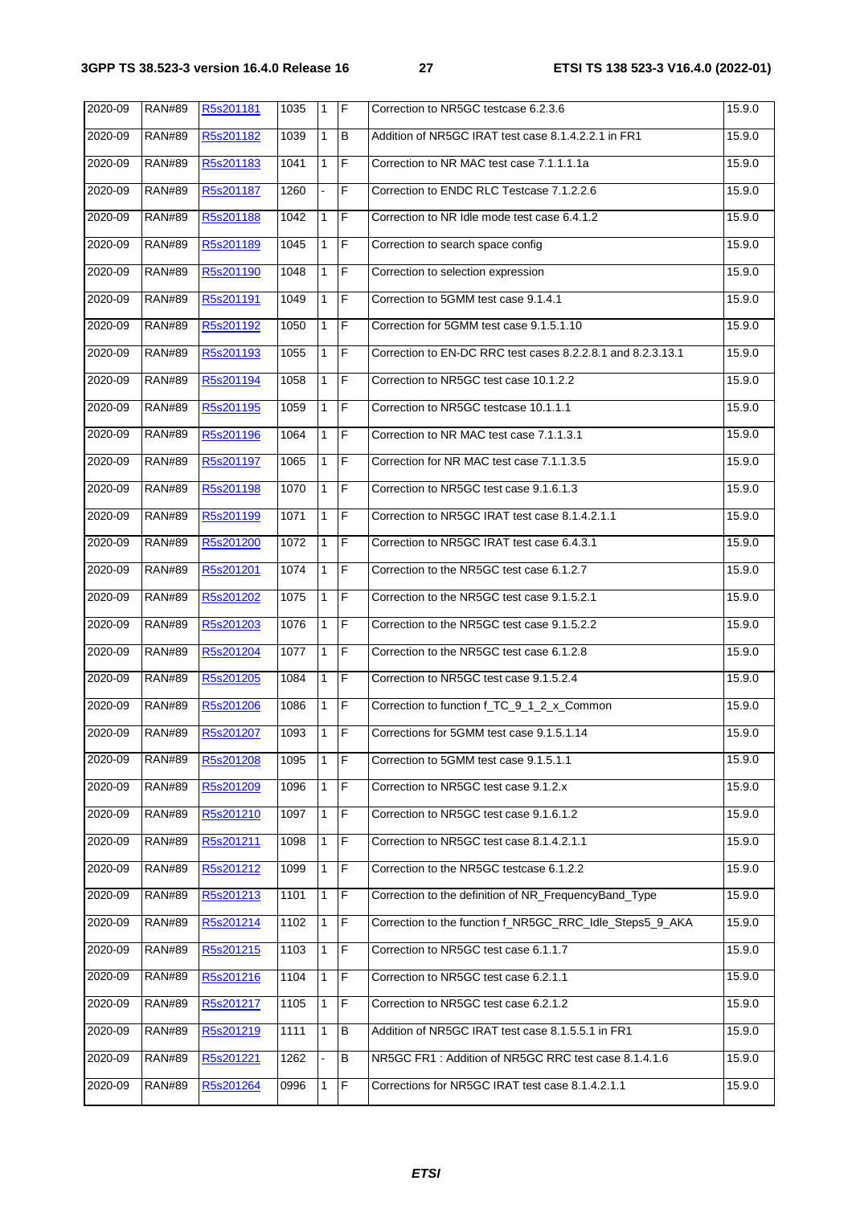| 2020-09 | RAN#89 | R5s201181 | 1035 | 1 | F | Correction to NR5GC testcase 6.2.3.6 | 15.9.0 |
|---|---|---|---|---|---|---|---|
| 2020-09 | RAN#89 | R5s201182 | 1039 | 1 | B | Addition of NR5GC IRAT test case 8.1.4.2.2.1 in FR1 | 15.9.0 |
| 2020-09 | RAN#89 | R5s201183 | 1041 | 1 | F | Correction to NR MAC test case 7.1.1.1.1a | 15.9.0 |
| 2020-09 | RAN#89 | R5s201187 | 1260 | - | F | Correction to ENDC RLC Testcase 7.1.2.2.6 | 15.9.0 |
| 2020-09 | RAN#89 | R5s201188 | 1042 | 1 | F | Correction to NR Idle mode test case 6.4.1.2 | 15.9.0 |
| 2020-09 | RAN#89 | R5s201189 | 1045 | 1 | F | Correction to search space config | 15.9.0 |
| 2020-09 | RAN#89 | R5s201190 | 1048 | 1 | F | Correction to selection expression | 15.9.0 |
| 2020-09 | RAN#89 | R5s201191 | 1049 | 1 | F | Correction to 5GMM test case 9.1.4.1 | 15.9.0 |
| 2020-09 | RAN#89 | R5s201192 | 1050 | 1 | F | Correction for 5GMM test case 9.1.5.1.10 | 15.9.0 |
| 2020-09 | RAN#89 | R5s201193 | 1055 | 1 | F | Correction to EN-DC RRC test cases 8.2.2.8.1 and 8.2.3.13.1 | 15.9.0 |
| 2020-09 | RAN#89 | R5s201194 | 1058 | 1 | F | Correction to NR5GC test case 10.1.2.2 | 15.9.0 |
| 2020-09 | RAN#89 | R5s201195 | 1059 | 1 | F | Correction to NR5GC testcase 10.1.1.1 | 15.9.0 |
| 2020-09 | RAN#89 | R5s201196 | 1064 | 1 | F | Correction to NR MAC test case 7.1.1.3.1 | 15.9.0 |
| 2020-09 | RAN#89 | R5s201197 | 1065 | 1 | F | Correction for NR MAC test case 7.1.1.3.5 | 15.9.0 |
| 2020-09 | RAN#89 | R5s201198 | 1070 | 1 | F | Correction to NR5GC test case 9.1.6.1.3 | 15.9.0 |
| 2020-09 | RAN#89 | R5s201199 | 1071 | 1 | F | Correction to NR5GC IRAT test case 8.1.4.2.1.1 | 15.9.0 |
| 2020-09 | RAN#89 | R5s201200 | 1072 | 1 | F | Correction to NR5GC IRAT test case 6.4.3.1 | 15.9.0 |
| 2020-09 | RAN#89 | R5s201201 | 1074 | 1 | F | Correction to the NR5GC test case 6.1.2.7 | 15.9.0 |
| 2020-09 | RAN#89 | R5s201202 | 1075 | 1 | F | Correction to the NR5GC test case 9.1.5.2.1 | 15.9.0 |
| 2020-09 | RAN#89 | R5s201203 | 1076 | 1 | F | Correction to the NR5GC test case 9.1.5.2.2 | 15.9.0 |
| 2020-09 | RAN#89 | R5s201204 | 1077 | 1 | F | Correction to the NR5GC test case 6.1.2.8 | 15.9.0 |
| 2020-09 | RAN#89 | R5s201205 | 1084 | 1 | F | Correction NR5GC test case 9.1.5.2.4 | 15.9.0 |
| 2020-09 | RAN#89 | R5s201206 | 1086 | 1 | F | Correction to function f_TC_9_1_2_x_Common | 15.9.0 |
| 2020-09 | RAN#89 | R5s201207 | 1093 | 1 | F | Corrections for 5GMM test case 9.1.5.1.14 | 15.9.0 |
| 2020-09 | RAN#89 | R5s201208 | 1095 | 1 | F | Correction to 5GMM test case 9.1.5.1.1 | 15.9.0 |
| 2020-09 | RAN#89 | R5s201209 | 1096 | 1 | F | Correction to NR5GC test case 9.1.2.x | 15.9.0 |
| 2020-09 | RAN#89 | R5s201210 | 1097 | 1 | F | Correction to NR5GC test case 9.1.6.1.2 | 15.9.0 |
| 2020-09 | RAN#89 | R5s201211 | 1098 | 1 | F | Correction to NR5GC test case 8.1.4.2.1.1 | 15.9.0 |
| 2020-09 | RAN#89 | R5s201212 | 1099 | 1 | F | Correction to the NR5GC testcase 6.1.2.2 | 15.9.0 |
| 2020-09 | RAN#89 | R5s201213 | 1101 | 1 | F | Correction to the definition of NR_FrequencyBand_Type | 15.9.0 |
| 2020-09 | RAN#89 | R5s201214 | 1102 | 1 | F | Correction to the function f_NR5GC_RRC_Idle_Steps5_9_AKA | 15.9.0 |
| 2020-09 | RAN#89 | R5s201215 | 1103 | 1 | F | Correction to NR5GC test case 6.1.1.7 | 15.9.0 |
| 2020-09 | RAN#89 | R5s201216 | 1104 | 1 | F | Correction to NR5GC test case 6.2.1.1 | 15.9.0 |
| 2020-09 | RAN#89 | R5s201217 | 1105 | 1 | F | Correction to NR5GC test case 6.2.1.2 | 15.9.0 |
| 2020-09 | RAN#89 | R5s201219 | 1111 | 1 | B | Addition of NR5GC IRAT test case 8.1.5.5.1 in FR1 | 15.9.0 |
| 2020-09 | RAN#89 | R5s201221 | 1262 | - | B | NR5GC FR1 : Addition of NR5GC RRC test case 8.1.4.1.6 | 15.9.0 |
| 2020-09 | RAN#89 | R5s201264 | 0996 | 1 | F | Corrections for NR5GC IRAT test case 8.1.4.2.1.1 | 15.9.0 |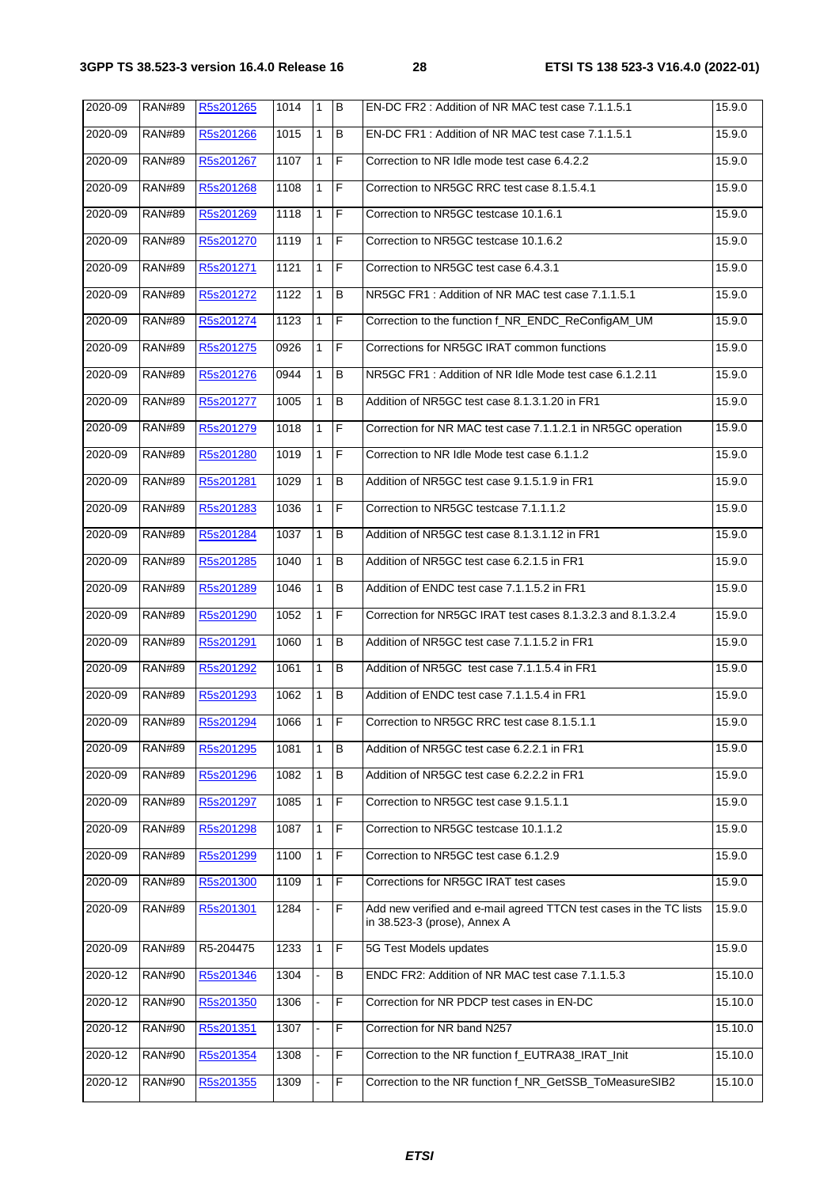| 2020-09 | RAN#89 | R5s201265 | 1014 | 1 | B | EN-DC FR2 : Addition of NR MAC test case 7.1.1.5.1 | 15.9.0 |
|---|---|---|---|---|---|---|---|
| 2020-09 | RAN#89 | R5s201266 | 1015 | 1 | B | EN-DC FR1 : Addition of NR MAC test case 7.1.1.5.1 | 15.9.0 |
| 2020-09 | RAN#89 | R5s201267 | 1107 | 1 | F | Correction to NR Idle mode test case 6.4.2.2 | 15.9.0 |
| 2020-09 | RAN#89 | R5s201268 | 1108 | 1 | F | Correction to NR5GC RRC test case 8.1.5.4.1 | 15.9.0 |
| 2020-09 | RAN#89 | R5s201269 | 1118 | 1 | F | Correction to NR5GC testcase 10.1.6.1 | 15.9.0 |
| 2020-09 | RAN#89 | R5s201270 | 1119 | 1 | F | Correction to NR5GC testcase 10.1.6.2 | 15.9.0 |
| 2020-09 | RAN#89 | R5s201271 | 1121 | 1 | F | Correction to NR5GC test case 6.4.3.1 | 15.9.0 |
| 2020-09 | RAN#89 | R5s201272 | 1122 | 1 | B | NR5GC FR1 : Addition of NR MAC test case 7.1.1.5.1 | 15.9.0 |
| 2020-09 | RAN#89 | R5s201274 | 1123 | 1 | F | Correction to the function f_NR_ENDC_ReConfigAM_UM | 15.9.0 |
| 2020-09 | RAN#89 | R5s201275 | 0926 | 1 | F | Corrections for NR5GC IRAT common functions | 15.9.0 |
| 2020-09 | RAN#89 | R5s201276 | 0944 | 1 | B | NR5GC FR1 : Addition of NR Idle Mode test case 6.1.2.11 | 15.9.0 |
| 2020-09 | RAN#89 | R5s201277 | 1005 | 1 | B | Addition of NR5GC test case 8.1.3.1.20 in FR1 | 15.9.0 |
| 2020-09 | RAN#89 | R5s201279 | 1018 | 1 | F | Correction for NR MAC test case 7.1.1.2.1 in NR5GC operation | 15.9.0 |
| 2020-09 | RAN#89 | R5s201280 | 1019 | 1 | F | Correction to NR Idle Mode test case 6.1.1.2 | 15.9.0 |
| 2020-09 | RAN#89 | R5s201281 | 1029 | 1 | B | Addition of NR5GC test case 9.1.5.1.9 in FR1 | 15.9.0 |
| 2020-09 | RAN#89 | R5s201283 | 1036 | 1 | F | Correction to NR5GC testcase 7.1.1.1.2 | 15.9.0 |
| 2020-09 | RAN#89 | R5s201284 | 1037 | 1 | B | Addition of NR5GC test case 8.1.3.1.12 in FR1 | 15.9.0 |
| 2020-09 | RAN#89 | R5s201285 | 1040 | 1 | B | Addition of NR5GC test case 6.2.1.5 in FR1 | 15.9.0 |
| 2020-09 | RAN#89 | R5s201289 | 1046 | 1 | B | Addition of ENDC test case 7.1.1.5.2 in FR1 | 15.9.0 |
| 2020-09 | RAN#89 | R5s201290 | 1052 | 1 | F | Correction for NR5GC IRAT test cases 8.1.3.2.3 and 8.1.3.2.4 | 15.9.0 |
| 2020-09 | RAN#89 | R5s201291 | 1060 | 1 | B | Addition of NR5GC test case 7.1.1.5.2 in FR1 | 15.9.0 |
| 2020-09 | RAN#89 | R5s201292 | 1061 | 1 | B | Addition of NR5GC  test case 7.1.1.5.4 in FR1 | 15.9.0 |
| 2020-09 | RAN#89 | R5s201293 | 1062 | 1 | B | Addition of ENDC test case 7.1.1.5.4 in FR1 | 15.9.0 |
| 2020-09 | RAN#89 | R5s201294 | 1066 | 1 | F | Correction to NR5GC RRC test case 8.1.5.1.1 | 15.9.0 |
| 2020-09 | RAN#89 | R5s201295 | 1081 | 1 | B | Addition of NR5GC test case 6.2.2.1 in FR1 | 15.9.0 |
| 2020-09 | RAN#89 | R5s201296 | 1082 | 1 | B | Addition of NR5GC test case 6.2.2.2 in FR1 | 15.9.0 |
| 2020-09 | RAN#89 | R5s201297 | 1085 | 1 | F | Correction to NR5GC test case 9.1.5.1.1 | 15.9.0 |
| 2020-09 | RAN#89 | R5s201298 | 1087 | 1 | F | Correction to NR5GC testcase 10.1.1.2 | 15.9.0 |
| 2020-09 | RAN#89 | R5s201299 | 1100 | 1 | F | Correction to NR5GC test case 6.1.2.9 | 15.9.0 |
| 2020-09 | RAN#89 | R5s201300 | 1109 | 1 | F | Corrections for NR5GC IRAT test cases | 15.9.0 |
| 2020-09 | RAN#89 | R5s201301 | 1284 | - | F | Add new verified and e-mail agreed TTCN test cases in the TC lists in 38.523-3 (prose), Annex A | 15.9.0 |
| 2020-09 | RAN#89 | R5-204475 | 1233 | 1 | F | 5G Test Models updates | 15.9.0 |
| 2020-12 | RAN#90 | R5s201346 | 1304 | - | B | ENDC FR2: Addition of NR MAC test case 7.1.1.5.3 | 15.10.0 |
| 2020-12 | RAN#90 | R5s201350 | 1306 | - | F | Correction for NR PDCP test cases in EN-DC | 15.10.0 |
| 2020-12 | RAN#90 | R5s201351 | 1307 | - | F | Correction for NR band N257 | 15.10.0 |
| 2020-12 | RAN#90 | R5s201354 | 1308 | - | F | Correction to the NR function f_EUTRA38_IRAT_Init | 15.10.0 |
| 2020-12 | RAN#90 | R5s201355 | 1309 | - | F | Correction to the NR function f_NR_GetSSB_ToMeasureSIB2 | 15.10.0 |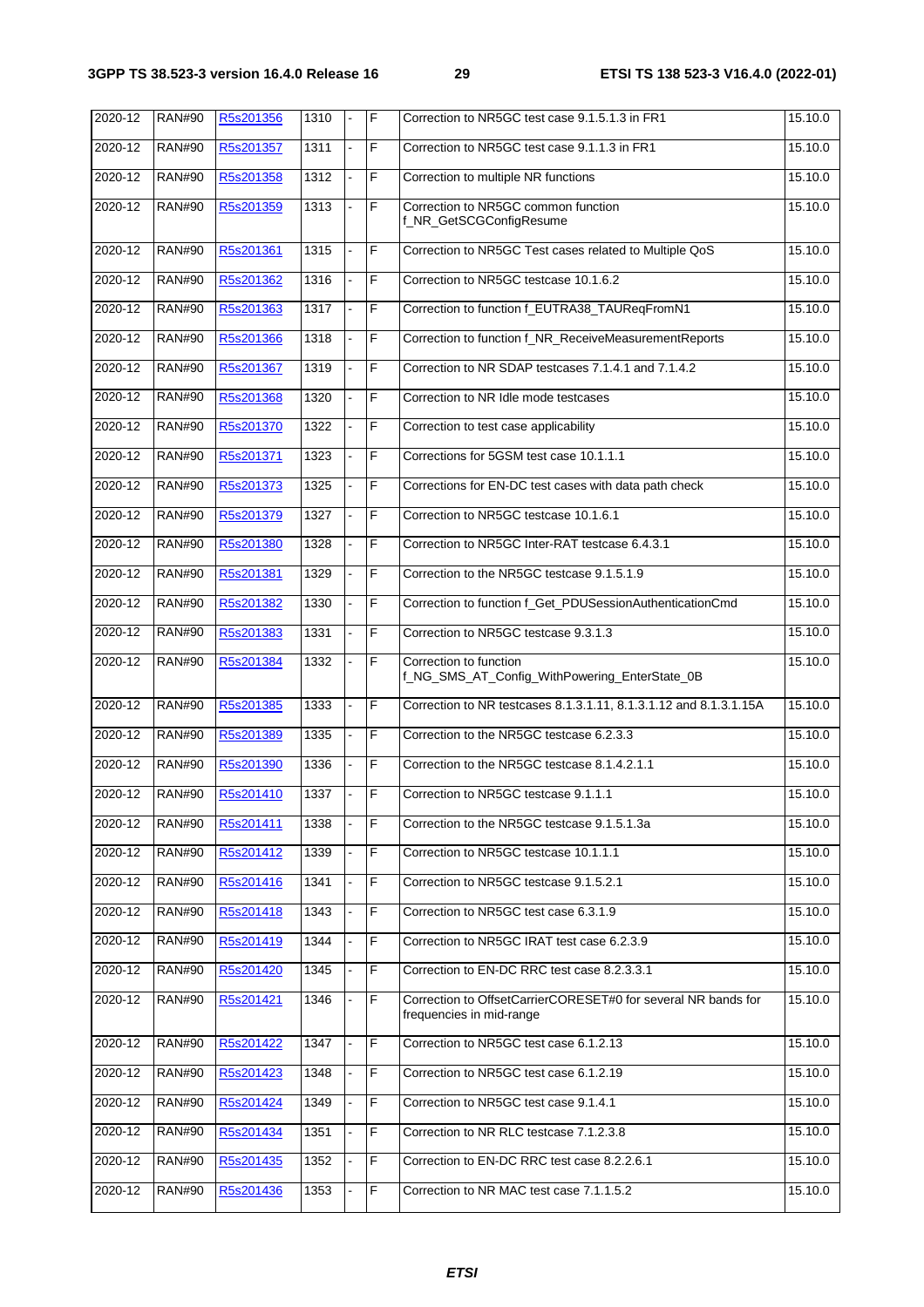| | | | | | | | |
|---|---|---|---|---|---|---|---|
| 2020-12 | RAN#90 | R5s201356 | 1310 | - | F | Correction to NR5GC test case 9.1.5.1.3 in FR1 | 15.10.0 |
| 2020-12 | RAN#90 | R5s201357 | 1311 | - | F | Correction to NR5GC test case 9.1.1.3 in FR1 | 15.10.0 |
| 2020-12 | RAN#90 | R5s201358 | 1312 | - | F | Correction to multiple NR functions | 15.10.0 |
| 2020-12 | RAN#90 | R5s201359 | 1313 | - | F | Correction to NR5GC common function f_NR_GetSCGConfigResume | 15.10.0 |
| 2020-12 | RAN#90 | R5s201361 | 1315 | - | F | Correction to NR5GC Test cases related to Multiple QoS | 15.10.0 |
| 2020-12 | RAN#90 | R5s201362 | 1316 | - | F | Correction to NR5GC testcase 10.1.6.2 | 15.10.0 |
| 2020-12 | RAN#90 | R5s201363 | 1317 | - | F | Correction to function f_EUTRA38_TAUReqFromN1 | 15.10.0 |
| 2020-12 | RAN#90 | R5s201366 | 1318 | - | F | Correction to function f_NR_ReceiveMeasurementReports | 15.10.0 |
| 2020-12 | RAN#90 | R5s201367 | 1319 | - | F | Correction to NR SDAP testcases 7.1.4.1 and 7.1.4.2 | 15.10.0 |
| 2020-12 | RAN#90 | R5s201368 | 1320 | - | F | Correction to NR Idle mode testcases | 15.10.0 |
| 2020-12 | RAN#90 | R5s201370 | 1322 | - | F | Correction to test case applicability | 15.10.0 |
| 2020-12 | RAN#90 | R5s201371 | 1323 | - | F | Corrections for 5GSM test case 10.1.1.1 | 15.10.0 |
| 2020-12 | RAN#90 | R5s201373 | 1325 | - | F | Corrections for EN-DC test cases with data path check | 15.10.0 |
| 2020-12 | RAN#90 | R5s201379 | 1327 | - | F | Correction to NR5GC testcase 10.1.6.1 | 15.10.0 |
| 2020-12 | RAN#90 | R5s201380 | 1328 | - | F | Correction to NR5GC Inter-RAT testcase 6.4.3.1 | 15.10.0 |
| 2020-12 | RAN#90 | R5s201381 | 1329 | - | F | Correction to the NR5GC testcase 9.1.5.1.9 | 15.10.0 |
| 2020-12 | RAN#90 | R5s201382 | 1330 | - | F | Correction to function f_Get_PDUSessionAuthenticationCmd | 15.10.0 |
| 2020-12 | RAN#90 | R5s201383 | 1331 | - | F | Correction to NR5GC testcase 9.3.1.3 | 15.10.0 |
| 2020-12 | RAN#90 | R5s201384 | 1332 | - | F | Correction to function f_NG_SMS_AT_Config_WithPowering_EnterState_0B | 15.10.0 |
| 2020-12 | RAN#90 | R5s201385 | 1333 | - | F | Correction to NR testcases 8.1.3.1.11, 8.1.3.1.12 and 8.1.3.1.15A | 15.10.0 |
| 2020-12 | RAN#90 | R5s201389 | 1335 | - | F | Correction to the NR5GC testcase 6.2.3.3 | 15.10.0 |
| 2020-12 | RAN#90 | R5s201390 | 1336 | - | F | Correction to the NR5GC testcase 8.1.4.2.1.1 | 15.10.0 |
| 2020-12 | RAN#90 | R5s201410 | 1337 | - | F | Correction to NR5GC testcase 9.1.1.1 | 15.10.0 |
| 2020-12 | RAN#90 | R5s201411 | 1338 | - | F | Correction to the NR5GC testcase 9.1.5.1.3a | 15.10.0 |
| 2020-12 | RAN#90 | R5s201412 | 1339 | - | F | Correction to NR5GC testcase 10.1.1.1 | 15.10.0 |
| 2020-12 | RAN#90 | R5s201416 | 1341 | - | F | Correction to NR5GC testcase 9.1.5.2.1 | 15.10.0 |
| 2020-12 | RAN#90 | R5s201418 | 1343 | - | F | Correction to NR5GC test case 6.3.1.9 | 15.10.0 |
| 2020-12 | RAN#90 | R5s201419 | 1344 | - | F | Correction to NR5GC IRAT test case 6.2.3.9 | 15.10.0 |
| 2020-12 | RAN#90 | R5s201420 | 1345 | - | F | Correction to EN-DC RRC test case 8.2.3.3.1 | 15.10.0 |
| 2020-12 | RAN#90 | R5s201421 | 1346 | - | F | Correction to OffsetCarrierCORESET#0 for several NR bands for frequencies in mid-range | 15.10.0 |
| 2020-12 | RAN#90 | R5s201422 | 1347 | - | F | Correction to NR5GC test case 6.1.2.13 | 15.10.0 |
| 2020-12 | RAN#90 | R5s201423 | 1348 | - | F | Correction to NR5GC test case 6.1.2.19 | 15.10.0 |
| 2020-12 | RAN#90 | R5s201424 | 1349 | - | F | Correction to NR5GC test case 9.1.4.1 | 15.10.0 |
| 2020-12 | RAN#90 | R5s201434 | 1351 | - | F | Correction to NR RLC testcase 7.1.2.3.8 | 15.10.0 |
| 2020-12 | RAN#90 | R5s201435 | 1352 | - | F | Correction to EN-DC RRC test case 8.2.2.6.1 | 15.10.0 |
| 2020-12 | RAN#90 | R5s201436 | 1353 | - | F | Correction to NR MAC test case 7.1.1.5.2 | 15.10.0 |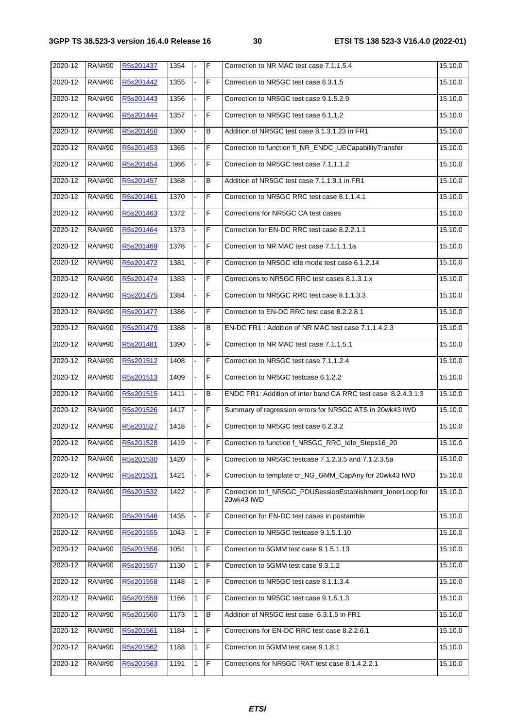| | | | | | | | |
|---|---|---|---|---|---|---|---|
| 2020-12 | RAN#90 | R5s201437 | 1354 | - | F | Correction to NR MAC test case 7.1.1.5.4 | 15.10.0 |
| 2020-12 | RAN#90 | R5s201442 | 1355 | - | F | Correction to NR5GC test case 6.3.1.5 | 15.10.0 |
| 2020-12 | RAN#90 | R5s201443 | 1356 | - | F | Correction to NR5GC test case 9.1.5.2.9 | 15.10.0 |
| 2020-12 | RAN#90 | R5s201444 | 1357 | - | F | Correction to NR5GC test case 6.1.1.2 | 15.10.0 |
| 2020-12 | RAN#90 | R5s201450 | 1360 | - | B | Addition of NR5GC test case 8.1.3.1.23 in FR1 | 15.10.0 |
| 2020-12 | RAN#90 | R5s201453 | 1365 | - | F | Correction to function fl_NR_ENDC_UECapabilityTransfer | 15.10.0 |
| 2020-12 | RAN#90 | R5s201454 | 1366 | - | F | Correction to NR5GC test case 7.1.1.1.2 | 15.10.0 |
| 2020-12 | RAN#90 | R5s201457 | 1368 | - | B | Addition of NR5GC test case 7.1.1.9.1 in FR1 | 15.10.0 |
| 2020-12 | RAN#90 | R5s201461 | 1370 | - | F | Correction to NR5GC RRC test case 8.1.1.4.1 | 15.10.0 |
| 2020-12 | RAN#90 | R5s201463 | 1372 | - | F | Corrections for NR5GC CA test cases | 15.10.0 |
| 2020-12 | RAN#90 | R5s201464 | 1373 | - | F | Correction for EN-DC RRC test case 8.2.2.1.1 | 15.10.0 |
| 2020-12 | RAN#90 | R5s201469 | 1378 | - | F | Correction to NR MAC test case 7.1.1.1.1a | 15.10.0 |
| 2020-12 | RAN#90 | R5s201472 | 1381 | - | F | Correction to NR5GC idle mode test case 6.1.2.14 | 15.10.0 |
| 2020-12 | RAN#90 | R5s201474 | 1383 | - | F | Corrections to NR5GC RRC test cases 8.1.3.1.x | 15.10.0 |
| 2020-12 | RAN#90 | R5s201475 | 1384 | - | F | Correction to NR5GC RRC test case 8.1.1.3.3 | 15.10.0 |
| 2020-12 | RAN#90 | R5s201477 | 1386 | - | F | Correction to EN-DC RRC test case 8.2.2.8.1 | 15.10.0 |
| 2020-12 | RAN#90 | R5s201479 | 1388 | - | B | EN-DC FR1 : Addition of NR MAC test case 7.1.1.4.2.3 | 15.10.0 |
| 2020-12 | RAN#90 | R5s201481 | 1390 | - | F | Correction to NR MAC test case 7.1.1.5.1 | 15.10.0 |
| 2020-12 | RAN#90 | R5s201512 | 1408 | - | F | Correction to NR5GC test case 7.1.1.2.4 | 15.10.0 |
| 2020-12 | RAN#90 | R5s201513 | 1409 | - | F | Correction to NR5GC testcase 6.1.2.2 | 15.10.0 |
| 2020-12 | RAN#90 | R5s201515 | 1411 | - | B | ENDC FR1: Addition of Inter band CA RRC test case 8.2.4.3.1.3 | 15.10.0 |
| 2020-12 | RAN#90 | R5s201526 | 1417 | - | F | Summary of regression errors for NR5GC ATS in 20wk43 IWD | 15.10.0 |
| 2020-12 | RAN#90 | R5s201527 | 1418 | - | F | Correction to NR5GC test case 6.2.3.2 | 15.10.0 |
| 2020-12 | RAN#90 | R5s201528 | 1419 | - | F | Correction to function f_NR5GC_RRC_Idle_Steps16_20 | 15.10.0 |
| 2020-12 | RAN#90 | R5s201530 | 1420 | - | F | Correction to NR5GC testcase 7.1.2.3.5 and 7.1.2.3.5a | 15.10.0 |
| 2020-12 | RAN#90 | R5s201531 | 1421 | - | F | Correction to template cr_NG_GMM_CapAny for 20wk43 IWD | 15.10.0 |
| 2020-12 | RAN#90 | R5s201532 | 1422 | - | F | Correction to f_NR5GC_PDUSessionEstablishment_InnerLoop for 20wk43 IWD | 15.10.0 |
| 2020-12 | RAN#90 | R5s201546 | 1435 | - | F | Correction for EN-DC test cases in postamble | 15.10.0 |
| 2020-12 | RAN#90 | R5s201555 | 1043 | 1 | F | Correction to NR5GC testcase 9.1.5.1.10 | 15.10.0 |
| 2020-12 | RAN#90 | R5s201556 | 1051 | 1 | F | Correction to 5GMM test case 9.1.5.1.13 | 15.10.0 |
| 2020-12 | RAN#90 | R5s201557 | 1130 | 1 | F | Correction to 5GMM test case 9.3.1.2 | 15.10.0 |
| 2020-12 | RAN#90 | R5s201558 | 1148 | 1 | F | Correction to NR5GC test case 8.1.1.3.4 | 15.10.0 |
| 2020-12 | RAN#90 | R5s201559 | 1166 | 1 | F | Correction to NR5GC test case 9.1.5.1.3 | 15.10.0 |
| 2020-12 | RAN#90 | R5s201560 | 1173 | 1 | B | Addition of NR5GC test case 6.3.1.5 in FR1 | 15.10.0 |
| 2020-12 | RAN#90 | R5s201561 | 1184 | 1 | F | Corrections for EN-DC RRC test case 8.2.2.6.1 | 15.10.0 |
| 2020-12 | RAN#90 | R5s201562 | 1188 | 1 | F | Correction to 5GMM test case 9.1.8.1 | 15.10.0 |
| 2020-12 | RAN#90 | R5s201563 | 1191 | 1 | F | Corrections for NR5GC IRAT test case 8.1.4.2.2.1 | 15.10.0 |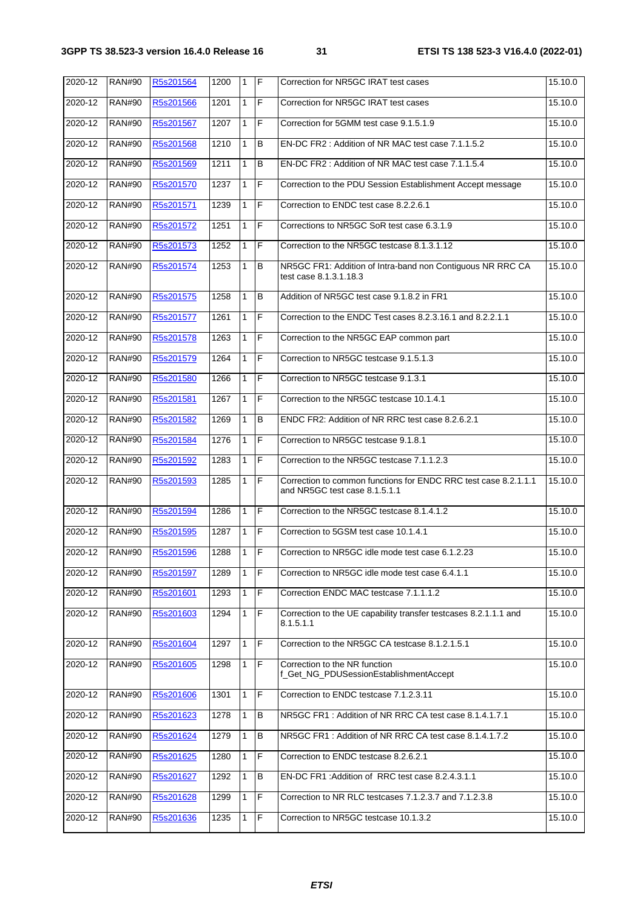| 2020-12 | RAN#90 | R5s201564 | 1200 | 1 | F | Correction for NR5GC IRAT test cases | 15.10.0 |
|---|---|---|---|---|---|---|---|
| 2020-12 | RAN#90 | R5s201566 | 1201 | 1 | F | Correction for NR5GC IRAT test cases | 15.10.0 |
| 2020-12 | RAN#90 | R5s201567 | 1207 | 1 | F | Correction for 5GMM test case 9.1.5.1.9 | 15.10.0 |
| 2020-12 | RAN#90 | R5s201568 | 1210 | 1 | B | EN-DC FR2 : Addition of NR MAC test case 7.1.1.5.2 | 15.10.0 |
| 2020-12 | RAN#90 | R5s201569 | 1211 | 1 | B | EN-DC FR2 : Addition of NR MAC test case 7.1.1.5.4 | 15.10.0 |
| 2020-12 | RAN#90 | R5s201570 | 1237 | 1 | F | Correction to the PDU Session Establishment Accept message | 15.10.0 |
| 2020-12 | RAN#90 | R5s201571 | 1239 | 1 | F | Correction to ENDC test case 8.2.2.6.1 | 15.10.0 |
| 2020-12 | RAN#90 | R5s201572 | 1251 | 1 | F | Corrections to NR5GC SoR test case 6.3.1.9 | 15.10.0 |
| 2020-12 | RAN#90 | R5s201573 | 1252 | 1 | F | Correction to the NR5GC testcase 8.1.3.1.12 | 15.10.0 |
| 2020-12 | RAN#90 | R5s201574 | 1253 | 1 | B | NR5GC FR1: Addition of Intra-band non Contiguous NR RRC CA test case 8.1.3.1.18.3 | 15.10.0 |
| 2020-12 | RAN#90 | R5s201575 | 1258 | 1 | B | Addition of NR5GC test case 9.1.8.2 in FR1 | 15.10.0 |
| 2020-12 | RAN#90 | R5s201577 | 1261 | 1 | F | Correction to the ENDC Test cases 8.2.3.16.1 and 8.2.2.1.1 | 15.10.0 |
| 2020-12 | RAN#90 | R5s201578 | 1263 | 1 | F | Correction to the NR5GC EAP common part | 15.10.0 |
| 2020-12 | RAN#90 | R5s201579 | 1264 | 1 | F | Correction to NR5GC testcase 9.1.5.1.3 | 15.10.0 |
| 2020-12 | RAN#90 | R5s201580 | 1266 | 1 | F | Correction to NR5GC testcase 9.1.3.1 | 15.10.0 |
| 2020-12 | RAN#90 | R5s201581 | 1267 | 1 | F | Correction to the NR5GC testcase 10.1.4.1 | 15.10.0 |
| 2020-12 | RAN#90 | R5s201582 | 1269 | 1 | B | ENDC FR2: Addition of NR RRC test case 8.2.6.2.1 | 15.10.0 |
| 2020-12 | RAN#90 | R5s201584 | 1276 | 1 | F | Correction to NR5GC testcase 9.1.8.1 | 15.10.0 |
| 2020-12 | RAN#90 | R5s201592 | 1283 | 1 | F | Correction to the NR5GC testcase 7.1.1.2.3 | 15.10.0 |
| 2020-12 | RAN#90 | R5s201593 | 1285 | 1 | F | Correction to common functions for ENDC RRC test case 8.2.1.1.1 and NR5GC test case 8.1.5.1.1 | 15.10.0 |
| 2020-12 | RAN#90 | R5s201594 | 1286 | 1 | F | Correction to the NR5GC testcase 8.1.4.1.2 | 15.10.0 |
| 2020-12 | RAN#90 | R5s201595 | 1287 | 1 | F | Correction to 5GSM test case 10.1.4.1 | 15.10.0 |
| 2020-12 | RAN#90 | R5s201596 | 1288 | 1 | F | Correction to NR5GC idle mode test case 6.1.2.23 | 15.10.0 |
| 2020-12 | RAN#90 | R5s201597 | 1289 | 1 | F | Correction to NR5GC idle mode test case 6.4.1.1 | 15.10.0 |
| 2020-12 | RAN#90 | R5s201601 | 1293 | 1 | F | Correction ENDC MAC testcase 7.1.1.1.2 | 15.10.0 |
| 2020-12 | RAN#90 | R5s201603 | 1294 | 1 | F | Correction to the UE capability transfer testcases 8.2.1.1.1 and 8.1.5.1.1 | 15.10.0 |
| 2020-12 | RAN#90 | R5s201604 | 1297 | 1 | F | Correction to the NR5GC CA testcase 8.1.2.1.5.1 | 15.10.0 |
| 2020-12 | RAN#90 | R5s201605 | 1298 | 1 | F | Correction to the NR function f_Get_NG_PDUSessionEstablishmentAccept | 15.10.0 |
| 2020-12 | RAN#90 | R5s201606 | 1301 | 1 | F | Correction to ENDC testcase 7.1.2.3.11 | 15.10.0 |
| 2020-12 | RAN#90 | R5s201623 | 1278 | 1 | B | NR5GC FR1 : Addition of NR RRC CA test case 8.1.4.1.7.1 | 15.10.0 |
| 2020-12 | RAN#90 | R5s201624 | 1279 | 1 | B | NR5GC FR1 : Addition of NR RRC CA test case 8.1.4.1.7.2 | 15.10.0 |
| 2020-12 | RAN#90 | R5s201625 | 1280 | 1 | F | Correction to ENDC testcase 8.2.6.2.1 | 15.10.0 |
| 2020-12 | RAN#90 | R5s201627 | 1292 | 1 | B | EN-DC FR1 :Addition of RRC test case 8.2.4.3.1.1 | 15.10.0 |
| 2020-12 | RAN#90 | R5s201628 | 1299 | 1 | F | Correction to NR RLC testcases 7.1.2.3.7 and 7.1.2.3.8 | 15.10.0 |
| 2020-12 | RAN#90 | R5s201636 | 1235 | 1 | F | Correction to NR5GC testcase 10.1.3.2 | 15.10.0 |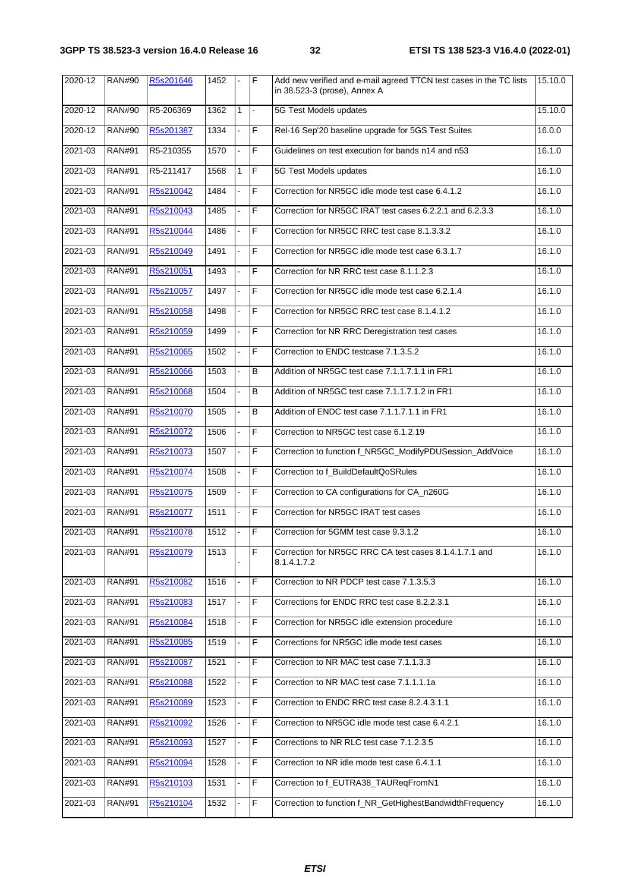| 2020-12 | RAN#90 | R5s201646 | 1452 | - | F | Add new verified and e-mail agreed TTCN test cases in the TC lists in 38.523-3 (prose), Annex A | 15.10.0 |
|---|---|---|---|---|---|---|---|
| 2020-12 | RAN#90 | R5-206369 | 1362 | 1 | - | 5G Test Models updates | 15.10.0 |
| 2020-12 | RAN#90 | R5s201387 | 1334 | - | F | Rel-16 Sep'20 baseline upgrade for 5GS Test Suites | 16.0.0 |
| 2021-03 | RAN#91 | R5-210355 | 1570 | - | F | Guidelines on test execution for bands n14 and n53 | 16.1.0 |
| 2021-03 | RAN#91 | R5-211417 | 1568 | 1 | F | 5G Test Models updates | 16.1.0 |
| 2021-03 | RAN#91 | R5s210042 | 1484 | - | F | Correction for NR5GC idle mode test case 6.4.1.2 | 16.1.0 |
| 2021-03 | RAN#91 | R5s210043 | 1485 | - | F | Correction for NR5GC IRAT test cases 6.2.2.1 and 6.2.3.3 | 16.1.0 |
| 2021-03 | RAN#91 | R5s210044 | 1486 | - | F | Correction for NR5GC RRC test case 8.1.3.3.2 | 16.1.0 |
| 2021-03 | RAN#91 | R5s210049 | 1491 | - | F | Correction for NR5GC idle mode test case 6.3.1.7 | 16.1.0 |
| 2021-03 | RAN#91 | R5s210051 | 1493 | - | F | Correction for NR RRC test case 8.1.1.2.3 | 16.1.0 |
| 2021-03 | RAN#91 | R5s210057 | 1497 | - | F | Correction for NR5GC idle mode test case 6.2.1.4 | 16.1.0 |
| 2021-03 | RAN#91 | R5s210058 | 1498 | - | F | Correction for NR5GC RRC test case 8.1.4.1.2 | 16.1.0 |
| 2021-03 | RAN#91 | R5s210059 | 1499 | - | F | Correction for NR RRC Deregistration test cases | 16.1.0 |
| 2021-03 | RAN#91 | R5s210065 | 1502 | - | F | Correction to ENDC testcase 7.1.3.5.2 | 16.1.0 |
| 2021-03 | RAN#91 | R5s210066 | 1503 | - | B | Addition of NR5GC test case 7.1.1.7.1.1 in FR1 | 16.1.0 |
| 2021-03 | RAN#91 | R5s210068 | 1504 | - | B | Addition of NR5GC test case 7.1.1.7.1.2 in FR1 | 16.1.0 |
| 2021-03 | RAN#91 | R5s210070 | 1505 | - | B | Addition of ENDC test case 7.1.1.7.1.1 in FR1 | 16.1.0 |
| 2021-03 | RAN#91 | R5s210072 | 1506 | - | F | Correction to NR5GC test case 6.1.2.19 | 16.1.0 |
| 2021-03 | RAN#91 | R5s210073 | 1507 | - | F | Correction to function f_NR5GC_ModifyPDUSession_AddVoice | 16.1.0 |
| 2021-03 | RAN#91 | R5s210074 | 1508 | - | F | Correction to f_BuildDefaultQoSRules | 16.1.0 |
| 2021-03 | RAN#91 | R5s210075 | 1509 | - | F | Correction to CA configurations for CA_n260G | 16.1.0 |
| 2021-03 | RAN#91 | R5s210077 | 1511 | - | F | Correction for NR5GC IRAT test cases | 16.1.0 |
| 2021-03 | RAN#91 | R5s210078 | 1512 | - | F | Correction for 5GMM test case 9.3.1.2 | 16.1.0 |
| 2021-03 | RAN#91 | R5s210079 | 1513 | - | F | Correction for NR5GC RRC CA test cases 8.1.4.1.7.1 and 8.1.4.1.7.2 | 16.1.0 |
| 2021-03 | RAN#91 | R5s210082 | 1516 | - | F | Correction to NR PDCP test case 7.1.3.5.3 | 16.1.0 |
| 2021-03 | RAN#91 | R5s210083 | 1517 | - | F | Corrections for ENDC RRC test case 8.2.2.3.1 | 16.1.0 |
| 2021-03 | RAN#91 | R5s210084 | 1518 | - | F | Correction for NR5GC idle extension procedure | 16.1.0 |
| 2021-03 | RAN#91 | R5s210085 | 1519 | - | F | Corrections for NR5GC idle mode test cases | 16.1.0 |
| 2021-03 | RAN#91 | R5s210087 | 1521 | - | F | Correction to NR MAC test case 7.1.1.3.3 | 16.1.0 |
| 2021-03 | RAN#91 | R5s210088 | 1522 | - | F | Correction to NR MAC test case 7.1.1.1.1a | 16.1.0 |
| 2021-03 | RAN#91 | R5s210089 | 1523 | - | F | Correction to ENDC RRC test case 8.2.4.3.1.1 | 16.1.0 |
| 2021-03 | RAN#91 | R5s210092 | 1526 | - | F | Correction to NR5GC idle mode test case 6.4.2.1 | 16.1.0 |
| 2021-03 | RAN#91 | R5s210093 | 1527 | - | F | Corrections to NR RLC test case 7.1.2.3.5 | 16.1.0 |
| 2021-03 | RAN#91 | R5s210094 | 1528 | - | F | Correction to NR idle mode test case 6.4.1.1 | 16.1.0 |
| 2021-03 | RAN#91 | R5s210103 | 1531 | - | F | Correction to f_EUTRA38_TAUReqFromN1 | 16.1.0 |
| 2021-03 | RAN#91 | R5s210104 | 1532 | - | F | Correction to function f_NR_GetHighestBandwidthFrequency | 16.1.0 |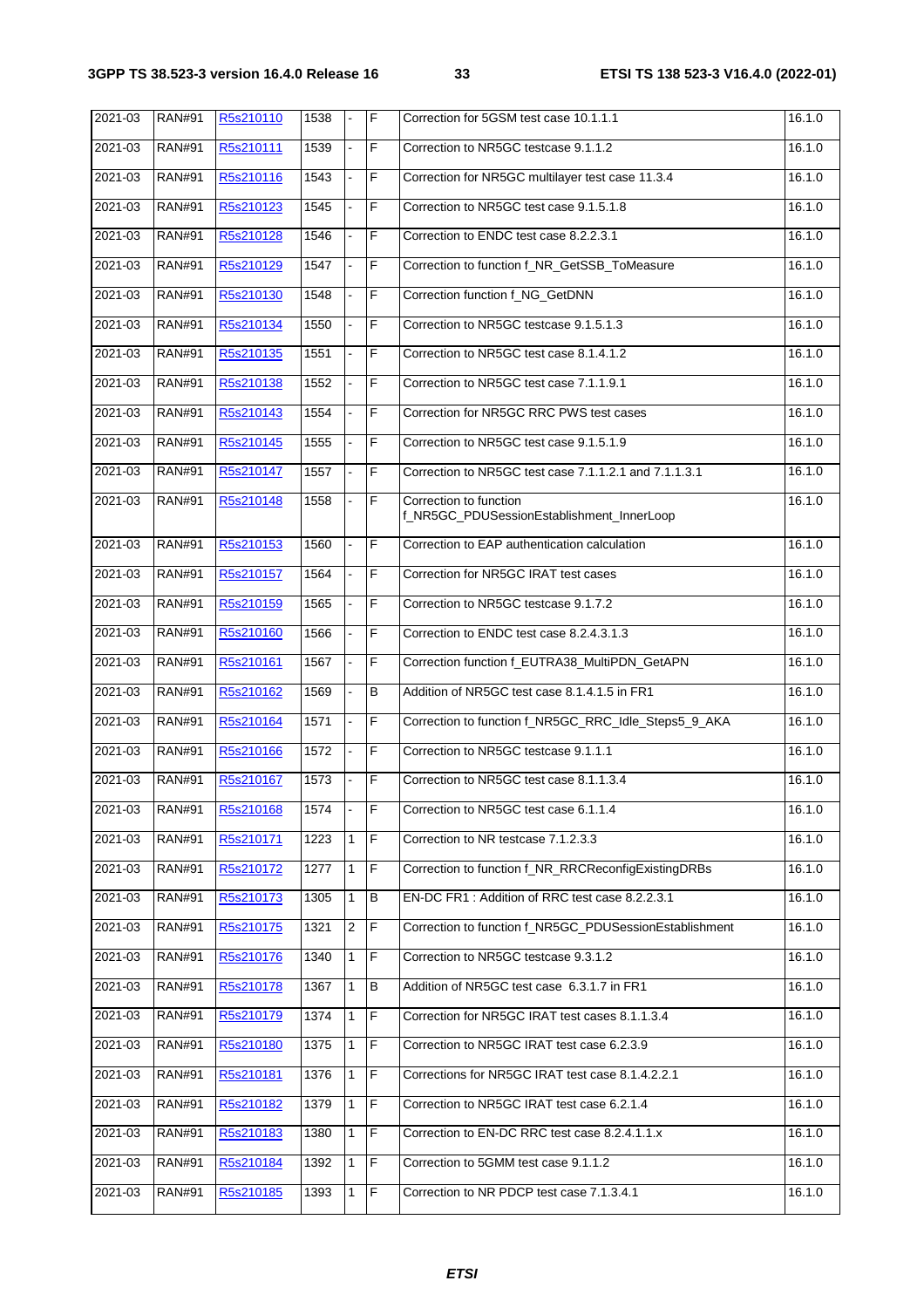| 2021-03 | RAN#91 | R5s210110 | 1538 | - | F | Correction for 5GSM test case 10.1.1.1 | 16.1.0 |
|---|---|---|---|---|---|---|---|
| 2021-03 | RAN#91 | R5s210111 | 1539 | - | F | Correction to NR5GC testcase 9.1.1.2 | 16.1.0 |
| 2021-03 | RAN#91 | R5s210116 | 1543 | - | F | Correction for NR5GC multilayer test case 11.3.4 | 16.1.0 |
| 2021-03 | RAN#91 | R5s210123 | 1545 | - | F | Correction to NR5GC test case 9.1.5.1.8 | 16.1.0 |
| 2021-03 | RAN#91 | R5s210128 | 1546 | - | F | Correction to ENDC test case 8.2.2.3.1 | 16.1.0 |
| 2021-03 | RAN#91 | R5s210129 | 1547 | - | F | Correction to function f_NR_GetSSB_ToMeasure | 16.1.0 |
| 2021-03 | RAN#91 | R5s210130 | 1548 | - | F | Correction function f_NG_GetDNN | 16.1.0 |
| 2021-03 | RAN#91 | R5s210134 | 1550 | - | F | Correction to NR5GC testcase 9.1.5.1.3 | 16.1.0 |
| 2021-03 | RAN#91 | R5s210135 | 1551 | - | F | Correction to NR5GC test case 8.1.4.1.2 | 16.1.0 |
| 2021-03 | RAN#91 | R5s210138 | 1552 | - | F | Correction to NR5GC test case 7.1.1.9.1 | 16.1.0 |
| 2021-03 | RAN#91 | R5s210143 | 1554 | - | F | Correction for NR5GC RRC PWS test cases | 16.1.0 |
| 2021-03 | RAN#91 | R5s210145 | 1555 | - | F | Correction to NR5GC test case 9.1.5.1.9 | 16.1.0 |
| 2021-03 | RAN#91 | R5s210147 | 1557 | - | F | Correction to NR5GC test case 7.1.1.2.1 and 7.1.1.3.1 | 16.1.0 |
| 2021-03 | RAN#91 | R5s210148 | 1558 | - | F | Correction to function f_NR5GC_PDUSessionEstablishment_InnerLoop | 16.1.0 |
| 2021-03 | RAN#91 | R5s210153 | 1560 | - | F | Correction to EAP authentication calculation | 16.1.0 |
| 2021-03 | RAN#91 | R5s210157 | 1564 | - | F | Correction for NR5GC IRAT test cases | 16.1.0 |
| 2021-03 | RAN#91 | R5s210159 | 1565 | - | F | Correction to NR5GC testcase 9.1.7.2 | 16.1.0 |
| 2021-03 | RAN#91 | R5s210160 | 1566 | - | F | Correction to ENDC test case 8.2.4.3.1.3 | 16.1.0 |
| 2021-03 | RAN#91 | R5s210161 | 1567 | - | F | Correction function f_EUTRA38_MultiPDN_GetAPN | 16.1.0 |
| 2021-03 | RAN#91 | R5s210162 | 1569 | - | B | Addition of NR5GC test case 8.1.4.1.5 in FR1 | 16.1.0 |
| 2021-03 | RAN#91 | R5s210164 | 1571 | - | F | Correction to function f_NR5GC_RRC_Idle_Steps5_9_AKA | 16.1.0 |
| 2021-03 | RAN#91 | R5s210166 | 1572 | - | F | Correction to NR5GC testcase 9.1.1.1 | 16.1.0 |
| 2021-03 | RAN#91 | R5s210167 | 1573 | - | F | Correction to NR5GC test case 8.1.1.3.4 | 16.1.0 |
| 2021-03 | RAN#91 | R5s210168 | 1574 | - | F | Correction to NR5GC test case 6.1.1.4 | 16.1.0 |
| 2021-03 | RAN#91 | R5s210171 | 1223 | 1 | F | Correction to NR testcase 7.1.2.3.3 | 16.1.0 |
| 2021-03 | RAN#91 | R5s210172 | 1277 | 1 | F | Correction to function f_NR_RRCReconfigExistingDRBs | 16.1.0 |
| 2021-03 | RAN#91 | R5s210173 | 1305 | 1 | B | EN-DC FR1 : Addition of RRC test case 8.2.2.3.1 | 16.1.0 |
| 2021-03 | RAN#91 | R5s210175 | 1321 | 2 | F | Correction to function f_NR5GC_PDUSessionEstablishment | 16.1.0 |
| 2021-03 | RAN#91 | R5s210176 | 1340 | 1 | F | Correction to NR5GC testcase 9.3.1.2 | 16.1.0 |
| 2021-03 | RAN#91 | R5s210178 | 1367 | 1 | B | Addition of NR5GC test case 6.3.1.7 in FR1 | 16.1.0 |
| 2021-03 | RAN#91 | R5s210179 | 1374 | 1 | F | Correction for NR5GC IRAT test cases 8.1.1.3.4 | 16.1.0 |
| 2021-03 | RAN#91 | R5s210180 | 1375 | 1 | F | Correction to NR5GC IRAT test case 6.2.3.9 | 16.1.0 |
| 2021-03 | RAN#91 | R5s210181 | 1376 | 1 | F | Corrections for NR5GC IRAT test case 8.1.4.2.2.1 | 16.1.0 |
| 2021-03 | RAN#91 | R5s210182 | 1379 | 1 | F | Correction to NR5GC IRAT test case 6.2.1.4 | 16.1.0 |
| 2021-03 | RAN#91 | R5s210183 | 1380 | 1 | F | Correction to EN-DC RRC test case 8.2.4.1.1.x | 16.1.0 |
| 2021-03 | RAN#91 | R5s210184 | 1392 | 1 | F | Correction to 5GMM test case 9.1.1.2 | 16.1.0 |
| 2021-03 | RAN#91 | R5s210185 | 1393 | 1 | F | Correction to NR PDCP test case 7.1.3.4.1 | 16.1.0 |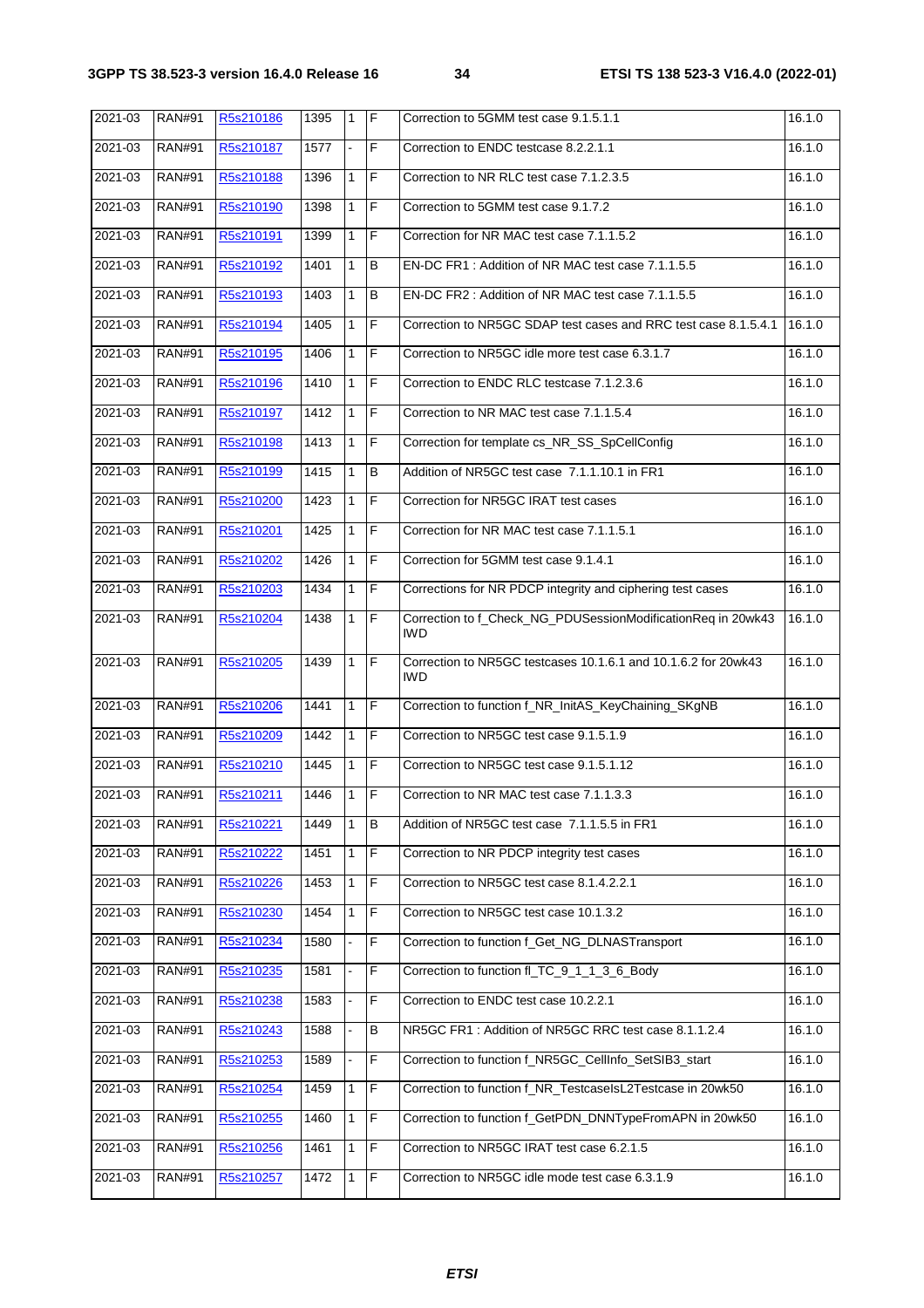| 2021-03 | RAN#91 | R5s210186 | 1395 | 1 | F | Correction to 5GMM test case 9.1.5.1.1 | 16.1.0 |
|---|---|---|---|---|---|---|---|
| 2021-03 | RAN#91 | R5s210187 | 1577 | - | F | Correction to ENDC testcase 8.2.2.1.1 | 16.1.0 |
| 2021-03 | RAN#91 | R5s210188 | 1396 | 1 | F | Correction to NR RLC test case 7.1.2.3.5 | 16.1.0 |
| 2021-03 | RAN#91 | R5s210190 | 1398 | 1 | F | Correction to 5GMM test case 9.1.7.2 | 16.1.0 |
| 2021-03 | RAN#91 | R5s210191 | 1399 | 1 | F | Correction for NR MAC test case 7.1.1.5.2 | 16.1.0 |
| 2021-03 | RAN#91 | R5s210192 | 1401 | 1 | B | EN-DC FR1 : Addition of NR MAC test case 7.1.1.5.5 | 16.1.0 |
| 2021-03 | RAN#91 | R5s210193 | 1403 | 1 | B | EN-DC FR2 : Addition of NR MAC test case 7.1.1.5.5 | 16.1.0 |
| 2021-03 | RAN#91 | R5s210194 | 1405 | 1 | F | Correction to NR5GC SDAP test cases and RRC test case 8.1.5.4.1 | 16.1.0 |
| 2021-03 | RAN#91 | R5s210195 | 1406 | 1 | F | Correction to NR5GC idle more test case 6.3.1.7 | 16.1.0 |
| 2021-03 | RAN#91 | R5s210196 | 1410 | 1 | F | Correction to ENDC RLC testcase 7.1.2.3.6 | 16.1.0 |
| 2021-03 | RAN#91 | R5s210197 | 1412 | 1 | F | Correction to NR MAC test case 7.1.1.5.4 | 16.1.0 |
| 2021-03 | RAN#91 | R5s210198 | 1413 | 1 | F | Correction for template cs_NR_SS_SpCellConfig | 16.1.0 |
| 2021-03 | RAN#91 | R5s210199 | 1415 | 1 | B | Addition of NR5GC test case 7.1.1.10.1 in FR1 | 16.1.0 |
| 2021-03 | RAN#91 | R5s210200 | 1423 | 1 | F | Correction for NR5GC IRAT test cases | 16.1.0 |
| 2021-03 | RAN#91 | R5s210201 | 1425 | 1 | F | Correction for NR MAC test case 7.1.1.5.1 | 16.1.0 |
| 2021-03 | RAN#91 | R5s210202 | 1426 | 1 | F | Correction for 5GMM test case 9.1.4.1 | 16.1.0 |
| 2021-03 | RAN#91 | R5s210203 | 1434 | 1 | F | Corrections for NR PDCP integrity and ciphering test cases | 16.1.0 |
| 2021-03 | RAN#91 | R5s210204 | 1438 | 1 | F | Correction to f_Check_NG_PDUSessionModificationReq in 20wk43 IWD | 16.1.0 |
| 2021-03 | RAN#91 | R5s210205 | 1439 | 1 | F | Correction to NR5GC testcases 10.1.6.1 and 10.1.6.2 for 20wk43 IWD | 16.1.0 |
| 2021-03 | RAN#91 | R5s210206 | 1441 | 1 | F | Correction to function f_NR_InitAS_KeyChaining_SKgNB | 16.1.0 |
| 2021-03 | RAN#91 | R5s210209 | 1442 | 1 | F | Correction to NR5GC test case 9.1.5.1.9 | 16.1.0 |
| 2021-03 | RAN#91 | R5s210210 | 1445 | 1 | F | Correction to NR5GC test case 9.1.5.1.12 | 16.1.0 |
| 2021-03 | RAN#91 | R5s210211 | 1446 | 1 | F | Correction to NR MAC test case 7.1.1.3.3 | 16.1.0 |
| 2021-03 | RAN#91 | R5s210221 | 1449 | 1 | B | Addition of NR5GC test case 7.1.1.5.5 in FR1 | 16.1.0 |
| 2021-03 | RAN#91 | R5s210222 | 1451 | 1 | F | Correction to NR PDCP integrity test cases | 16.1.0 |
| 2021-03 | RAN#91 | R5s210226 | 1453 | 1 | F | Correction to NR5GC test case 8.1.4.2.2.1 | 16.1.0 |
| 2021-03 | RAN#91 | R5s210230 | 1454 | 1 | F | Correction to NR5GC test case 10.1.3.2 | 16.1.0 |
| 2021-03 | RAN#91 | R5s210234 | 1580 | - | F | Correction to function f_Get_NG_DLNASTransport | 16.1.0 |
| 2021-03 | RAN#91 | R5s210235 | 1581 | - | F | Correction to function fl_TC_9_1_1_3_6_Body | 16.1.0 |
| 2021-03 | RAN#91 | R5s210238 | 1583 | - | F | Correction to ENDC test case 10.2.2.1 | 16.1.0 |
| 2021-03 | RAN#91 | R5s210243 | 1588 | - | B | NR5GC FR1 : Addition of NR5GC RRC test case 8.1.1.2.4 | 16.1.0 |
| 2021-03 | RAN#91 | R5s210253 | 1589 | - | F | Correction to function f_NR5GC_CellInfo_SetSIB3_start | 16.1.0 |
| 2021-03 | RAN#91 | R5s210254 | 1459 | 1 | F | Correction to function f_NR_TestcaseIsL2Testcase in 20wk50 | 16.1.0 |
| 2021-03 | RAN#91 | R5s210255 | 1460 | 1 | F | Correction to function f_GetPDN_DNNTypeFromAPN in 20wk50 | 16.1.0 |
| 2021-03 | RAN#91 | R5s210256 | 1461 | 1 | F | Correction to NR5GC IRAT test case 6.2.1.5 | 16.1.0 |
| 2021-03 | RAN#91 | R5s210257 | 1472 | 1 | F | Correction to NR5GC idle mode test case 6.3.1.9 | 16.1.0 |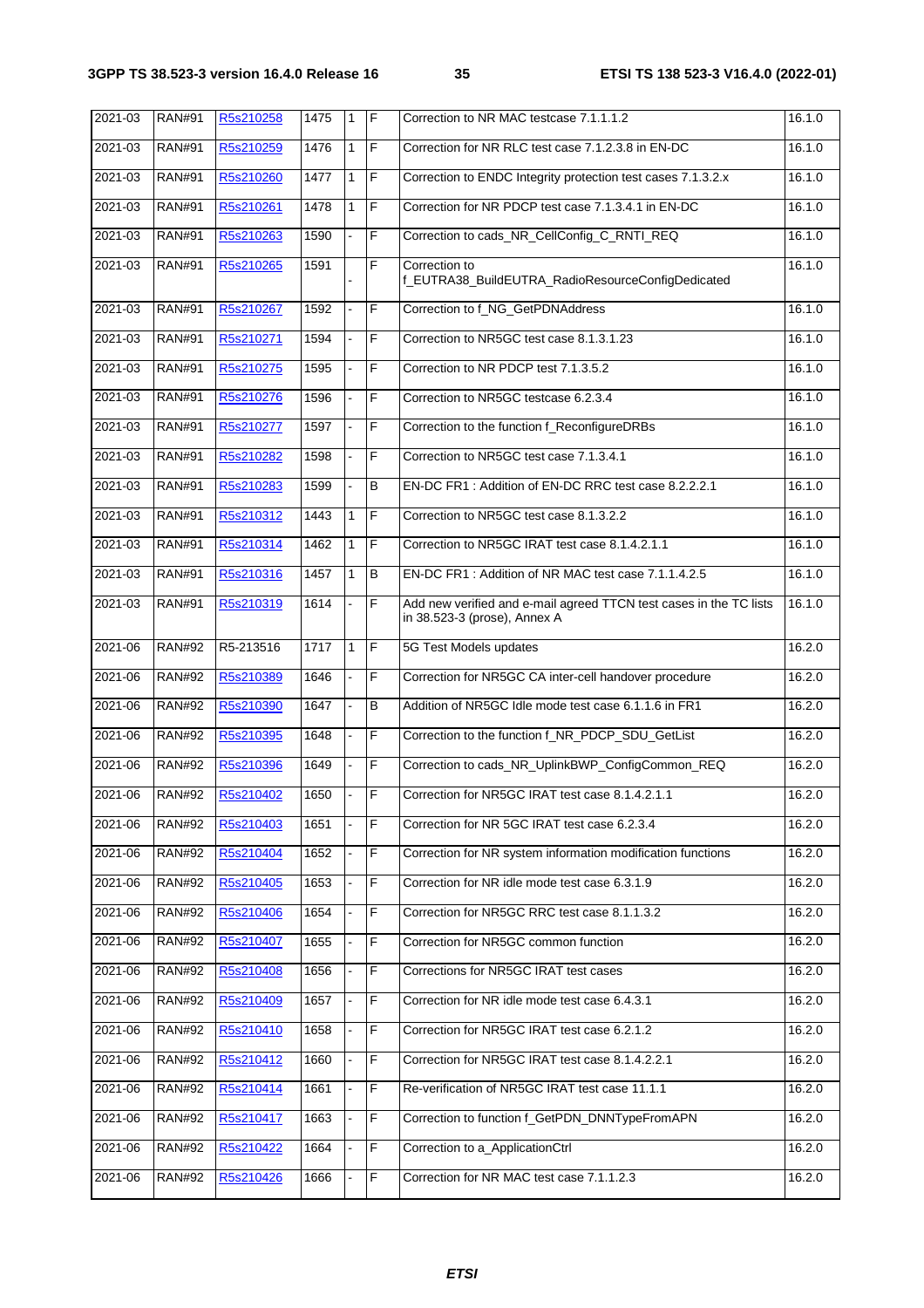| 2021-03 | RAN#91 | R5s210258 | 1475 | 1 | F | Correction to NR MAC testcase 7.1.1.1.2 | 16.1.0 |
|---|---|---|---|---|---|---|---|
| 2021-03 | RAN#91 | R5s210259 | 1476 | 1 | F | Correction for NR RLC test case 7.1.2.3.8 in EN-DC | 16.1.0 |
| 2021-03 | RAN#91 | R5s210260 | 1477 | 1 | F | Correction to ENDC Integrity protection test cases 7.1.3.2.x | 16.1.0 |
| 2021-03 | RAN#91 | R5s210261 | 1478 | 1 | F | Correction for NR PDCP test case 7.1.3.4.1 in EN-DC | 16.1.0 |
| 2021-03 | RAN#91 | R5s210263 | 1590 | - | F | Correction to cads_NR_CellConfig_C_RNTI_REQ | 16.1.0 |
| 2021-03 | RAN#91 | R5s210265 | 1591 | - | F | Correction to f_EUTRA38_BuildEUTRA_RadioResourceConfigDedicated | 16.1.0 |
| 2021-03 | RAN#91 | R5s210267 | 1592 | - | F | Correction to f_NG_GetPDNAddress | 16.1.0 |
| 2021-03 | RAN#91 | R5s210271 | 1594 | - | F | Correction to NR5GC test case 8.1.3.1.23 | 16.1.0 |
| 2021-03 | RAN#91 | R5s210275 | 1595 | - | F | Correction to NR PDCP test 7.1.3.5.2 | 16.1.0 |
| 2021-03 | RAN#91 | R5s210276 | 1596 | - | F | Correction to NR5GC testcase 6.2.3.4 | 16.1.0 |
| 2021-03 | RAN#91 | R5s210277 | 1597 | - | F | Correction to the function f_ReconfigureDRBs | 16.1.0 |
| 2021-03 | RAN#91 | R5s210282 | 1598 | - | F | Correction to NR5GC test case 7.1.3.4.1 | 16.1.0 |
| 2021-03 | RAN#91 | R5s210283 | 1599 | - | B | EN-DC FR1 : Addition of EN-DC RRC test case 8.2.2.2.1 | 16.1.0 |
| 2021-03 | RAN#91 | R5s210312 | 1443 | 1 | F | Correction to NR5GC test case 8.1.3.2.2 | 16.1.0 |
| 2021-03 | RAN#91 | R5s210314 | 1462 | 1 | F | Correction to NR5GC IRAT test case 8.1.4.2.1.1 | 16.1.0 |
| 2021-03 | RAN#91 | R5s210316 | 1457 | 1 | B | EN-DC FR1 : Addition of NR MAC test case 7.1.1.4.2.5 | 16.1.0 |
| 2021-03 | RAN#91 | R5s210319 | 1614 | - | F | Add new verified and e-mail agreed TTCN test cases in the TC lists in 38.523-3 (prose), Annex A | 16.1.0 |
| 2021-06 | RAN#92 | R5-213516 | 1717 | 1 | F | 5G Test Models updates | 16.2.0 |
| 2021-06 | RAN#92 | R5s210389 | 1646 | - | F | Correction for NR5GC CA inter-cell handover procedure | 16.2.0 |
| 2021-06 | RAN#92 | R5s210390 | 1647 | - | B | Addition of NR5GC Idle mode test case 6.1.1.6 in FR1 | 16.2.0 |
| 2021-06 | RAN#92 | R5s210395 | 1648 | - | F | Correction to the function f_NR_PDCP_SDU_GetList | 16.2.0 |
| 2021-06 | RAN#92 | R5s210396 | 1649 | - | F | Correction to cads_NR_UplinkBWP_ConfigCommon_REQ | 16.2.0 |
| 2021-06 | RAN#92 | R5s210402 | 1650 | - | F | Correction for NR5GC IRAT test case 8.1.4.2.1.1 | 16.2.0 |
| 2021-06 | RAN#92 | R5s210403 | 1651 | - | F | Correction for NR 5GC IRAT test case 6.2.3.4 | 16.2.0 |
| 2021-06 | RAN#92 | R5s210404 | 1652 | - | F | Correction for NR system information modification functions | 16.2.0 |
| 2021-06 | RAN#92 | R5s210405 | 1653 | - | F | Correction for NR idle mode test case 6.3.1.9 | 16.2.0 |
| 2021-06 | RAN#92 | R5s210406 | 1654 | - | F | Correction for NR5GC RRC test case 8.1.1.3.2 | 16.2.0 |
| 2021-06 | RAN#92 | R5s210407 | 1655 | - | F | Correction for NR5GC common function | 16.2.0 |
| 2021-06 | RAN#92 | R5s210408 | 1656 | - | F | Corrections for NR5GC IRAT test cases | 16.2.0 |
| 2021-06 | RAN#92 | R5s210409 | 1657 | - | F | Correction for NR idle mode test case 6.4.3.1 | 16.2.0 |
| 2021-06 | RAN#92 | R5s210410 | 1658 | - | F | Correction for NR5GC IRAT test case 6.2.1.2 | 16.2.0 |
| 2021-06 | RAN#92 | R5s210412 | 1660 | - | F | Correction for NR5GC IRAT test case 8.1.4.2.2.1 | 16.2.0 |
| 2021-06 | RAN#92 | R5s210414 | 1661 | - | F | Re-verification of NR5GC IRAT test case 11.1.1 | 16.2.0 |
| 2021-06 | RAN#92 | R5s210417 | 1663 | - | F | Correction to function f_GetPDN_DNNTypeFromAPN | 16.2.0 |
| 2021-06 | RAN#92 | R5s210422 | 1664 | - | F | Correction to a_ApplicationCtrl | 16.2.0 |
| 2021-06 | RAN#92 | R5s210426 | 1666 | - | F | Correction for NR MAC test case 7.1.1.2.3 | 16.2.0 |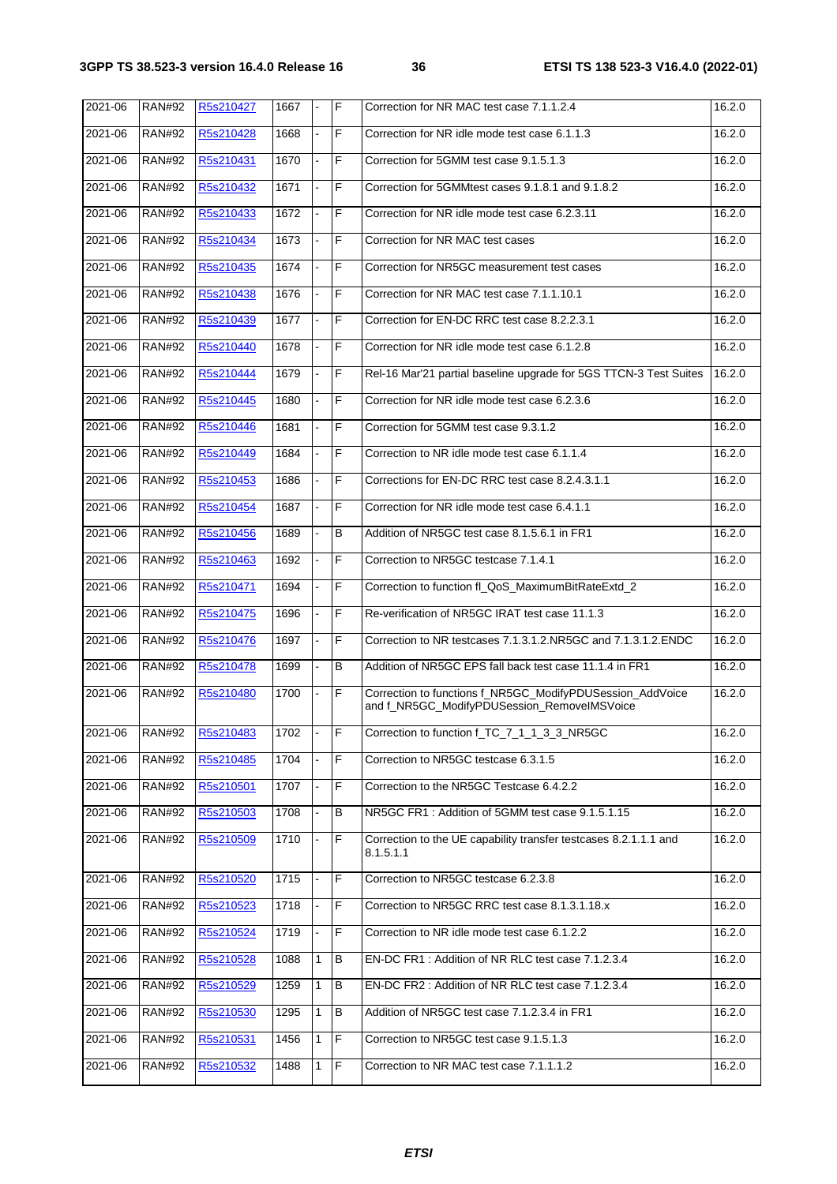| 2021-06 | RAN#92 | R5s210427 | 1667 | - | F | Correction for NR MAC test case 7.1.1.2.4 | 16.2.0 |
|---|---|---|---|---|---|---|---|
| 2021-06 | RAN#92 | R5s210428 | 1668 | - | F | Correction for NR idle mode test case 6.1.1.3 | 16.2.0 |
| 2021-06 | RAN#92 | R5s210431 | 1670 | - | F | Correction for 5GMM test case 9.1.5.1.3 | 16.2.0 |
| 2021-06 | RAN#92 | R5s210432 | 1671 | - | F | Correction for 5GMMtest cases 9.1.8.1 and 9.1.8.2 | 16.2.0 |
| 2021-06 | RAN#92 | R5s210433 | 1672 | - | F | Correction for NR idle mode test case 6.2.3.11 | 16.2.0 |
| 2021-06 | RAN#92 | R5s210434 | 1673 | - | F | Correction for NR MAC test cases | 16.2.0 |
| 2021-06 | RAN#92 | R5s210435 | 1674 | - | F | Correction for NR5GC measurement test cases | 16.2.0 |
| 2021-06 | RAN#92 | R5s210438 | 1676 | - | F | Correction for NR MAC test case 7.1.1.10.1 | 16.2.0 |
| 2021-06 | RAN#92 | R5s210439 | 1677 | - | F | Correction for EN-DC RRC test case 8.2.2.3.1 | 16.2.0 |
| 2021-06 | RAN#92 | R5s210440 | 1678 | - | F | Correction for NR idle mode test case 6.1.2.8 | 16.2.0 |
| 2021-06 | RAN#92 | R5s210444 | 1679 | - | F | Rel-16 Mar'21 partial baseline upgrade for 5GS TTCN-3 Test Suites | 16.2.0 |
| 2021-06 | RAN#92 | R5s210445 | 1680 | - | F | Correction for NR idle mode test case 6.2.3.6 | 16.2.0 |
| 2021-06 | RAN#92 | R5s210446 | 1681 | - | F | Correction for 5GMM test case 9.3.1.2 | 16.2.0 |
| 2021-06 | RAN#92 | R5s210449 | 1684 | - | F | Correction to NR idle mode test case 6.1.1.4 | 16.2.0 |
| 2021-06 | RAN#92 | R5s210453 | 1686 | - | F | Corrections for EN-DC RRC test case 8.2.4.3.1.1 | 16.2.0 |
| 2021-06 | RAN#92 | R5s210454 | 1687 | - | F | Correction for NR idle mode test case 6.4.1.1 | 16.2.0 |
| 2021-06 | RAN#92 | R5s210456 | 1689 | - | B | Addition of NR5GC test case 8.1.5.6.1 in FR1 | 16.2.0 |
| 2021-06 | RAN#92 | R5s210463 | 1692 | - | F | Correction to NR5GC testcase 7.1.4.1 | 16.2.0 |
| 2021-06 | RAN#92 | R5s210471 | 1694 | - | F | Correction to function fl_QoS_MaximumBitRateExtd_2 | 16.2.0 |
| 2021-06 | RAN#92 | R5s210475 | 1696 | - | F | Re-verification of NR5GC IRAT test case 11.1.3 | 16.2.0 |
| 2021-06 | RAN#92 | R5s210476 | 1697 | - | F | Correction to NR testcases 7.1.3.1.2.NR5GC and 7.1.3.1.2.ENDC | 16.2.0 |
| 2021-06 | RAN#92 | R5s210478 | 1699 | - | B | Addition of NR5GC EPS fall back test case 11.1.4 in FR1 | 16.2.0 |
| 2021-06 | RAN#92 | R5s210480 | 1700 | - | F | Correction to functions f_NR5GC_ModifyPDUSession_AddVoice and f_NR5GC_ModifyPDUSession_RemoveIMSVoice | 16.2.0 |
| 2021-06 | RAN#92 | R5s210483 | 1702 | - | F | Correction to function f_TC_7_1_1_3_3_NR5GC | 16.2.0 |
| 2021-06 | RAN#92 | R5s210485 | 1704 | - | F | Correction to NR5GC testcase 6.3.1.5 | 16.2.0 |
| 2021-06 | RAN#92 | R5s210501 | 1707 | - | F | Correction to the NR5GC Testcase 6.4.2.2 | 16.2.0 |
| 2021-06 | RAN#92 | R5s210503 | 1708 | - | B | NR5GC FR1 : Addition of 5GMM test case 9.1.5.1.15 | 16.2.0 |
| 2021-06 | RAN#92 | R5s210509 | 1710 | - | F | Correction to the UE capability transfer testcases 8.2.1.1.1 and 8.1.5.1.1 | 16.2.0 |
| 2021-06 | RAN#92 | R5s210520 | 1715 | - | F | Correction to NR5GC testcase 6.2.3.8 | 16.2.0 |
| 2021-06 | RAN#92 | R5s210523 | 1718 | - | F | Correction to NR5GC RRC test case 8.1.3.1.18.x | 16.2.0 |
| 2021-06 | RAN#92 | R5s210524 | 1719 | - | F | Correction to NR idle mode test case 6.1.2.2 | 16.2.0 |
| 2021-06 | RAN#92 | R5s210528 | 1088 | 1 | B | EN-DC FR1 : Addition of NR RLC test case 7.1.2.3.4 | 16.2.0 |
| 2021-06 | RAN#92 | R5s210529 | 1259 | 1 | B | EN-DC FR2 : Addition of NR RLC test case 7.1.2.3.4 | 16.2.0 |
| 2021-06 | RAN#92 | R5s210530 | 1295 | 1 | B | Addition of NR5GC test case 7.1.2.3.4 in FR1 | 16.2.0 |
| 2021-06 | RAN#92 | R5s210531 | 1456 | 1 | F | Correction to NR5GC test case 9.1.5.1.3 | 16.2.0 |
| 2021-06 | RAN#92 | R5s210532 | 1488 | 1 | F | Correction to NR MAC test case 7.1.1.1.2 | 16.2.0 |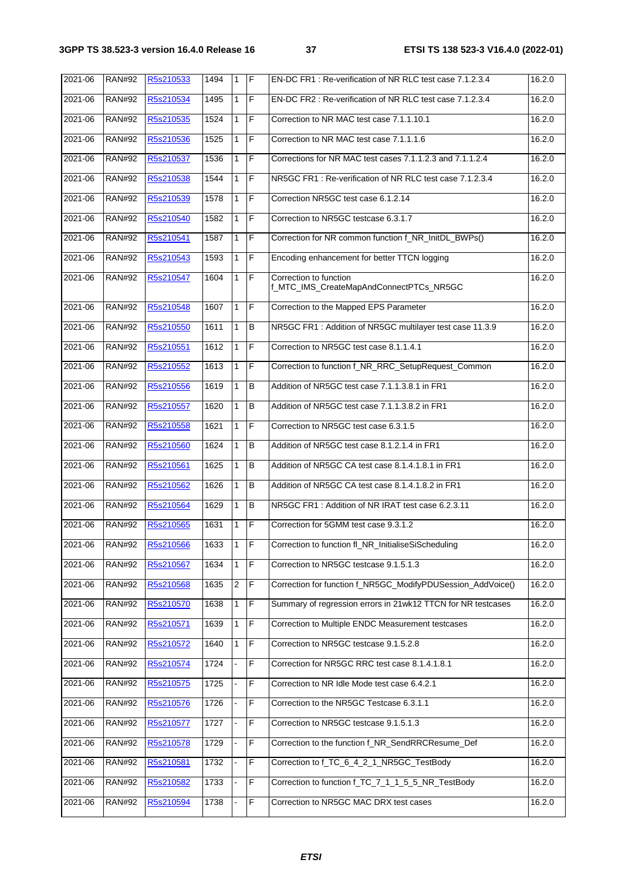| 2021-06 | RAN#92 | R5s210533 | 1494 | 1 | F | EN-DC FR1 : Re-verification of NR RLC test case 7.1.2.3.4 | 16.2.0 |
|---|---|---|---|---|---|---|---|
| 2021-06 | RAN#92 | R5s210534 | 1495 | 1 | F | EN-DC FR2 : Re-verification of NR RLC test case 7.1.2.3.4 | 16.2.0 |
| 2021-06 | RAN#92 | R5s210535 | 1524 | 1 | F | Correction to NR MAC test case 7.1.1.10.1 | 16.2.0 |
| 2021-06 | RAN#92 | R5s210536 | 1525 | 1 | F | Correction to NR MAC test case 7.1.1.1.6 | 16.2.0 |
| 2021-06 | RAN#92 | R5s210537 | 1536 | 1 | F | Corrections for NR MAC test cases 7.1.1.2.3 and 7.1.1.2.4 | 16.2.0 |
| 2021-06 | RAN#92 | R5s210538 | 1544 | 1 | F | NR5GC FR1 : Re-verification of NR RLC test case 7.1.2.3.4 | 16.2.0 |
| 2021-06 | RAN#92 | R5s210539 | 1578 | 1 | F | Correction NR5GC test case 6.1.2.14 | 16.2.0 |
| 2021-06 | RAN#92 | R5s210540 | 1582 | 1 | F | Correction to NR5GC testcase 6.3.1.7 | 16.2.0 |
| 2021-06 | RAN#92 | R5s210541 | 1587 | 1 | F | Correction for NR common function f_NR_InitDL_BWPs() | 16.2.0 |
| 2021-06 | RAN#92 | R5s210543 | 1593 | 1 | F | Encoding enhancement for better TTCN logging | 16.2.0 |
| 2021-06 | RAN#92 | R5s210547 | 1604 | 1 | F | Correction to function f_MTC_IMS_CreateMapAndConnectPTCs_NR5GC | 16.2.0 |
| 2021-06 | RAN#92 | R5s210548 | 1607 | 1 | F | Correction to the Mapped EPS Parameter | 16.2.0 |
| 2021-06 | RAN#92 | R5s210550 | 1611 | 1 | B | NR5GC FR1 : Addition of NR5GC multilayer test case 11.3.9 | 16.2.0 |
| 2021-06 | RAN#92 | R5s210551 | 1612 | 1 | F | Correction to NR5GC test case 8.1.1.4.1 | 16.2.0 |
| 2021-06 | RAN#92 | R5s210552 | 1613 | 1 | F | Correction to function f_NR_RRC_SetupRequest_Common | 16.2.0 |
| 2021-06 | RAN#92 | R5s210556 | 1619 | 1 | B | Addition of NR5GC test case 7.1.1.3.8.1 in FR1 | 16.2.0 |
| 2021-06 | RAN#92 | R5s210557 | 1620 | 1 | B | Addition of NR5GC test case 7.1.1.3.8.2 in FR1 | 16.2.0 |
| 2021-06 | RAN#92 | R5s210558 | 1621 | 1 | F | Correction to NR5GC test case 6.3.1.5 | 16.2.0 |
| 2021-06 | RAN#92 | R5s210560 | 1624 | 1 | B | Addition of NR5GC test case 8.1.2.1.4 in FR1 | 16.2.0 |
| 2021-06 | RAN#92 | R5s210561 | 1625 | 1 | B | Addition of NR5GC CA test case 8.1.4.1.8.1 in FR1 | 16.2.0 |
| 2021-06 | RAN#92 | R5s210562 | 1626 | 1 | B | Addition of NR5GC CA test case 8.1.4.1.8.2 in FR1 | 16.2.0 |
| 2021-06 | RAN#92 | R5s210564 | 1629 | 1 | B | NR5GC FR1 : Addition of NR IRAT test case 6.2.3.11 | 16.2.0 |
| 2021-06 | RAN#92 | R5s210565 | 1631 | 1 | F | Correction for 5GMM test case 9.3.1.2 | 16.2.0 |
| 2021-06 | RAN#92 | R5s210566 | 1633 | 1 | F | Correction to function fl_NR_InitialiseSiScheduling | 16.2.0 |
| 2021-06 | RAN#92 | R5s210567 | 1634 | 1 | F | Correction to NR5GC testcase 9.1.5.1.3 | 16.2.0 |
| 2021-06 | RAN#92 | R5s210568 | 1635 | 2 | F | Correction for function f_NR5GC_ModifyPDUSession_AddVoice() | 16.2.0 |
| 2021-06 | RAN#92 | R5s210570 | 1638 | 1 | F | Summary of regression errors in 21wk12 TTCN for NR testcases | 16.2.0 |
| 2021-06 | RAN#92 | R5s210571 | 1639 | 1 | F | Correction to Multiple ENDC Measurement testcases | 16.2.0 |
| 2021-06 | RAN#92 | R5s210572 | 1640 | 1 | F | Correction to NR5GC testcase 9.1.5.2.8 | 16.2.0 |
| 2021-06 | RAN#92 | R5s210574 | 1724 | - | F | Correction for NR5GC RRC test case 8.1.4.1.8.1 | 16.2.0 |
| 2021-06 | RAN#92 | R5s210575 | 1725 | - | F | Correction to NR Idle Mode test case 6.4.2.1 | 16.2.0 |
| 2021-06 | RAN#92 | R5s210576 | 1726 | - | F | Correction to the NR5GC Testcase 6.3.1.1 | 16.2.0 |
| 2021-06 | RAN#92 | R5s210577 | 1727 | - | F | Correction to NR5GC testcase 9.1.5.1.3 | 16.2.0 |
| 2021-06 | RAN#92 | R5s210578 | 1729 | - | F | Correction to the function f_NR_SendRRCResume_Def | 16.2.0 |
| 2021-06 | RAN#92 | R5s210581 | 1732 | - | F | Correction to f_TC_6_4_2_1_NR5GC_TestBody | 16.2.0 |
| 2021-06 | RAN#92 | R5s210582 | 1733 | - | F | Correction to function f_TC_7_1_1_5_5_NR_TestBody | 16.2.0 |
| 2021-06 | RAN#92 | R5s210594 | 1738 | - | F | Correction to NR5GC MAC DRX test cases | 16.2.0 |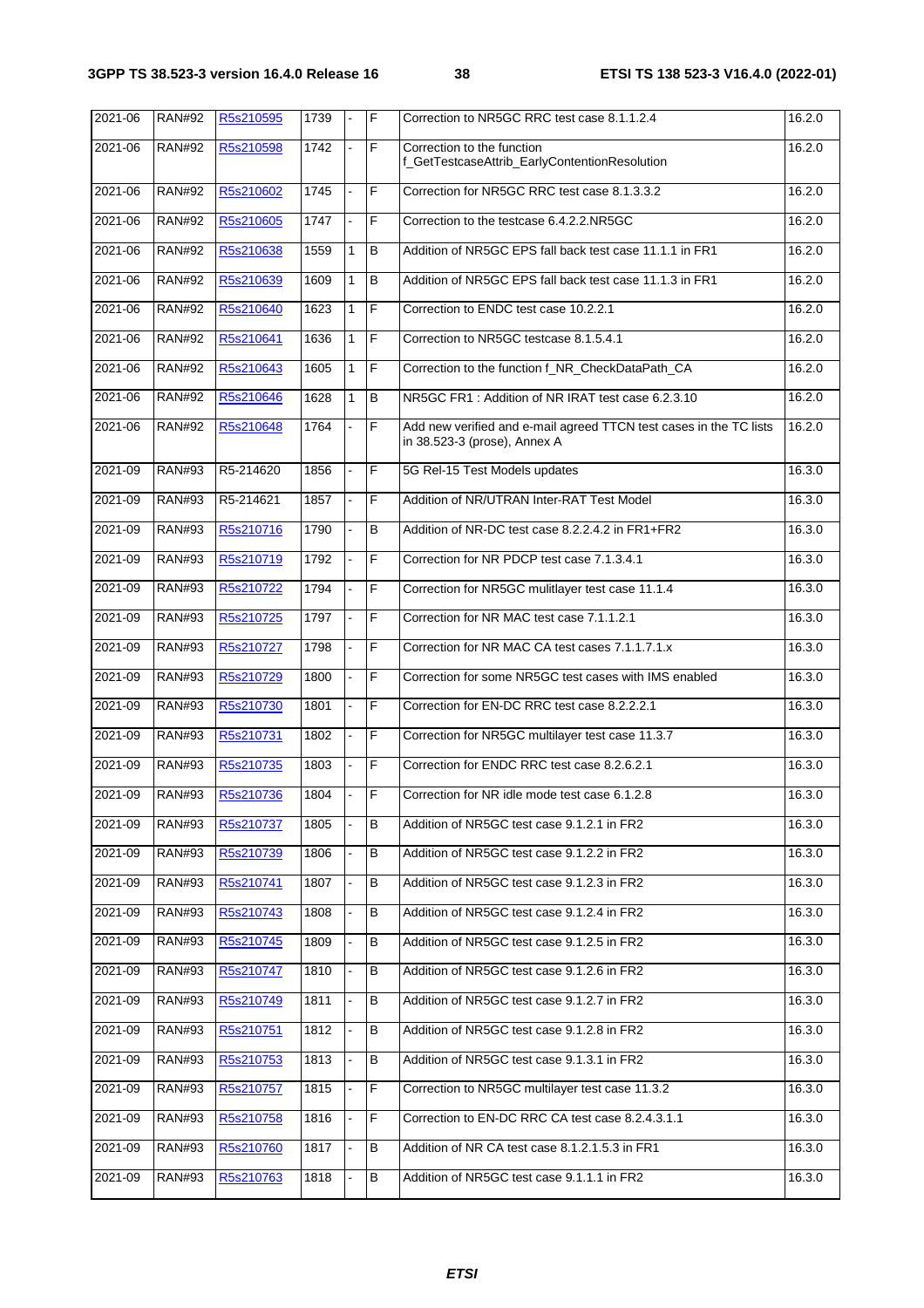| 2021-06 | RAN#92 | R5s210595 | 1739 | - | F | Correction to NR5GC RRC test case 8.1.1.2.4 | 16.2.0 |
|---|---|---|---|---|---|---|---|
| 2021-06 | RAN#92 | R5s210598 | 1742 | - | F | Correction to the function f_GetTestcaseAttrib_EarlyContentionResolution | 16.2.0 |
| 2021-06 | RAN#92 | R5s210602 | 1745 | - | F | Correction for NR5GC RRC test case 8.1.3.3.2 | 16.2.0 |
| 2021-06 | RAN#92 | R5s210605 | 1747 | - | F | Correction to the testcase 6.4.2.2.NR5GC | 16.2.0 |
| 2021-06 | RAN#92 | R5s210638 | 1559 | 1 | B | Addition of NR5GC EPS fall back test case 11.1.1 in FR1 | 16.2.0 |
| 2021-06 | RAN#92 | R5s210639 | 1609 | 1 | B | Addition of NR5GC EPS fall back test case 11.1.3 in FR1 | 16.2.0 |
| 2021-06 | RAN#92 | R5s210640 | 1623 | 1 | F | Correction to ENDC test case 10.2.2.1 | 16.2.0 |
| 2021-06 | RAN#92 | R5s210641 | 1636 | 1 | F | Correction to NR5GC testcase 8.1.5.4.1 | 16.2.0 |
| 2021-06 | RAN#92 | R5s210643 | 1605 | 1 | F | Correction to the function f_NR_CheckDataPath_CA | 16.2.0 |
| 2021-06 | RAN#92 | R5s210646 | 1628 | 1 | B | NR5GC FR1 : Addition of NR IRAT test case 6.2.3.10 | 16.2.0 |
| 2021-06 | RAN#92 | R5s210648 | 1764 | - | F | Add new verified and e-mail agreed TTCN test cases in the TC lists in 38.523-3 (prose), Annex A | 16.2.0 |
| 2021-09 | RAN#93 | R5-214620 | 1856 | - | F | 5G Rel-15 Test Models updates | 16.3.0 |
| 2021-09 | RAN#93 | R5-214621 | 1857 | - | F | Addition of NR/UTRAN Inter-RAT Test Model | 16.3.0 |
| 2021-09 | RAN#93 | R5s210716 | 1790 | - | B | Addition of NR-DC test case 8.2.2.4.2 in FR1+FR2 | 16.3.0 |
| 2021-09 | RAN#93 | R5s210719 | 1792 | - | F | Correction for NR PDCP test case 7.1.3.4.1 | 16.3.0 |
| 2021-09 | RAN#93 | R5s210722 | 1794 | - | F | Correction for NR5GC mulitlayer test case 11.1.4 | 16.3.0 |
| 2021-09 | RAN#93 | R5s210725 | 1797 | - | F | Correction for NR MAC test case 7.1.1.2.1 | 16.3.0 |
| 2021-09 | RAN#93 | R5s210727 | 1798 | - | F | Correction for NR MAC CA test cases 7.1.1.7.1.x | 16.3.0 |
| 2021-09 | RAN#93 | R5s210729 | 1800 | - | F | Correction for some NR5GC test cases with IMS enabled | 16.3.0 |
| 2021-09 | RAN#93 | R5s210730 | 1801 | - | F | Correction for EN-DC RRC test case 8.2.2.2.1 | 16.3.0 |
| 2021-09 | RAN#93 | R5s210731 | 1802 | - | F | Correction for NR5GC multilayer test case 11.3.7 | 16.3.0 |
| 2021-09 | RAN#93 | R5s210735 | 1803 | - | F | Correction for ENDC RRC test case 8.2.6.2.1 | 16.3.0 |
| 2021-09 | RAN#93 | R5s210736 | 1804 | - | F | Correction for NR idle mode test case 6.1.2.8 | 16.3.0 |
| 2021-09 | RAN#93 | R5s210737 | 1805 | - | B | Addition of NR5GC test case 9.1.2.1 in FR2 | 16.3.0 |
| 2021-09 | RAN#93 | R5s210739 | 1806 | - | B | Addition of NR5GC test case 9.1.2.2 in FR2 | 16.3.0 |
| 2021-09 | RAN#93 | R5s210741 | 1807 | - | B | Addition of NR5GC test case 9.1.2.3 in FR2 | 16.3.0 |
| 2021-09 | RAN#93 | R5s210743 | 1808 | - | B | Addition of NR5GC test case 9.1.2.4 in FR2 | 16.3.0 |
| 2021-09 | RAN#93 | R5s210745 | 1809 | - | B | Addition of NR5GC test case 9.1.2.5 in FR2 | 16.3.0 |
| 2021-09 | RAN#93 | R5s210747 | 1810 | - | B | Addition of NR5GC test case 9.1.2.6 in FR2 | 16.3.0 |
| 2021-09 | RAN#93 | R5s210749 | 1811 | - | B | Addition of NR5GC test case 9.1.2.7 in FR2 | 16.3.0 |
| 2021-09 | RAN#93 | R5s210751 | 1812 | - | B | Addition of NR5GC test case 9.1.2.8 in FR2 | 16.3.0 |
| 2021-09 | RAN#93 | R5s210753 | 1813 | - | B | Addition of NR5GC test case 9.1.3.1 in FR2 | 16.3.0 |
| 2021-09 | RAN#93 | R5s210757 | 1815 | - | F | Correction to NR5GC multilayer test case 11.3.2 | 16.3.0 |
| 2021-09 | RAN#93 | R5s210758 | 1816 | - | F | Correction to EN-DC RRC CA test case 8.2.4.3.1.1 | 16.3.0 |
| 2021-09 | RAN#93 | R5s210760 | 1817 | - | B | Addition of NR CA test case 8.1.2.1.5.3 in FR1 | 16.3.0 |
| 2021-09 | RAN#93 | R5s210763 | 1818 | - | B | Addition of NR5GC test case 9.1.1.1 in FR2 | 16.3.0 |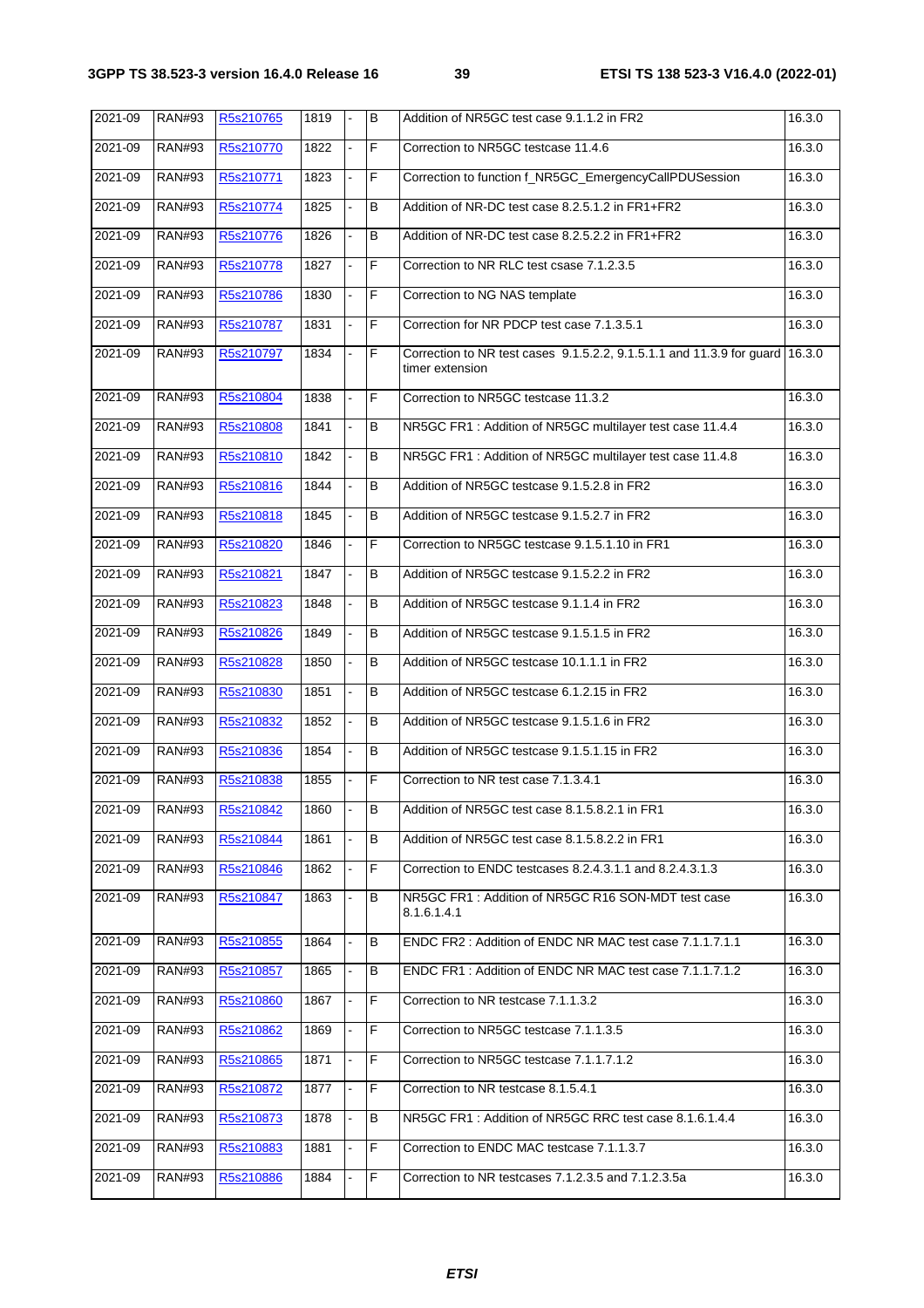| 2021-09 | RAN#93 | R5s210765 | 1819 | - | B | Addition of NR5GC test case 9.1.1.2 in FR2 | 16.3.0 |
|---|---|---|---|---|---|---|---|
| 2021-09 | RAN#93 | R5s210770 | 1822 | - | F | Correction to NR5GC testcase 11.4.6 | 16.3.0 |
| 2021-09 | RAN#93 | R5s210771 | 1823 | - | F | Correction to function f_NR5GC_EmergencyCallPDUSession | 16.3.0 |
| 2021-09 | RAN#93 | R5s210774 | 1825 | - | B | Addition of NR-DC test case 8.2.5.1.2 in FR1+FR2 | 16.3.0 |
| 2021-09 | RAN#93 | R5s210776 | 1826 | - | B | Addition of NR-DC test case 8.2.5.2.2 in FR1+FR2 | 16.3.0 |
| 2021-09 | RAN#93 | R5s210778 | 1827 | - | F | Correction to NR RLC test csase 7.1.2.3.5 | 16.3.0 |
| 2021-09 | RAN#93 | R5s210786 | 1830 | - | F | Correction to NG NAS template | 16.3.0 |
| 2021-09 | RAN#93 | R5s210787 | 1831 | - | F | Correction for NR PDCP test case 7.1.3.5.1 | 16.3.0 |
| 2021-09 | RAN#93 | R5s210797 | 1834 | - | F | Correction to NR test cases 9.1.5.2.2, 9.1.5.1.1 and 11.3.9 for guard timer extension | 16.3.0 |
| 2021-09 | RAN#93 | R5s210804 | 1838 | - | F | Correction to NR5GC testcase 11.3.2 | 16.3.0 |
| 2021-09 | RAN#93 | R5s210808 | 1841 | - | B | NR5GC FR1 : Addition of NR5GC multilayer test case 11.4.4 | 16.3.0 |
| 2021-09 | RAN#93 | R5s210810 | 1842 | - | B | NR5GC FR1 : Addition of NR5GC multilayer test case 11.4.8 | 16.3.0 |
| 2021-09 | RAN#93 | R5s210816 | 1844 | - | B | Addition of NR5GC testcase 9.1.5.2.8 in FR2 | 16.3.0 |
| 2021-09 | RAN#93 | R5s210818 | 1845 | - | B | Addition of NR5GC testcase 9.1.5.2.7 in FR2 | 16.3.0 |
| 2021-09 | RAN#93 | R5s210820 | 1846 | - | F | Correction to NR5GC testcase 9.1.5.1.10 in FR1 | 16.3.0 |
| 2021-09 | RAN#93 | R5s210821 | 1847 | - | B | Addition of NR5GC testcase 9.1.5.2.2 in FR2 | 16.3.0 |
| 2021-09 | RAN#93 | R5s210823 | 1848 | - | B | Addition of NR5GC testcase 9.1.1.4 in FR2 | 16.3.0 |
| 2021-09 | RAN#93 | R5s210826 | 1849 | - | B | Addition of NR5GC testcase 9.1.5.1.5 in FR2 | 16.3.0 |
| 2021-09 | RAN#93 | R5s210828 | 1850 | - | B | Addition of NR5GC testcase 10.1.1.1 in FR2 | 16.3.0 |
| 2021-09 | RAN#93 | R5s210830 | 1851 | - | B | Addition of NR5GC testcase 6.1.2.15 in FR2 | 16.3.0 |
| 2021-09 | RAN#93 | R5s210832 | 1852 | - | B | Addition of NR5GC testcase 9.1.5.1.6 in FR2 | 16.3.0 |
| 2021-09 | RAN#93 | R5s210836 | 1854 | - | B | Addition of NR5GC testcase 9.1.5.1.15 in FR2 | 16.3.0 |
| 2021-09 | RAN#93 | R5s210838 | 1855 | - | F | Correction to NR test case 7.1.3.4.1 | 16.3.0 |
| 2021-09 | RAN#93 | R5s210842 | 1860 | - | B | Addition of NR5GC test case 8.1.5.8.2.1 in FR1 | 16.3.0 |
| 2021-09 | RAN#93 | R5s210844 | 1861 | - | B | Addition of NR5GC test case 8.1.5.8.2.2 in FR1 | 16.3.0 |
| 2021-09 | RAN#93 | R5s210846 | 1862 | - | F | Correction to ENDC testcases 8.2.4.3.1.1 and 8.2.4.3.1.3 | 16.3.0 |
| 2021-09 | RAN#93 | R5s210847 | 1863 | - | B | NR5GC FR1 : Addition of NR5GC R16 SON-MDT test case 8.1.6.1.4.1 | 16.3.0 |
| 2021-09 | RAN#93 | R5s210855 | 1864 | - | B | ENDC FR2 : Addition of ENDC NR MAC test case 7.1.1.7.1.1 | 16.3.0 |
| 2021-09 | RAN#93 | R5s210857 | 1865 | - | B | ENDC FR1 : Addition of ENDC NR MAC test case 7.1.1.7.1.2 | 16.3.0 |
| 2021-09 | RAN#93 | R5s210860 | 1867 | - | F | Correction to NR testcase 7.1.1.3.2 | 16.3.0 |
| 2021-09 | RAN#93 | R5s210862 | 1869 | - | F | Correction to NR5GC testcase 7.1.1.3.5 | 16.3.0 |
| 2021-09 | RAN#93 | R5s210865 | 1871 | - | F | Correction to NR5GC testcase 7.1.1.7.1.2 | 16.3.0 |
| 2021-09 | RAN#93 | R5s210872 | 1877 | - | F | Correction to NR testcase 8.1.5.4.1 | 16.3.0 |
| 2021-09 | RAN#93 | R5s210873 | 1878 | - | B | NR5GC FR1 : Addition of NR5GC RRC test case 8.1.6.1.4.4 | 16.3.0 |
| 2021-09 | RAN#93 | R5s210883 | 1881 | - | F | Correction to ENDC MAC testcase 7.1.1.3.7 | 16.3.0 |
| 2021-09 | RAN#93 | R5s210886 | 1884 | - | F | Correction to NR testcases 7.1.2.3.5 and 7.1.2.3.5a | 16.3.0 |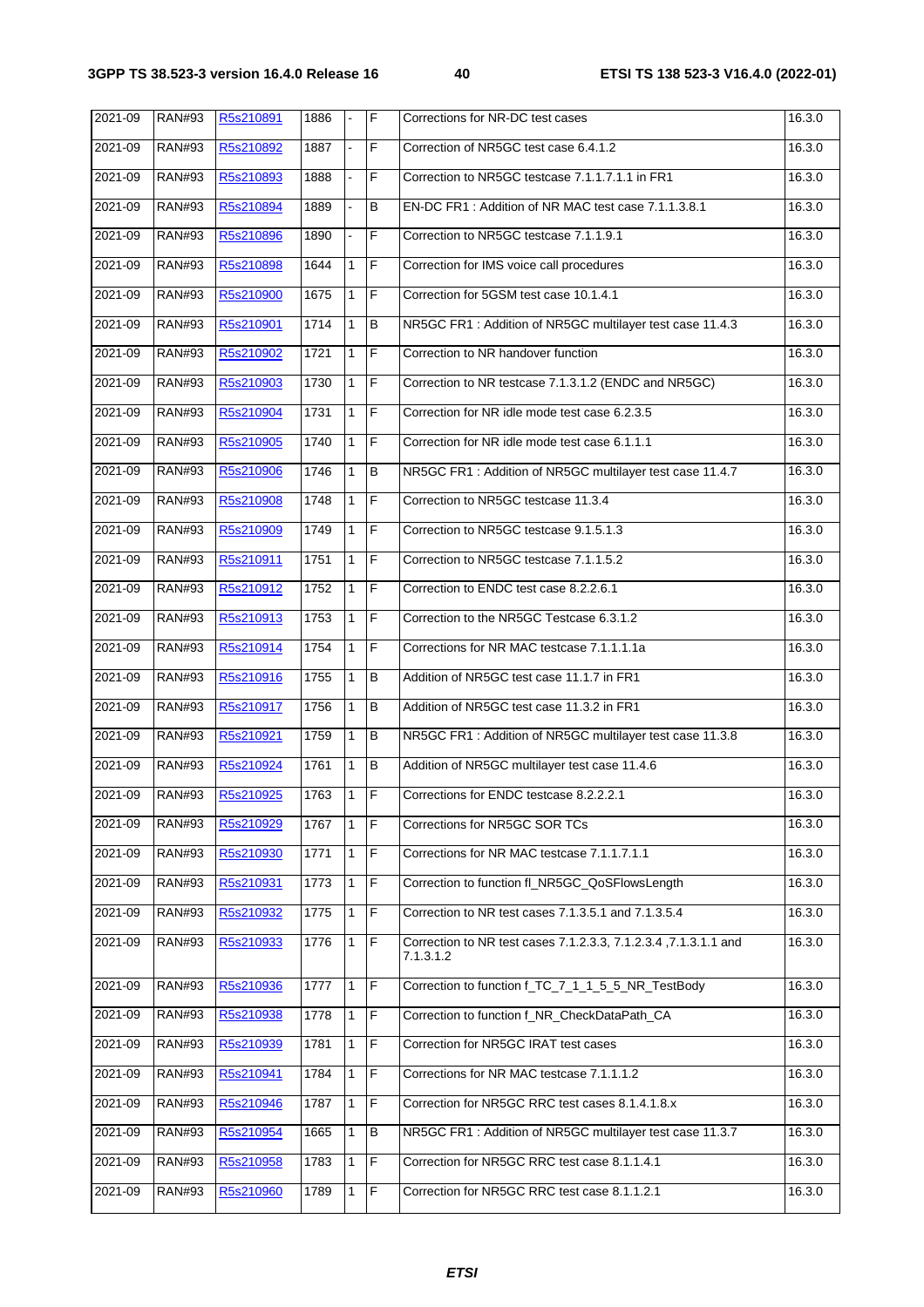| 2021-09 | RAN#93 | R5s210891 | 1886 | - | F | Corrections for NR-DC test cases | 16.3.0 |
|---|---|---|---|---|---|---|---|
| 2021-09 | RAN#93 | R5s210892 | 1887 | - | F | Correction of NR5GC test case 6.4.1.2 | 16.3.0 |
| 2021-09 | RAN#93 | R5s210893 | 1888 | - | F | Correction to NR5GC testcase 7.1.1.7.1.1 in FR1 | 16.3.0 |
| 2021-09 | RAN#93 | R5s210894 | 1889 | - | B | EN-DC FR1 : Addition of NR MAC test case 7.1.1.3.8.1 | 16.3.0 |
| 2021-09 | RAN#93 | R5s210896 | 1890 | - | F | Correction to NR5GC testcase 7.1.1.9.1 | 16.3.0 |
| 2021-09 | RAN#93 | R5s210898 | 1644 | 1 | F | Correction for IMS voice call procedures | 16.3.0 |
| 2021-09 | RAN#93 | R5s210900 | 1675 | 1 | F | Correction for 5GSM test case 10.1.4.1 | 16.3.0 |
| 2021-09 | RAN#93 | R5s210901 | 1714 | 1 | B | NR5GC FR1 : Addition of NR5GC multilayer test case 11.4.3 | 16.3.0 |
| 2021-09 | RAN#93 | R5s210902 | 1721 | 1 | F | Correction to NR handover function | 16.3.0 |
| 2021-09 | RAN#93 | R5s210903 | 1730 | 1 | F | Correction to NR testcase 7.1.3.1.2 (ENDC and NR5GC) | 16.3.0 |
| 2021-09 | RAN#93 | R5s210904 | 1731 | 1 | F | Correction for NR idle mode test case 6.2.3.5 | 16.3.0 |
| 2021-09 | RAN#93 | R5s210905 | 1740 | 1 | F | Correction for NR idle mode test case 6.1.1.1 | 16.3.0 |
| 2021-09 | RAN#93 | R5s210906 | 1746 | 1 | B | NR5GC FR1 : Addition of NR5GC multilayer test case 11.4.7 | 16.3.0 |
| 2021-09 | RAN#93 | R5s210908 | 1748 | 1 | F | Correction to NR5GC testcase 11.3.4 | 16.3.0 |
| 2021-09 | RAN#93 | R5s210909 | 1749 | 1 | F | Correction to NR5GC testcase 9.1.5.1.3 | 16.3.0 |
| 2021-09 | RAN#93 | R5s210911 | 1751 | 1 | F | Correction to NR5GC testcase 7.1.1.5.2 | 16.3.0 |
| 2021-09 | RAN#93 | R5s210912 | 1752 | 1 | F | Correction to ENDC test case 8.2.2.6.1 | 16.3.0 |
| 2021-09 | RAN#93 | R5s210913 | 1753 | 1 | F | Correction to the NR5GC Testcase 6.3.1.2 | 16.3.0 |
| 2021-09 | RAN#93 | R5s210914 | 1754 | 1 | F | Corrections for NR MAC testcase 7.1.1.1.1a | 16.3.0 |
| 2021-09 | RAN#93 | R5s210916 | 1755 | 1 | B | Addition of NR5GC test case 11.1.7 in FR1 | 16.3.0 |
| 2021-09 | RAN#93 | R5s210917 | 1756 | 1 | B | Addition of NR5GC test case 11.3.2 in FR1 | 16.3.0 |
| 2021-09 | RAN#93 | R5s210921 | 1759 | 1 | B | NR5GC FR1 : Addition of NR5GC multilayer test case 11.3.8 | 16.3.0 |
| 2021-09 | RAN#93 | R5s210924 | 1761 | 1 | B | Addition of NR5GC multilayer test case 11.4.6 | 16.3.0 |
| 2021-09 | RAN#93 | R5s210925 | 1763 | 1 | F | Corrections for ENDC testcase 8.2.2.2.1 | 16.3.0 |
| 2021-09 | RAN#93 | R5s210929 | 1767 | 1 | F | Corrections for NR5GC SOR TCs | 16.3.0 |
| 2021-09 | RAN#93 | R5s210930 | 1771 | 1 | F | Corrections for NR MAC testcase 7.1.1.7.1.1 | 16.3.0 |
| 2021-09 | RAN#93 | R5s210931 | 1773 | 1 | F | Correction to function fl_NR5GC_QoSFlowsLength | 16.3.0 |
| 2021-09 | RAN#93 | R5s210932 | 1775 | 1 | F | Correction to NR test cases 7.1.3.5.1 and 7.1.3.5.4 | 16.3.0 |
| 2021-09 | RAN#93 | R5s210933 | 1776 | 1 | F | Correction to NR test cases 7.1.2.3.3, 7.1.2.3.4 ,7.1.3.1.1 and 7.1.3.1.2 | 16.3.0 |
| 2021-09 | RAN#93 | R5s210936 | 1777 | 1 | F | Correction to function f_TC_7_1_1_5_5_NR_TestBody | 16.3.0 |
| 2021-09 | RAN#93 | R5s210938 | 1778 | 1 | F | Correction to function f_NR_CheckDataPath_CA | 16.3.0 |
| 2021-09 | RAN#93 | R5s210939 | 1781 | 1 | F | Correction for NR5GC IRAT test cases | 16.3.0 |
| 2021-09 | RAN#93 | R5s210941 | 1784 | 1 | F | Corrections for NR MAC testcase 7.1.1.1.2 | 16.3.0 |
| 2021-09 | RAN#93 | R5s210946 | 1787 | 1 | F | Correction for NR5GC RRC test cases 8.1.4.1.8.x | 16.3.0 |
| 2021-09 | RAN#93 | R5s210954 | 1665 | 1 | B | NR5GC FR1 : Addition of NR5GC multilayer test case 11.3.7 | 16.3.0 |
| 2021-09 | RAN#93 | R5s210958 | 1783 | 1 | F | Correction for NR5GC RRC test case 8.1.1.4.1 | 16.3.0 |
| 2021-09 | RAN#93 | R5s210960 | 1789 | 1 | F | Correction for NR5GC RRC test case 8.1.1.2.1 | 16.3.0 |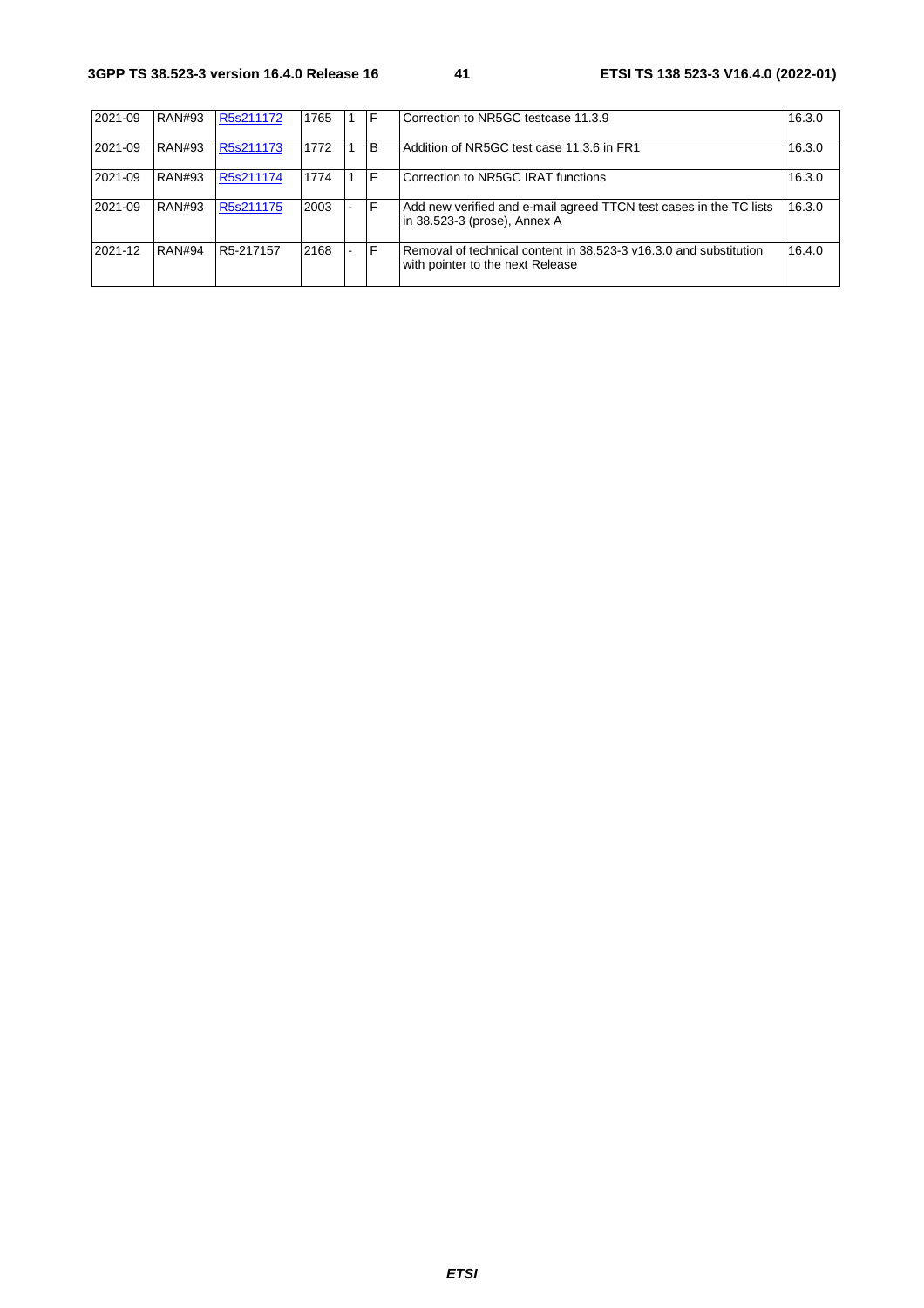| 2021-09 | RAN#93 | R5s211172 | 1765 | 1 | F | Correction to NR5GC testcase 11.3.9 | 16.3.0 |
|---|---|---|---|---|---|---|---|
| 2021-09 | RAN#93 | R5s211173 | 1772 | 1 | B | Addition of NR5GC test case 11.3.6 in FR1 | 16.3.0 |
| 2021-09 | RAN#93 | R5s211174 | 1774 | 1 | F | Correction to NR5GC IRAT functions | 16.3.0 |
| 2021-09 | RAN#93 | R5s211175 | 2003 | - | F | Add new verified and e-mail agreed TTCN test cases in the TC lists in 38.523-3 (prose), Annex A | 16.3.0 |
| 2021-12 | RAN#94 | R5-217157 | 2168 | - | F | Removal of technical content in 38.523-3 v16.3.0 and substitution with pointer to the next Release | 16.4.0 |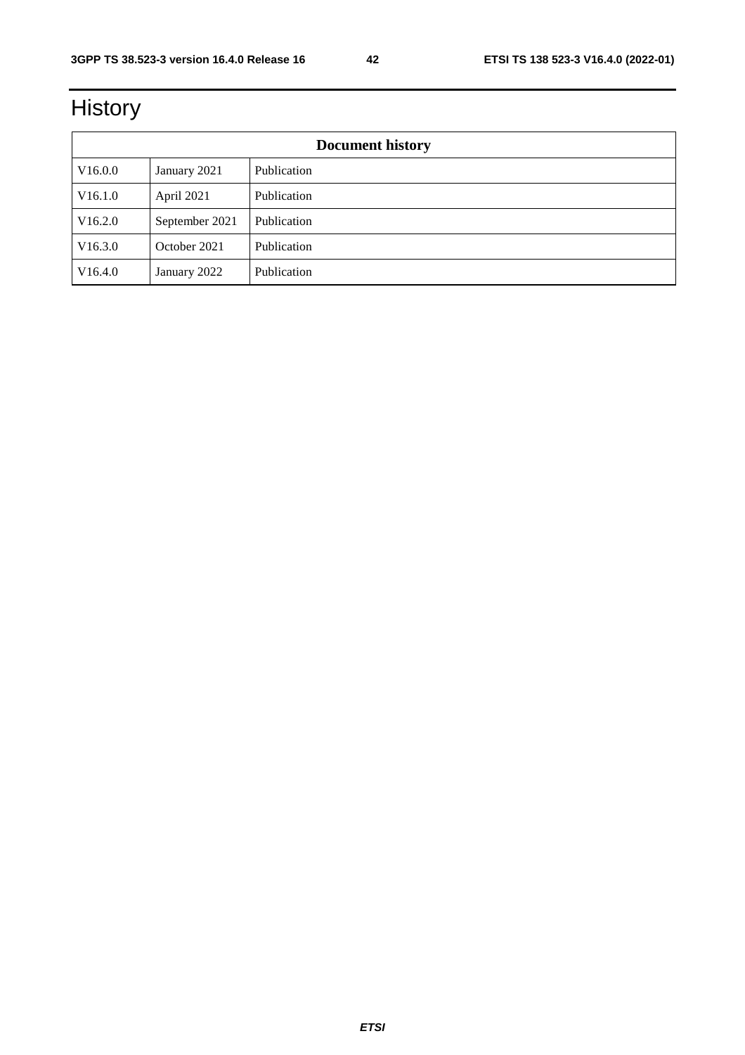# History

| Document history | | |
|---|---|---|
| V16.0.0 | January 2021 | Publication |
| V16.1.0 | April 2021 | Publication |
| V16.2.0 | September 2021 | Publication |
| V16.3.0 | October 2021 | Publication |
| V16.4.0 | January 2022 | Publication |